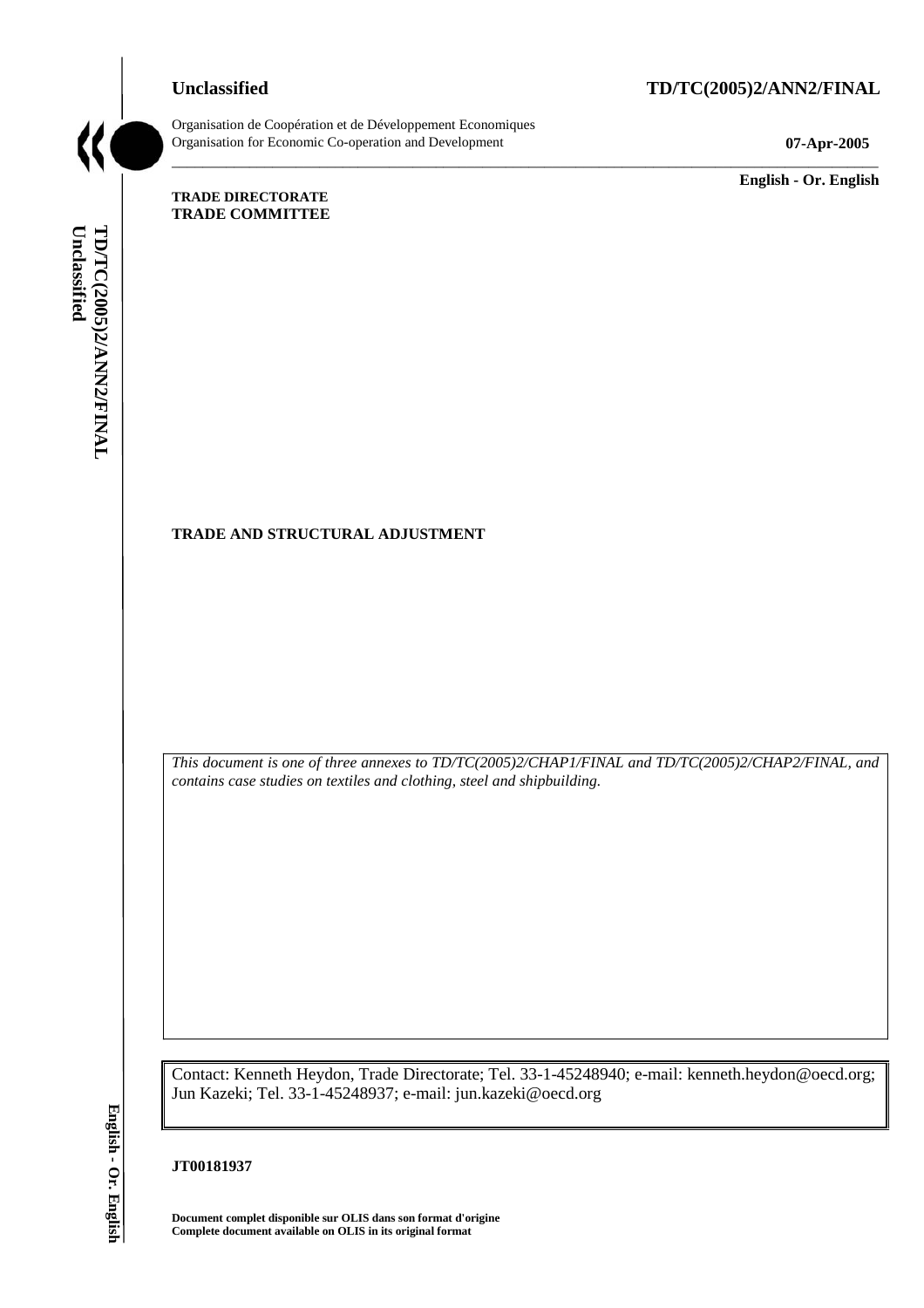**Unclassified** **TD/TC(2005)2/ANN2/FINAL**

Organisation de Coopération et de Développement Economiques
Organisation for Economic Co-operation and Development **07-Apr-2005**

**English - Or. English**

**TRADE DIRECTORATE**
**TRADE COMMITTEE**

**TRADE AND STRUCTURAL ADJUSTMENT**

*This document is one of three annexes to TD/TC(2005)2/CHAP1/FINAL and TD/TC(2005)2/CHAP2/FINAL, and contains case studies on textiles and clothing, steel and shipbuilding.*

Contact: Kenneth Heydon, Trade Directorate; Tel. 33-1-45248940; e-mail: kenneth.heydon@oecd.org; Jun Kazeki; Tel. 33-1-45248937; e-mail: jun.kazeki@oecd.org

**JT00181937**

**Document complet disponible sur OLIS dans son format d'origine**
**Complete document available on OLIS in its original format**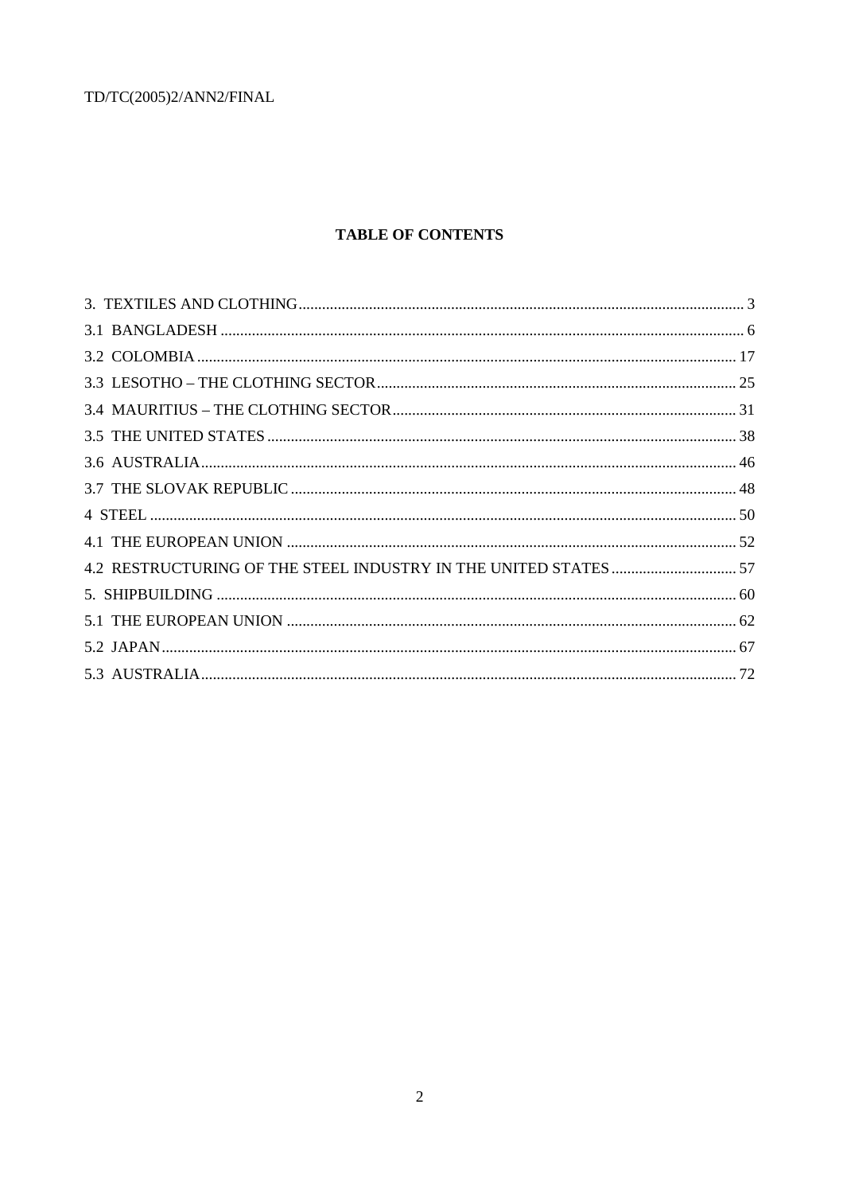## TABLE OF CONTENTS

3. TEXTILES AND CLOTHING ........................................................................................................ 3
3.1 BANGLADESH ........................................................................................................................ 6
3.2 COLOMBIA ............................................................................................................................ 17
3.3 LESOTHO – THE CLOTHING SECTOR ............................................................................... 25
3.4 MAURITIUS – THE CLOTHING SECTOR ............................................................................ 31
3.5 THE UNITED STATES .......................................................................................................... 38
3.6 AUSTRALIA ........................................................................................................................... 46
3.7 THE SLOVAK REPUBLIC ...................................................................................................... 48
4 STEEL ........................................................................................................................................ 50
4.1 THE EUROPEAN UNION ...................................................................................................... 52
4.2 RESTRUCTURING OF THE STEEL INDUSTRY IN THE UNITED STATES ........................ 57
5. SHIPBUILDING ....................................................................................................................... 60
5.1 THE EUROPEAN UNION ...................................................................................................... 62
5.2 JAPAN ..................................................................................................................................... 67
5.3 AUSTRALIA ........................................................................................................................... 72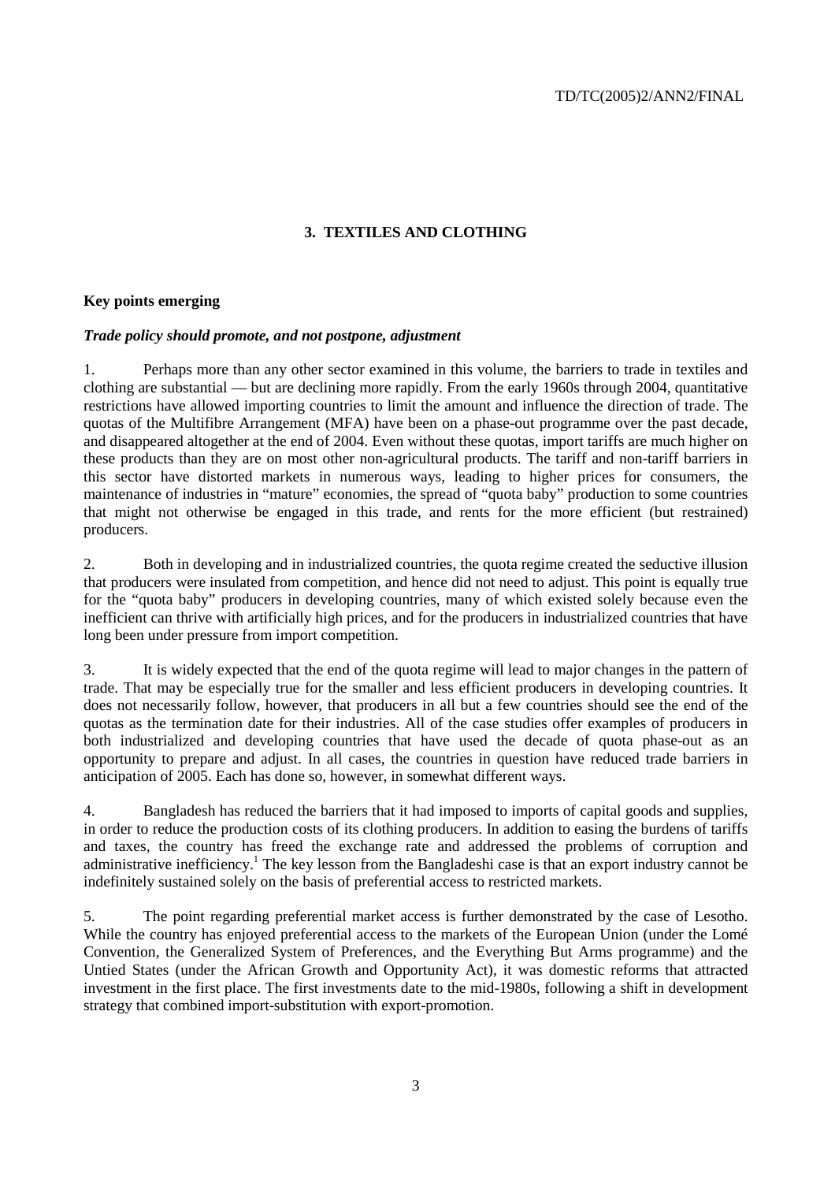## 3. TEXTILES AND CLOTHING

### Key points emerging

#### *Trade policy should promote, and not postpone, adjustment*

1. Perhaps more than any other sector examined in this volume, the barriers to trade in textiles and clothing are substantial — but are declining more rapidly. From the early 1960s through 2004, quantitative restrictions have allowed importing countries to limit the amount and influence the direction of trade. The quotas of the Multifibre Arrangement (MFA) have been on a phase-out programme over the past decade, and disappeared altogether at the end of 2004. Even without these quotas, import tariffs are much higher on these products than they are on most other non-agricultural products. The tariff and non-tariff barriers in this sector have distorted markets in numerous ways, leading to higher prices for consumers, the maintenance of industries in "mature" economies, the spread of "quota baby" production to some countries that might not otherwise be engaged in this trade, and rents for the more efficient (but restrained) producers.

2. Both in developing and in industrialized countries, the quota regime created the seductive illusion that producers were insulated from competition, and hence did not need to adjust. This point is equally true for the "quota baby" producers in developing countries, many of which existed solely because even the inefficient can thrive with artificially high prices, and for the producers in industrialized countries that have long been under pressure from import competition.

3. It is widely expected that the end of the quota regime will lead to major changes in the pattern of trade. That may be especially true for the smaller and less efficient producers in developing countries. It does not necessarily follow, however, that producers in all but a few countries should see the end of the quotas as the termination date for their industries. All of the case studies offer examples of producers in both industrialized and developing countries that have used the decade of quota phase-out as an opportunity to prepare and adjust. In all cases, the countries in question have reduced trade barriers in anticipation of 2005. Each has done so, however, in somewhat different ways.

4. Bangladesh has reduced the barriers that it had imposed to imports of capital goods and supplies, in order to reduce the production costs of its clothing producers. In addition to easing the burdens of tariffs and taxes, the country has freed the exchange rate and addressed the problems of corruption and administrative inefficiency.[1] The key lesson from the Bangladeshi case is that an export industry cannot be indefinitely sustained solely on the basis of preferential access to restricted markets.

5. The point regarding preferential market access is further demonstrated by the case of Lesotho. While the country has enjoyed preferential access to the markets of the European Union (under the Lomé Convention, the Generalized System of Preferences, and the Everything But Arms programme) and the Untied States (under the African Growth and Opportunity Act), it was domestic reforms that attracted investment in the first place. The first investments date to the mid-1980s, following a shift in development strategy that combined import-substitution with export-promotion.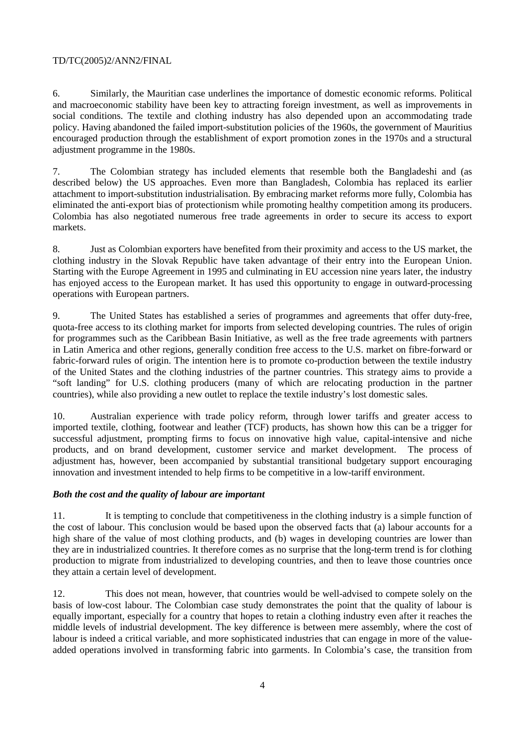6. Similarly, the Mauritian case underlines the importance of domestic economic reforms. Political and macroeconomic stability have been key to attracting foreign investment, as well as improvements in social conditions. The textile and clothing industry has also depended upon an accommodating trade policy. Having abandoned the failed import-substitution policies of the 1960s, the government of Mauritius encouraged production through the establishment of export promotion zones in the 1970s and a structural adjustment programme in the 1980s.

7. The Colombian strategy has included elements that resemble both the Bangladeshi and (as described below) the US approaches. Even more than Bangladesh, Colombia has replaced its earlier attachment to import-substitution industrialisation. By embracing market reforms more fully, Colombia has eliminated the anti-export bias of protectionism while promoting healthy competition among its producers. Colombia has also negotiated numerous free trade agreements in order to secure its access to export markets.

8. Just as Colombian exporters have benefited from their proximity and access to the US market, the clothing industry in the Slovak Republic have taken advantage of their entry into the European Union. Starting with the Europe Agreement in 1995 and culminating in EU accession nine years later, the industry has enjoyed access to the European market. It has used this opportunity to engage in outward-processing operations with European partners.

9. The United States has established a series of programmes and agreements that offer duty-free, quota-free access to its clothing market for imports from selected developing countries. The rules of origin for programmes such as the Caribbean Basin Initiative, as well as the free trade agreements with partners in Latin America and other regions, generally condition free access to the U.S. market on fibre-forward or fabric-forward rules of origin. The intention here is to promote co-production between the textile industry of the United States and the clothing industries of the partner countries. This strategy aims to provide a "soft landing" for U.S. clothing producers (many of which are relocating production in the partner countries), while also providing a new outlet to replace the textile industry's lost domestic sales.

10. Australian experience with trade policy reform, through lower tariffs and greater access to imported textile, clothing, footwear and leather (TCF) products, has shown how this can be a trigger for successful adjustment, prompting firms to focus on innovative high value, capital-intensive and niche products, and on brand development, customer service and market development. The process of adjustment has, however, been accompanied by substantial transitional budgetary support encouraging innovation and investment intended to help firms to be competitive in a low-tariff environment.

***Both the cost and the quality of labour are important***

11. It is tempting to conclude that competitiveness in the clothing industry is a simple function of the cost of labour. This conclusion would be based upon the observed facts that (a) labour accounts for a high share of the value of most clothing products, and (b) wages in developing countries are lower than they are in industrialized countries. It therefore comes as no surprise that the long-term trend is for clothing production to migrate from industrialized to developing countries, and then to leave those countries once they attain a certain level of development.

12. This does not mean, however, that countries would be well-advised to compete solely on the basis of low-cost labour. The Colombian case study demonstrates the point that the quality of labour is equally important, especially for a country that hopes to retain a clothing industry even after it reaches the middle levels of industrial development. The key difference is between mere assembly, where the cost of labour is indeed a critical variable, and more sophisticated industries that can engage in more of the value-added operations involved in transforming fabric into garments. In Colombia's case, the transition from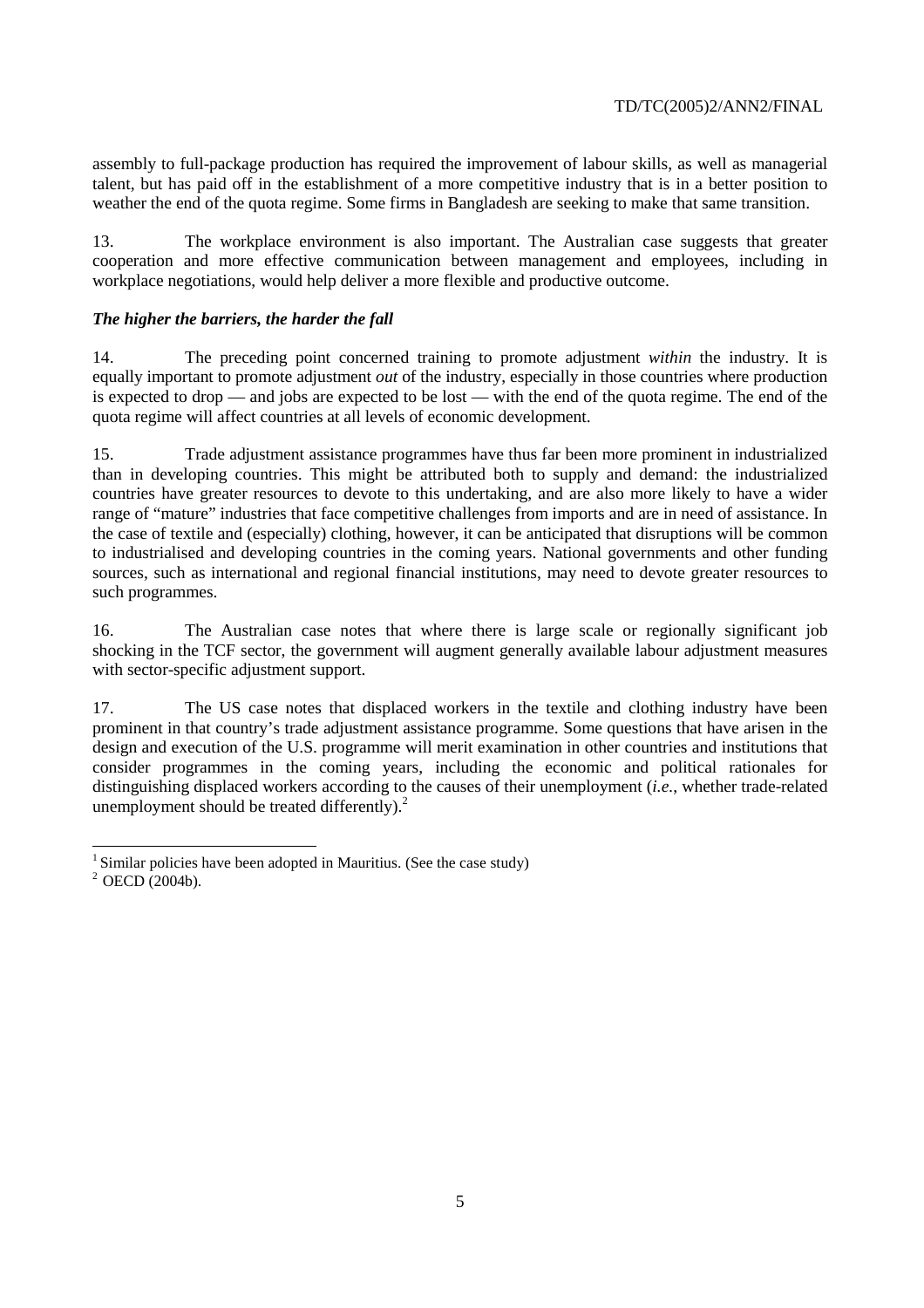assembly to full-package production has required the improvement of labour skills, as well as managerial talent, but has paid off in the establishment of a more competitive industry that is in a better position to weather the end of the quota regime. Some firms in Bangladesh are seeking to make that same transition.

13. The workplace environment is also important. The Australian case suggests that greater cooperation and more effective communication between management and employees, including in workplace negotiations, would help deliver a more flexible and productive outcome.

***The higher the barriers, the harder the fall***

14. The preceding point concerned training to promote adjustment *within* the industry. It is equally important to promote adjustment *out* of the industry, especially in those countries where production is expected to drop — and jobs are expected to be lost — with the end of the quota regime. The end of the quota regime will affect countries at all levels of economic development.

15. Trade adjustment assistance programmes have thus far been more prominent in industrialized than in developing countries. This might be attributed both to supply and demand: the industrialized countries have greater resources to devote to this undertaking, and are also more likely to have a wider range of "mature" industries that face competitive challenges from imports and are in need of assistance. In the case of textile and (especially) clothing, however, it can be anticipated that disruptions will be common to industrialised and developing countries in the coming years. National governments and other funding sources, such as international and regional financial institutions, may need to devote greater resources to such programmes.

16. The Australian case notes that where there is large scale or regionally significant job shocking in the TCF sector, the government will augment generally available labour adjustment measures with sector-specific adjustment support.

17. The US case notes that displaced workers in the textile and clothing industry have been prominent in that country's trade adjustment assistance programme. Some questions that have arisen in the design and execution of the U.S. programme will merit examination in other countries and institutions that consider programmes in the coming years, including the economic and political rationales for distinguishing displaced workers according to the causes of their unemployment (*i.e.*, whether trade-related unemployment should be treated differently).[2]

---

[1] Similar policies have been adopted in Mauritius. (See the case study)

[2] OECD (2004b).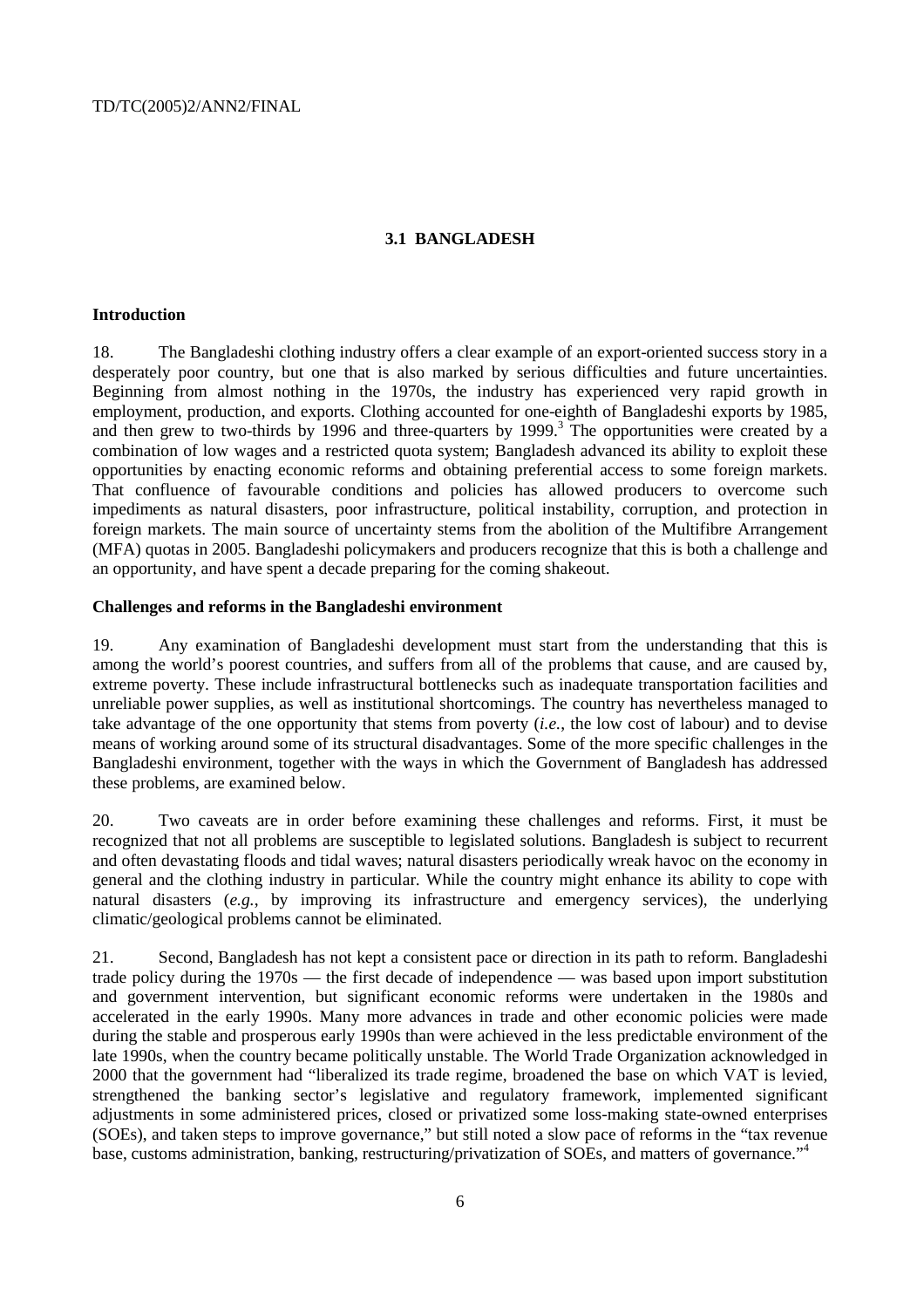## 3.1 BANGLADESH

### Introduction

18. The Bangladeshi clothing industry offers a clear example of an export-oriented success story in a desperately poor country, but one that is also marked by serious difficulties and future uncertainties. Beginning from almost nothing in the 1970s, the industry has experienced very rapid growth in employment, production, and exports. Clothing accounted for one-eighth of Bangladeshi exports by 1985, and then grew to two-thirds by 1996 and three-quarters by 1999.[3] The opportunities were created by a combination of low wages and a restricted quota system; Bangladesh advanced its ability to exploit these opportunities by enacting economic reforms and obtaining preferential access to some foreign markets. That confluence of favourable conditions and policies has allowed producers to overcome such impediments as natural disasters, poor infrastructure, political instability, corruption, and protection in foreign markets. The main source of uncertainty stems from the abolition of the Multifibre Arrangement (MFA) quotas in 2005. Bangladeshi policymakers and producers recognize that this is both a challenge and an opportunity, and have spent a decade preparing for the coming shakeout.

### Challenges and reforms in the Bangladeshi environment

19. Any examination of Bangladeshi development must start from the understanding that this is among the world's poorest countries, and suffers from all of the problems that cause, and are caused by, extreme poverty. These include infrastructural bottlenecks such as inadequate transportation facilities and unreliable power supplies, as well as institutional shortcomings. The country has nevertheless managed to take advantage of the one opportunity that stems from poverty (*i.e.*, the low cost of labour) and to devise means of working around some of its structural disadvantages. Some of the more specific challenges in the Bangladeshi environment, together with the ways in which the Government of Bangladesh has addressed these problems, are examined below.

20. Two caveats are in order before examining these challenges and reforms. First, it must be recognized that not all problems are susceptible to legislated solutions. Bangladesh is subject to recurrent and often devastating floods and tidal waves; natural disasters periodically wreak havoc on the economy in general and the clothing industry in particular. While the country might enhance its ability to cope with natural disasters (*e.g.*, by improving its infrastructure and emergency services), the underlying climatic/geological problems cannot be eliminated.

21. Second, Bangladesh has not kept a consistent pace or direction in its path to reform. Bangladeshi trade policy during the 1970s — the first decade of independence — was based upon import substitution and government intervention, but significant economic reforms were undertaken in the 1980s and accelerated in the early 1990s. Many more advances in trade and other economic policies were made during the stable and prosperous early 1990s than were achieved in the less predictable environment of the late 1990s, when the country became politically unstable. The World Trade Organization acknowledged in 2000 that the government had "liberalized its trade regime, broadened the base on which VAT is levied, strengthened the banking sector's legislative and regulatory framework, implemented significant adjustments in some administered prices, closed or privatized some loss-making state-owned enterprises (SOEs), and taken steps to improve governance," but still noted a slow pace of reforms in the "tax revenue base, customs administration, banking, restructuring/privatization of SOEs, and matters of governance."[4]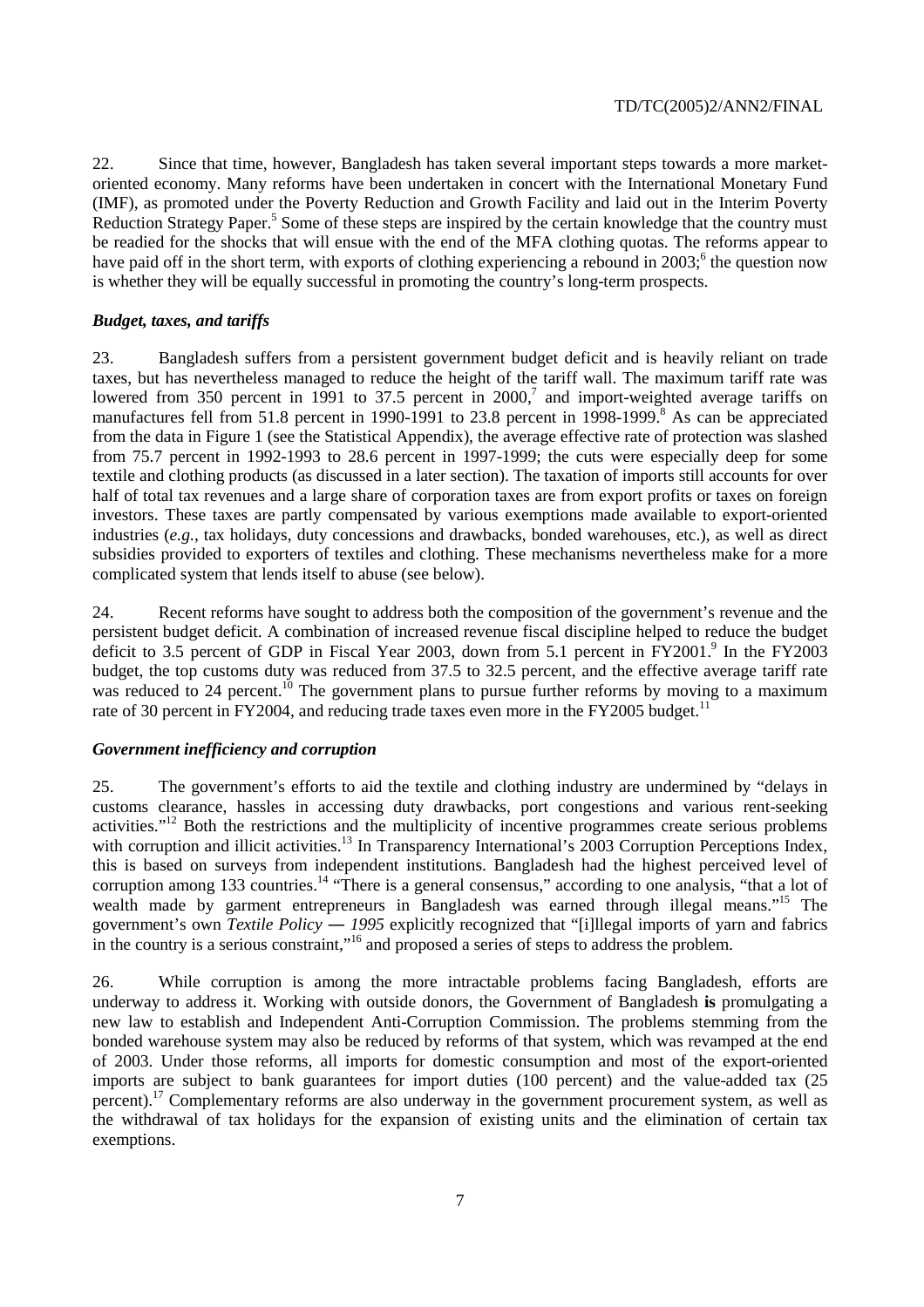22. Since that time, however, Bangladesh has taken several important steps towards a more market-oriented economy. Many reforms have been undertaken in concert with the International Monetary Fund (IMF), as promoted under the Poverty Reduction and Growth Facility and laid out in the Interim Poverty Reduction Strategy Paper.[5] Some of these steps are inspired by the certain knowledge that the country must be readied for the shocks that will ensue with the end of the MFA clothing quotas. The reforms appear to have paid off in the short term, with exports of clothing experiencing a rebound in 2003;[6] the question now is whether they will be equally successful in promoting the country's long-term prospects.

### *Budget, taxes, and tariffs*

23. Bangladesh suffers from a persistent government budget deficit and is heavily reliant on trade taxes, but has nevertheless managed to reduce the height of the tariff wall. The maximum tariff rate was lowered from 350 percent in 1991 to 37.5 percent in 2000,[7] and import-weighted average tariffs on manufactures fell from 51.8 percent in 1990-1991 to 23.8 percent in 1998-1999.[8] As can be appreciated from the data in Figure 1 (see the Statistical Appendix), the average effective rate of protection was slashed from 75.7 percent in 1992-1993 to 28.6 percent in 1997-1999; the cuts were especially deep for some textile and clothing products (as discussed in a later section). The taxation of imports still accounts for over half of total tax revenues and a large share of corporation taxes are from export profits or taxes on foreign investors. These taxes are partly compensated by various exemptions made available to export-oriented industries (*e.g.*, tax holidays, duty concessions and drawbacks, bonded warehouses, etc.), as well as direct subsidies provided to exporters of textiles and clothing. These mechanisms nevertheless make for a more complicated system that lends itself to abuse (see below).

24. Recent reforms have sought to address both the composition of the government's revenue and the persistent budget deficit. A combination of increased revenue fiscal discipline helped to reduce the budget deficit to 3.5 percent of GDP in Fiscal Year 2003, down from 5.1 percent in FY2001.[9] In the FY2003 budget, the top customs duty was reduced from 37.5 to 32.5 percent, and the effective average tariff rate was reduced to 24 percent.[10] The government plans to pursue further reforms by moving to a maximum rate of 30 percent in FY2004, and reducing trade taxes even more in the FY2005 budget.[11]

### *Government inefficiency and corruption*

25. The government's efforts to aid the textile and clothing industry are undermined by "delays in customs clearance, hassles in accessing duty drawbacks, port congestions and various rent-seeking activities."[12] Both the restrictions and the multiplicity of incentive programmes create serious problems with corruption and illicit activities.[13] In Transparency International's 2003 Corruption Perceptions Index, this is based on surveys from independent institutions. Bangladesh had the highest perceived level of corruption among 133 countries.[14] "There is a general consensus," according to one analysis, "that a lot of wealth made by garment entrepreneurs in Bangladesh was earned through illegal means."[15] The government's own *Textile Policy — 1995* explicitly recognized that "[i]llegal imports of yarn and fabrics in the country is a serious constraint,"[16] and proposed a series of steps to address the problem.

26. While corruption is among the more intractable problems facing Bangladesh, efforts are underway to address it. Working with outside donors, the Government of Bangladesh **is** promulgating a new law to establish and Independent Anti-Corruption Commission. The problems stemming from the bonded warehouse system may also be reduced by reforms of that system, which was revamped at the end of 2003. Under those reforms, all imports for domestic consumption and most of the export-oriented imports are subject to bank guarantees for import duties (100 percent) and the value-added tax (25 percent).[17] Complementary reforms are also underway in the government procurement system, as well as the withdrawal of tax holidays for the expansion of existing units and the elimination of certain tax exemptions.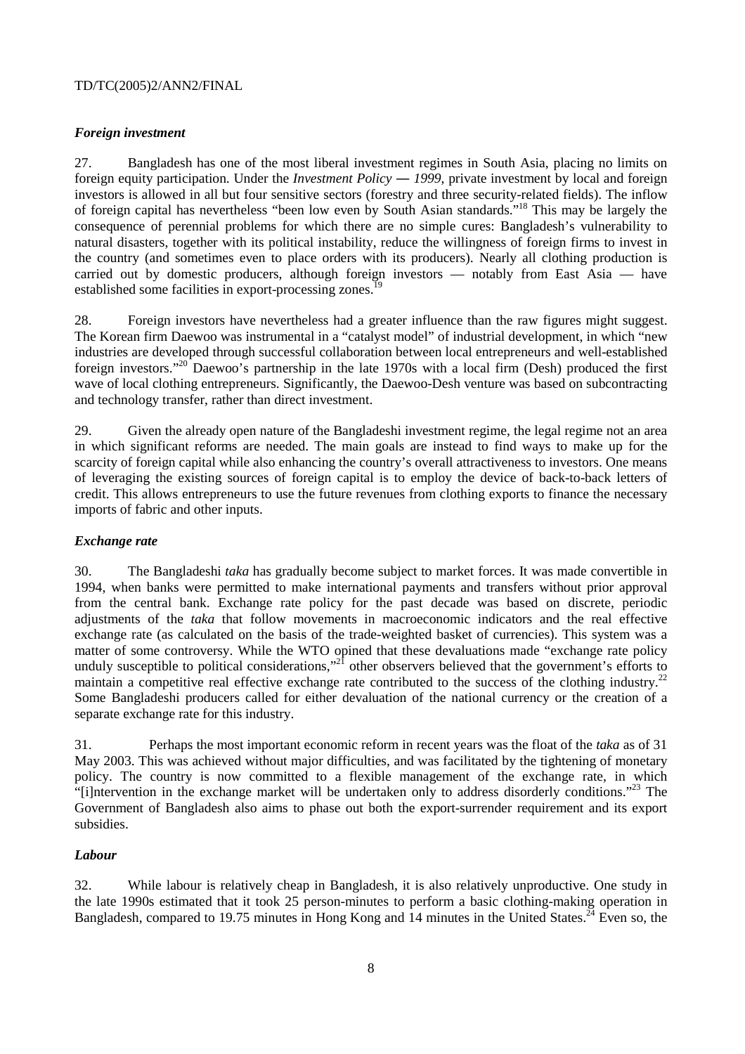### *Foreign investment*

27. Bangladesh has one of the most liberal investment regimes in South Asia, placing no limits on foreign equity participation. Under the *Investment Policy — 1999*, private investment by local and foreign investors is allowed in all but four sensitive sectors (forestry and three security-related fields). The inflow of foreign capital has nevertheless "been low even by South Asian standards."[18] This may be largely the consequence of perennial problems for which there are no simple cures: Bangladesh's vulnerability to natural disasters, together with its political instability, reduce the willingness of foreign firms to invest in the country (and sometimes even to place orders with its producers). Nearly all clothing production is carried out by domestic producers, although foreign investors — notably from East Asia — have established some facilities in export-processing zones.[19]

28. Foreign investors have nevertheless had a greater influence than the raw figures might suggest. The Korean firm Daewoo was instrumental in a "catalyst model" of industrial development, in which "new industries are developed through successful collaboration between local entrepreneurs and well-established foreign investors."[20] Daewoo's partnership in the late 1970s with a local firm (Desh) produced the first wave of local clothing entrepreneurs. Significantly, the Daewoo-Desh venture was based on subcontracting and technology transfer, rather than direct investment.

29. Given the already open nature of the Bangladeshi investment regime, the legal regime not an area in which significant reforms are needed. The main goals are instead to find ways to make up for the scarcity of foreign capital while also enhancing the country's overall attractiveness to investors. One means of leveraging the existing sources of foreign capital is to employ the device of back-to-back letters of credit. This allows entrepreneurs to use the future revenues from clothing exports to finance the necessary imports of fabric and other inputs.

### *Exchange rate*

30. The Bangladeshi *taka* has gradually become subject to market forces. It was made convertible in 1994, when banks were permitted to make international payments and transfers without prior approval from the central bank. Exchange rate policy for the past decade was based on discrete, periodic adjustments of the *taka* that follow movements in macroeconomic indicators and the real effective exchange rate (as calculated on the basis of the trade-weighted basket of currencies). This system was a matter of some controversy. While the WTO opined that these devaluations made "exchange rate policy unduly susceptible to political considerations,"[21] other observers believed that the government's efforts to maintain a competitive real effective exchange rate contributed to the success of the clothing industry.[22] Some Bangladeshi producers called for either devaluation of the national currency or the creation of a separate exchange rate for this industry.

31. Perhaps the most important economic reform in recent years was the float of the *taka* as of 31 May 2003. This was achieved without major difficulties, and was facilitated by the tightening of monetary policy. The country is now committed to a flexible management of the exchange rate, in which "[i]ntervention in the exchange market will be undertaken only to address disorderly conditions."[23] The Government of Bangladesh also aims to phase out both the export-surrender requirement and its export subsidies.

### *Labour*

32. While labour is relatively cheap in Bangladesh, it is also relatively unproductive. One study in the late 1990s estimated that it took 25 person-minutes to perform a basic clothing-making operation in Bangladesh, compared to 19.75 minutes in Hong Kong and 14 minutes in the United States.[24] Even so, the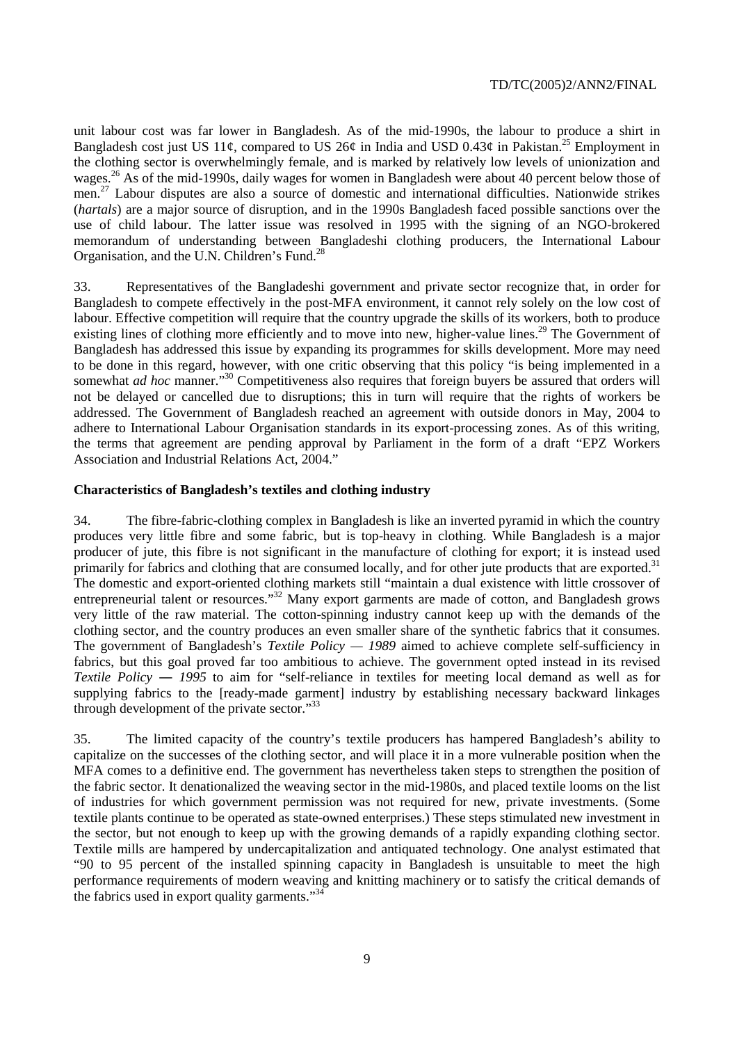unit labour cost was far lower in Bangladesh. As of the mid-1990s, the labour to produce a shirt in Bangladesh cost just US 11¢, compared to US 26¢ in India and USD 0.43¢ in Pakistan.[25] Employment in the clothing sector is overwhelmingly female, and is marked by relatively low levels of unionization and wages.[26] As of the mid-1990s, daily wages for women in Bangladesh were about 40 percent below those of men.[27] Labour disputes are also a source of domestic and international difficulties. Nationwide strikes (*hartals*) are a major source of disruption, and in the 1990s Bangladesh faced possible sanctions over the use of child labour. The latter issue was resolved in 1995 with the signing of an NGO-brokered memorandum of understanding between Bangladeshi clothing producers, the International Labour Organisation, and the U.N. Children's Fund.[28]

33. Representatives of the Bangladeshi government and private sector recognize that, in order for Bangladesh to compete effectively in the post-MFA environment, it cannot rely solely on the low cost of labour. Effective competition will require that the country upgrade the skills of its workers, both to produce existing lines of clothing more efficiently and to move into new, higher-value lines.[29] The Government of Bangladesh has addressed this issue by expanding its programmes for skills development. More may need to be done in this regard, however, with one critic observing that this policy "is being implemented in a somewhat *ad hoc* manner."[30] Competitiveness also requires that foreign buyers be assured that orders will not be delayed or cancelled due to disruptions; this in turn will require that the rights of workers be addressed. The Government of Bangladesh reached an agreement with outside donors in May, 2004 to adhere to International Labour Organisation standards in its export-processing zones. As of this writing, the terms that agreement are pending approval by Parliament in the form of a draft "EPZ Workers Association and Industrial Relations Act, 2004."

**Characteristics of Bangladesh's textiles and clothing industry**

34. The fibre-fabric-clothing complex in Bangladesh is like an inverted pyramid in which the country produces very little fibre and some fabric, but is top-heavy in clothing. While Bangladesh is a major producer of jute, this fibre is not significant in the manufacture of clothing for export; it is instead used primarily for fabrics and clothing that are consumed locally, and for other jute products that are exported.[31] The domestic and export-oriented clothing markets still "maintain a dual existence with little crossover of entrepreneurial talent or resources."[32] Many export garments are made of cotton, and Bangladesh grows very little of the raw material. The cotton-spinning industry cannot keep up with the demands of the clothing sector, and the country produces an even smaller share of the synthetic fabrics that it consumes. The government of Bangladesh's *Textile Policy — 1989* aimed to achieve complete self-sufficiency in fabrics, but this goal proved far too ambitious to achieve. The government opted instead in its revised *Textile Policy — 1995* to aim for "self-reliance in textiles for meeting local demand as well as for supplying fabrics to the [ready-made garment] industry by establishing necessary backward linkages through development of the private sector."[33]

35. The limited capacity of the country's textile producers has hampered Bangladesh's ability to capitalize on the successes of the clothing sector, and will place it in a more vulnerable position when the MFA comes to a definitive end. The government has nevertheless taken steps to strengthen the position of the fabric sector. It denationalized the weaving sector in the mid-1980s, and placed textile looms on the list of industries for which government permission was not required for new, private investments. (Some textile plants continue to be operated as state-owned enterprises.) These steps stimulated new investment in the sector, but not enough to keep up with the growing demands of a rapidly expanding clothing sector. Textile mills are hampered by undercapitalization and antiquated technology. One analyst estimated that "90 to 95 percent of the installed spinning capacity in Bangladesh is unsuitable to meet the high performance requirements of modern weaving and knitting machinery or to satisfy the critical demands of the fabrics used in export quality garments."[34]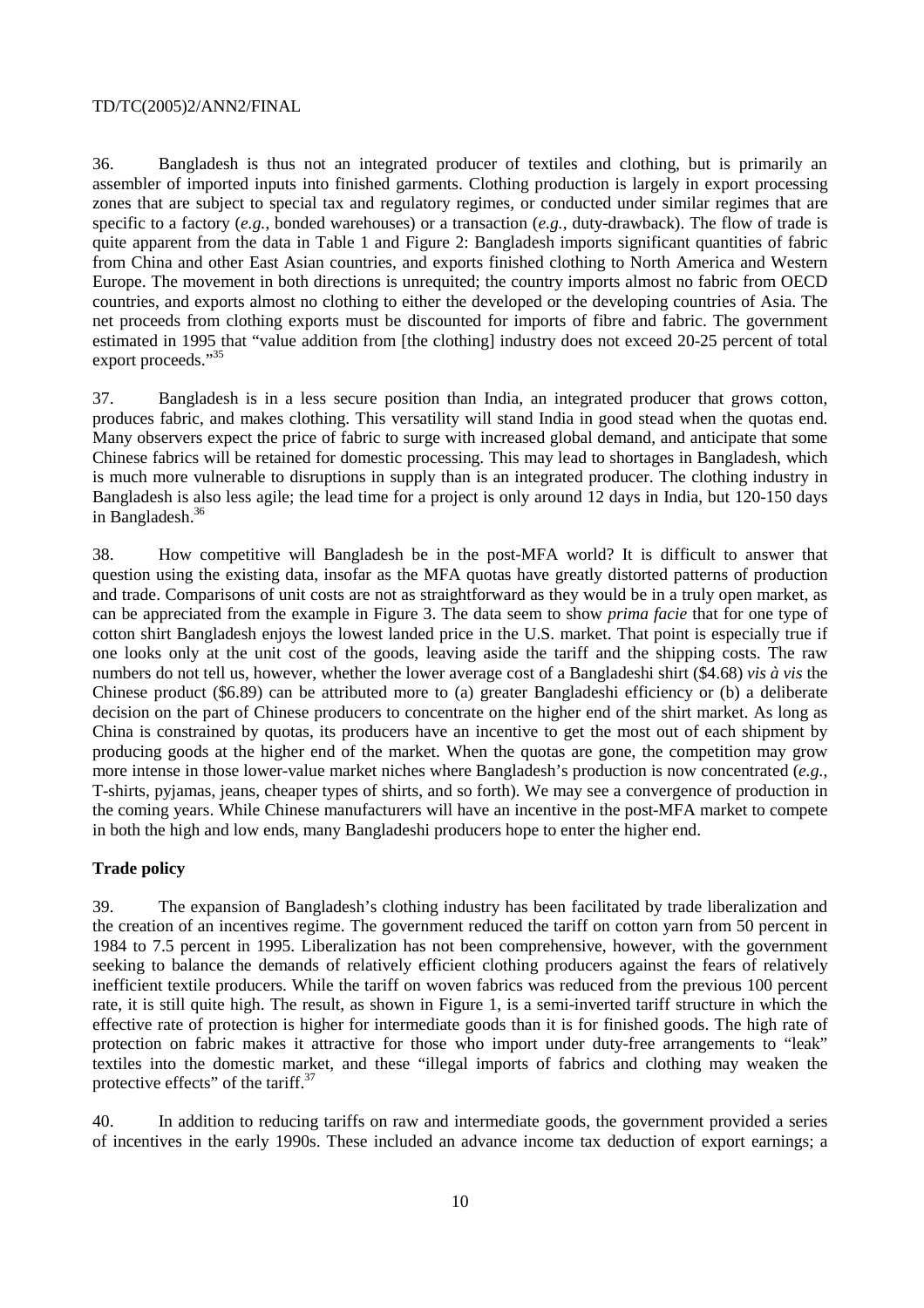36. Bangladesh is thus not an integrated producer of textiles and clothing, but is primarily an assembler of imported inputs into finished garments. Clothing production is largely in export processing zones that are subject to special tax and regulatory regimes, or conducted under similar regimes that are specific to a factory (*e.g.*, bonded warehouses) or a transaction (*e.g.*, duty-drawback). The flow of trade is quite apparent from the data in Table 1 and Figure 2: Bangladesh imports significant quantities of fabric from China and other East Asian countries, and exports finished clothing to North America and Western Europe. The movement in both directions is unrequited; the country imports almost no fabric from OECD countries, and exports almost no clothing to either the developed or the developing countries of Asia. The net proceeds from clothing exports must be discounted for imports of fibre and fabric. The government estimated in 1995 that "value addition from [the clothing] industry does not exceed 20-25 percent of total export proceeds."[35]

37. Bangladesh is in a less secure position than India, an integrated producer that grows cotton, produces fabric, and makes clothing. This versatility will stand India in good stead when the quotas end. Many observers expect the price of fabric to surge with increased global demand, and anticipate that some Chinese fabrics will be retained for domestic processing. This may lead to shortages in Bangladesh, which is much more vulnerable to disruptions in supply than is an integrated producer. The clothing industry in Bangladesh is also less agile; the lead time for a project is only around 12 days in India, but 120-150 days in Bangladesh.[36]

38. How competitive will Bangladesh be in the post-MFA world? It is difficult to answer that question using the existing data, insofar as the MFA quotas have greatly distorted patterns of production and trade. Comparisons of unit costs are not as straightforward as they would be in a truly open market, as can be appreciated from the example in Figure 3. The data seem to show *prima facie* that for one type of cotton shirt Bangladesh enjoys the lowest landed price in the U.S. market. That point is especially true if one looks only at the unit cost of the goods, leaving aside the tariff and the shipping costs. The raw numbers do not tell us, however, whether the lower average cost of a Bangladeshi shirt ($4.68) *vis à vis* the Chinese product ($6.89) can be attributed more to (a) greater Bangladeshi efficiency or (b) a deliberate decision on the part of Chinese producers to concentrate on the higher end of the shirt market. As long as China is constrained by quotas, its producers have an incentive to get the most out of each shipment by producing goods at the higher end of the market. When the quotas are gone, the competition may grow more intense in those lower-value market niches where Bangladesh's production is now concentrated (*e.g.*, T-shirts, pyjamas, jeans, cheaper types of shirts, and so forth). We may see a convergence of production in the coming years. While Chinese manufacturers will have an incentive in the post-MFA market to compete in both the high and low ends, many Bangladeshi producers hope to enter the higher end.

**Trade policy**

39. The expansion of Bangladesh's clothing industry has been facilitated by trade liberalization and the creation of an incentives regime. The government reduced the tariff on cotton yarn from 50 percent in 1984 to 7.5 percent in 1995. Liberalization has not been comprehensive, however, with the government seeking to balance the demands of relatively efficient clothing producers against the fears of relatively inefficient textile producers. While the tariff on woven fabrics was reduced from the previous 100 percent rate, it is still quite high. The result, as shown in Figure 1, is a semi-inverted tariff structure in which the effective rate of protection is higher for intermediate goods than it is for finished goods. The high rate of protection on fabric makes it attractive for those who import under duty-free arrangements to "leak" textiles into the domestic market, and these "illegal imports of fabrics and clothing may weaken the protective effects" of the tariff.[37]

40. In addition to reducing tariffs on raw and intermediate goods, the government provided a series of incentives in the early 1990s. These included an advance income tax deduction of export earnings; a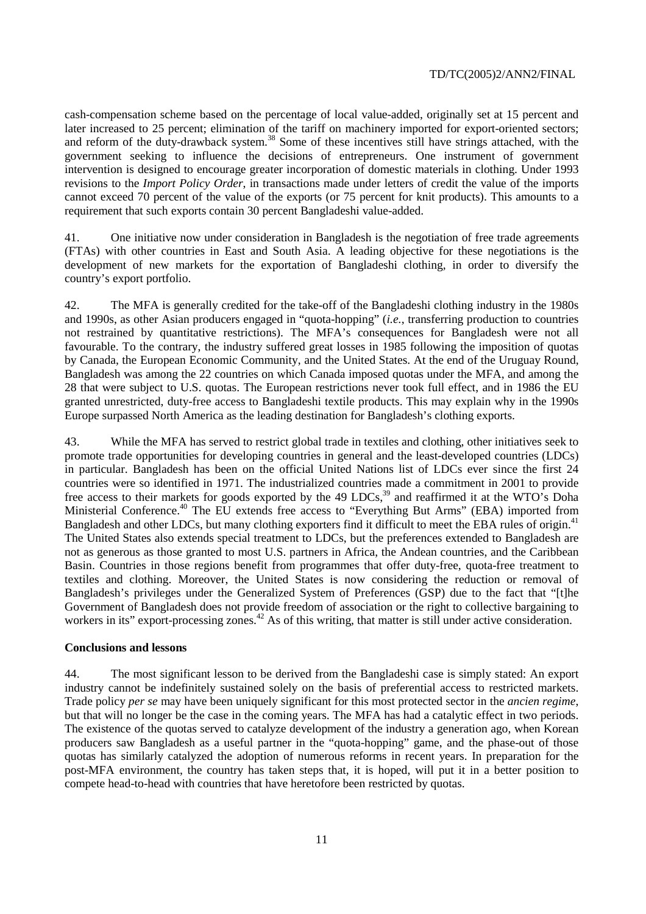cash-compensation scheme based on the percentage of local value-added, originally set at 15 percent and later increased to 25 percent; elimination of the tariff on machinery imported for export-oriented sectors; and reform of the duty-drawback system.[38] Some of these incentives still have strings attached, with the government seeking to influence the decisions of entrepreneurs. One instrument of government intervention is designed to encourage greater incorporation of domestic materials in clothing. Under 1993 revisions to the *Import Policy Order*, in transactions made under letters of credit the value of the imports cannot exceed 70 percent of the value of the exports (or 75 percent for knit products). This amounts to a requirement that such exports contain 30 percent Bangladeshi value-added.

41. One initiative now under consideration in Bangladesh is the negotiation of free trade agreements (FTAs) with other countries in East and South Asia. A leading objective for these negotiations is the development of new markets for the exportation of Bangladeshi clothing, in order to diversify the country's export portfolio.

42. The MFA is generally credited for the take-off of the Bangladeshi clothing industry in the 1980s and 1990s, as other Asian producers engaged in "quota-hopping" (*i.e.*, transferring production to countries not restrained by quantitative restrictions). The MFA's consequences for Bangladesh were not all favourable. To the contrary, the industry suffered great losses in 1985 following the imposition of quotas by Canada, the European Economic Community, and the United States. At the end of the Uruguay Round, Bangladesh was among the 22 countries on which Canada imposed quotas under the MFA, and among the 28 that were subject to U.S. quotas. The European restrictions never took full effect, and in 1986 the EU granted unrestricted, duty-free access to Bangladeshi textile products. This may explain why in the 1990s Europe surpassed North America as the leading destination for Bangladesh's clothing exports.

43. While the MFA has served to restrict global trade in textiles and clothing, other initiatives seek to promote trade opportunities for developing countries in general and the least-developed countries (LDCs) in particular. Bangladesh has been on the official United Nations list of LDCs ever since the first 24 countries were so identified in 1971. The industrialized countries made a commitment in 2001 to provide free access to their markets for goods exported by the 49 LDCs,[39] and reaffirmed it at the WTO's Doha Ministerial Conference.[40] The EU extends free access to "Everything But Arms" (EBA) imported from Bangladesh and other LDCs, but many clothing exporters find it difficult to meet the EBA rules of origin.[41] The United States also extends special treatment to LDCs, but the preferences extended to Bangladesh are not as generous as those granted to most U.S. partners in Africa, the Andean countries, and the Caribbean Basin. Countries in those regions benefit from programmes that offer duty-free, quota-free treatment to textiles and clothing. Moreover, the United States is now considering the reduction or removal of Bangladesh's privileges under the Generalized System of Preferences (GSP) due to the fact that "[t]he Government of Bangladesh does not provide freedom of association or the right to collective bargaining to workers in its" export-processing zones.[42] As of this writing, that matter is still under active consideration.

**Conclusions and lessons**

44. The most significant lesson to be derived from the Bangladeshi case is simply stated: An export industry cannot be indefinitely sustained solely on the basis of preferential access to restricted markets. Trade policy *per se* may have been uniquely significant for this most protected sector in the *ancien regime*, but that will no longer be the case in the coming years. The MFA has had a catalytic effect in two periods. The existence of the quotas served to catalyze development of the industry a generation ago, when Korean producers saw Bangladesh as a useful partner in the "quota-hopping" game, and the phase-out of those quotas has similarly catalyzed the adoption of numerous reforms in recent years. In preparation for the post-MFA environment, the country has taken steps that, it is hoped, will put it in a better position to compete head-to-head with countries that have heretofore been restricted by quotas.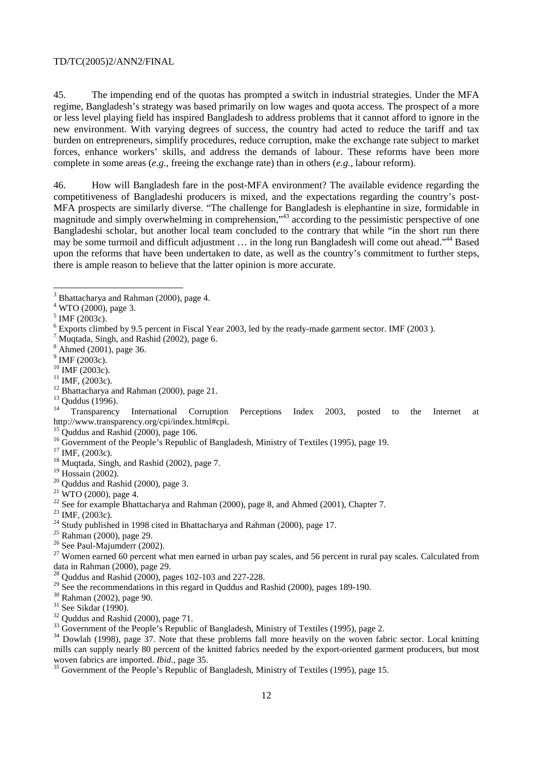45. The impending end of the quotas has prompted a switch in industrial strategies. Under the MFA regime, Bangladesh's strategy was based primarily on low wages and quota access. The prospect of a more or less level playing field has inspired Bangladesh to address problems that it cannot afford to ignore in the new environment. With varying degrees of success, the country had acted to reduce the tariff and tax burden on entrepreneurs, simplify procedures, reduce corruption, make the exchange rate subject to market forces, enhance workers' skills, and address the demands of labour. These reforms have been more complete in some areas (*e.g.*, freeing the exchange rate) than in others (*e.g.*, labour reform).

46. How will Bangladesh fare in the post-MFA environment? The available evidence regarding the competitiveness of Bangladeshi producers is mixed, and the expectations regarding the country's post-MFA prospects are similarly diverse. "The challenge for Bangladesh is elephantine in size, formidable in magnitude and simply overwhelming in comprehension,"[43] according to the pessimistic perspective of one Bangladeshi scholar, but another local team concluded to the contrary that while "in the short run there may be some turmoil and difficult adjustment … in the long run Bangladesh will come out ahead."[44] Based upon the reforms that have been undertaken to date, as well as the country's commitment to further steps, there is ample reason to believe that the latter opinion is more accurate.

---

[3] Bhattacharya and Rahman (2000), page 4.

[4] WTO (2000), page 3.

[5] IMF (2003c).

[6] Exports climbed by 9.5 percent in Fiscal Year 2003, led by the ready-made garment sector. IMF (2003 ).

[7] Muqtada, Singh, and Rashid (2002), page 6.

[8] Ahmed (2001), page 36.

[9] IMF (2003c).

[10] IMF (2003c).

[11] IMF, (2003c).

[12] Bhattacharya and Rahman (2000), page 21.

[13] Quddus (1996).

[14] Transparency International Corruption Perceptions Index 2003, posted to the Internet at http://www.transparency.org/cpi/index.html#cpi.

[15] Quddus and Rashid (2000), page 106.

[16] Government of the People's Republic of Bangladesh, Ministry of Textiles (1995), page 19.

[17] IMF, (2003c).

[18] Muqtada, Singh, and Rashid (2002), page 7.

[19] Hossain (2002).

[20] Quddus and Rashid (2000), page 3.

[21] WTO (2000), page 4.

[22] See for example Bhattacharya and Rahman (2000), page 8, and Ahmed (2001), Chapter 7.

[23] IMF, (2003c).

[24] Study published in 1998 cited in Bhattacharya and Rahman (2000), page 17.

[25] Rahman (2000), page 29.

[26] See Paul-Majumderr (2002).

[27] Women earned 60 percent what men earned in urban pay scales, and 56 percent in rural pay scales. Calculated from data in Rahman (2000), page 29.

[28] Quddus and Rashid (2000), pages 102-103 and 227-228.

[29] See the recommendations in this regard in Quddus and Rashid (2000), pages 189-190.

[30] Rahman (2002), page 90.

[31] See Sikdar (1990).

[32] Quddus and Rashid (2000), page 71.

[33] Government of the People's Republic of Bangladesh, Ministry of Textiles (1995), page 2.

[34] Dowlah (1998), page 37. Note that these problems fall more heavily on the woven fabric sector. Local knitting mills can supply nearly 80 percent of the knitted fabrics needed by the export-oriented garment producers, but most woven fabrics are imported. *Ibid*., page 35.

[35] Government of the People's Republic of Bangladesh, Ministry of Textiles (1995), page 15.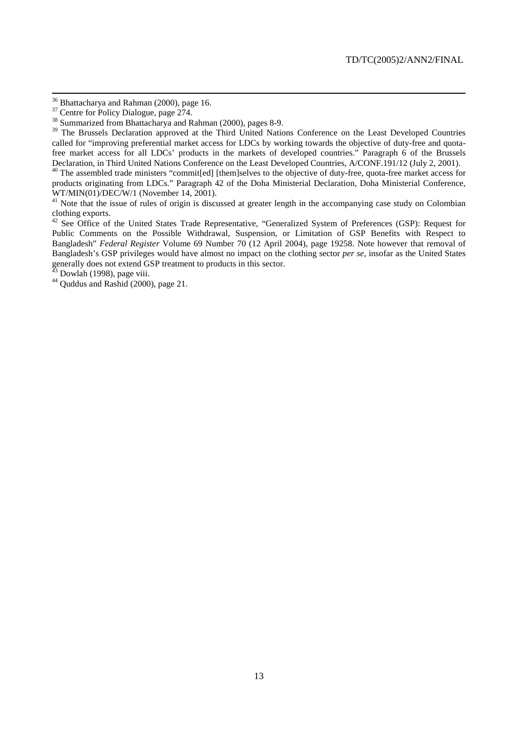[36] Bhattacharya and Rahman (2000), page 16.

[37] Centre for Policy Dialogue, page 274.

[38] Summarized from Bhattacharya and Rahman (2000), pages 8-9.

[39] The Brussels Declaration approved at the Third United Nations Conference on the Least Developed Countries called for "improving preferential market access for LDCs by working towards the objective of duty-free and quota-free market access for all LDCs' products in the markets of developed countries." Paragraph 6 of the Brussels Declaration, in Third United Nations Conference on the Least Developed Countries, A/CONF.191/12 (July 2, 2001).

[40] The assembled trade ministers "commit[ed] [them]selves to the objective of duty-free, quota-free market access for products originating from LDCs." Paragraph 42 of the Doha Ministerial Declaration, Doha Ministerial Conference, WT/MIN(01)/DEC/W/1 (November 14, 2001).

[41] Note that the issue of rules of origin is discussed at greater length in the accompanying case study on Colombian clothing exports.

[42] See Office of the United States Trade Representative, "Generalized System of Preferences (GSP): Request for Public Comments on the Possible Withdrawal, Suspension, or Limitation of GSP Benefits with Respect to Bangladesh" *Federal Register* Volume 69 Number 70 (12 April 2004), page 19258. Note however that removal of Bangladesh's GSP privileges would have almost no impact on the clothing sector *per se*, insofar as the United States generally does not extend GSP treatment to products in this sector.

[43] Dowlah (1998), page viii.

[44] Quddus and Rashid (2000), page 21.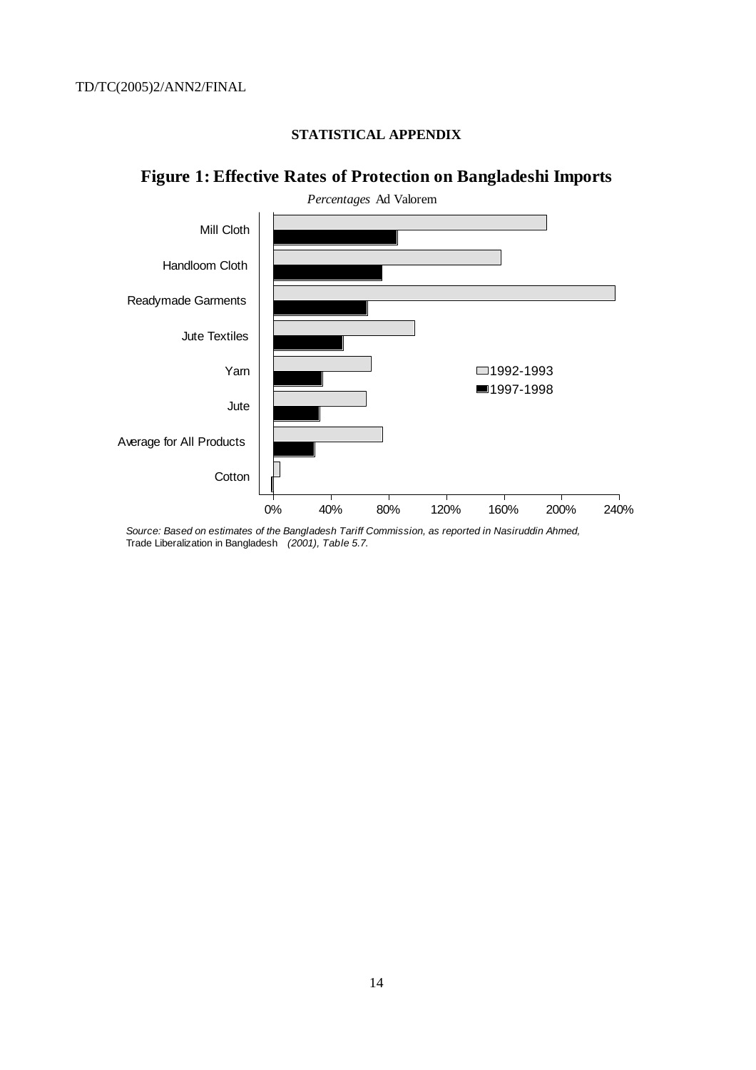**STATISTICAL APPENDIX**

## Figure 1: Effective Rates of Protection on Bangladeshi Imports

*Percentages* Ad Valorem

*Source: Based on estimates of the Bangladesh Tariff Commission, as reported in Nasiruddin Ahmed,* Trade Liberalization in Bangladesh *(2001), Table 5.7.*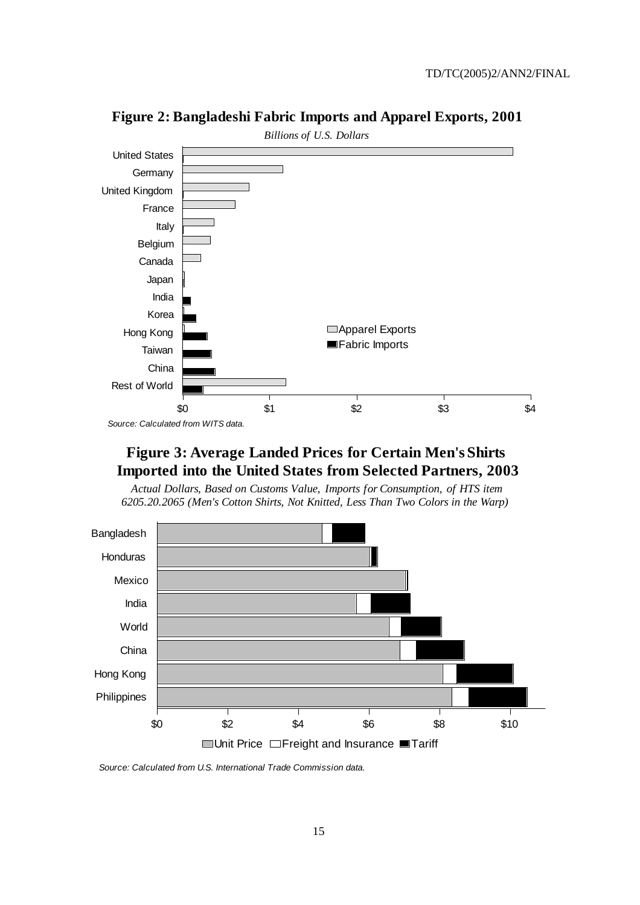**Figure 2: Bangladeshi Fabric Imports and Apparel Exports, 2001**

*Billions of U.S. Dollars*

*Source: Calculated from WITS data.*

**Figure 3: Average Landed Prices for Certain Men's Shirts Imported into the United States from Selected Partners, 2003**

*Actual Dollars, Based on Customs Value, Imports for Consumption, of HTS item 6205.20.2065 (Men's Cotton Shirts, Not Knitted, Less Than Two Colors in the Warp)*

*Source: Calculated from U.S. International Trade Commission data.*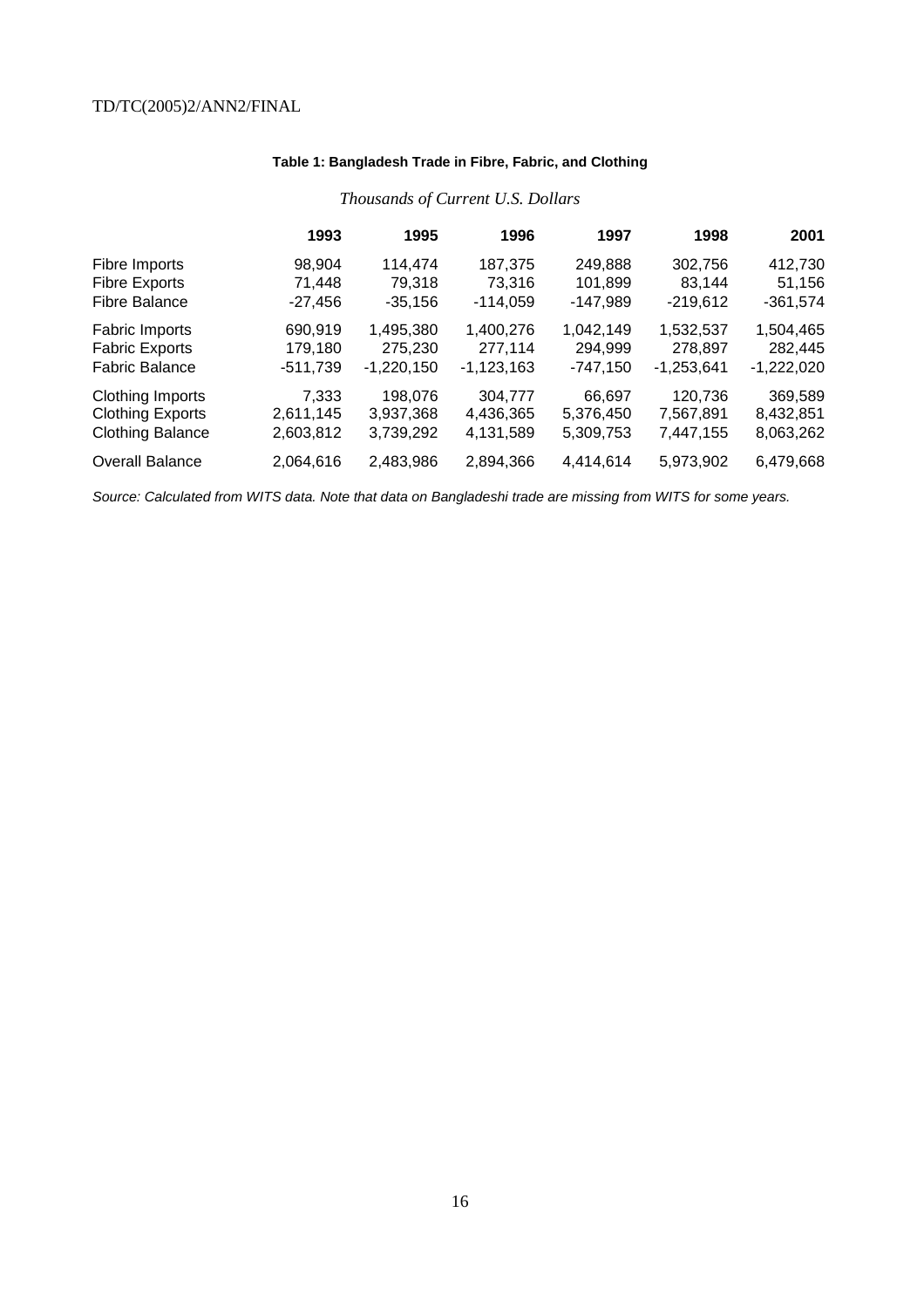**Table 1: Bangladesh Trade in Fibre, Fabric, and Clothing**

*Thousands of Current U.S. Dollars*

| | 1993 | 1995 | 1996 | 1997 | 1998 | 2001 |
|---|---|---|---|---|---|---|
| Fibre Imports | 98,904 | 114,474 | 187,375 | 249,888 | 302,756 | 412,730 |
| Fibre Exports | 71,448 | 79,318 | 73,316 | 101,899 | 83,144 | 51,156 |
| Fibre Balance | -27,456 | -35,156 | -114,059 | -147,989 | -219,612 | -361,574 |
| Fabric Imports | 690,919 | 1,495,380 | 1,400,276 | 1,042,149 | 1,532,537 | 1,504,465 |
| Fabric Exports | 179,180 | 275,230 | 277,114 | 294,999 | 278,897 | 282,445 |
| Fabric Balance | -511,739 | -1,220,150 | -1,123,163 | -747,150 | -1,253,641 | -1,222,020 |
| Clothing Imports | 7,333 | 198,076 | 304,777 | 66,697 | 120,736 | 369,589 |
| Clothing Exports | 2,611,145 | 3,937,368 | 4,436,365 | 5,376,450 | 7,567,891 | 8,432,851 |
| Clothing Balance | 2,603,812 | 3,739,292 | 4,131,589 | 5,309,753 | 7,447,155 | 8,063,262 |
| Overall Balance | 2,064,616 | 2,483,986 | 2,894,366 | 4,414,614 | 5,973,902 | 6,479,668 |

*Source: Calculated from WITS data. Note that data on Bangladeshi trade are missing from WITS for some years.*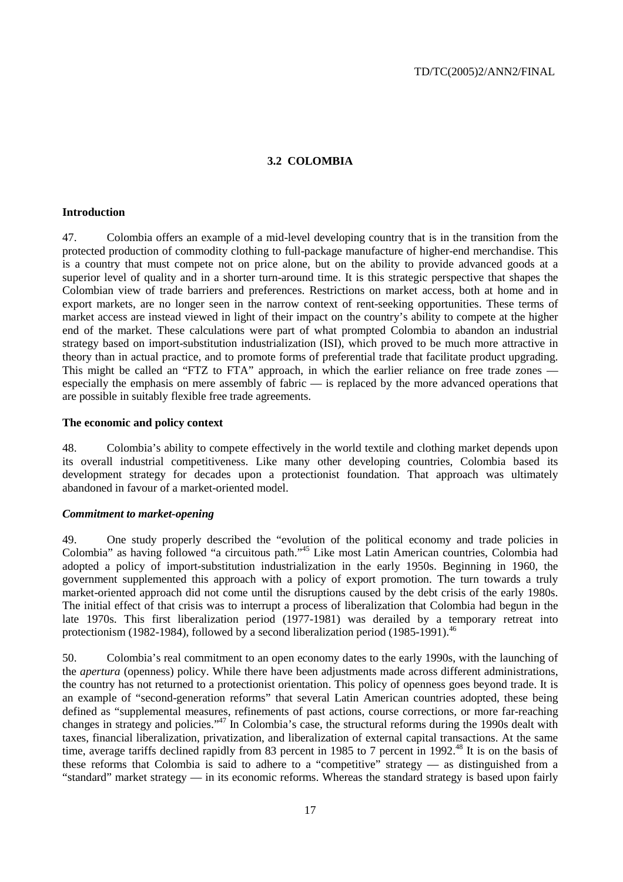## 3.2 COLOMBIA

### Introduction

47. Colombia offers an example of a mid-level developing country that is in the transition from the protected production of commodity clothing to full-package manufacture of higher-end merchandise. This is a country that must compete not on price alone, but on the ability to provide advanced goods at a superior level of quality and in a shorter turn-around time. It is this strategic perspective that shapes the Colombian view of trade barriers and preferences. Restrictions on market access, both at home and in export markets, are no longer seen in the narrow context of rent-seeking opportunities. These terms of market access are instead viewed in light of their impact on the country's ability to compete at the higher end of the market. These calculations were part of what prompted Colombia to abandon an industrial strategy based on import-substitution industrialization (ISI), which proved to be much more attractive in theory than in actual practice, and to promote forms of preferential trade that facilitate product upgrading. This might be called an "FTZ to FTA" approach, in which the earlier reliance on free trade zones — especially the emphasis on mere assembly of fabric — is replaced by the more advanced operations that are possible in suitably flexible free trade agreements.

### The economic and policy context

48. Colombia's ability to compete effectively in the world textile and clothing market depends upon its overall industrial competitiveness. Like many other developing countries, Colombia based its development strategy for decades upon a protectionist foundation. That approach was ultimately abandoned in favour of a market-oriented model.

#### *Commitment to market-opening*

49. One study properly described the "evolution of the political economy and trade policies in Colombia" as having followed "a circuitous path."[45] Like most Latin American countries, Colombia had adopted a policy of import-substitution industrialization in the early 1950s. Beginning in 1960, the government supplemented this approach with a policy of export promotion. The turn towards a truly market-oriented approach did not come until the disruptions caused by the debt crisis of the early 1980s. The initial effect of that crisis was to interrupt a process of liberalization that Colombia had begun in the late 1970s. This first liberalization period (1977-1981) was derailed by a temporary retreat into protectionism (1982-1984), followed by a second liberalization period (1985-1991).[46]

50. Colombia's real commitment to an open economy dates to the early 1990s, with the launching of the *apertura* (openness) policy. While there have been adjustments made across different administrations, the country has not returned to a protectionist orientation. This policy of openness goes beyond trade. It is an example of "second-generation reforms" that several Latin American countries adopted, these being defined as "supplemental measures, refinements of past actions, course corrections, or more far-reaching changes in strategy and policies."[47] In Colombia's case, the structural reforms during the 1990s dealt with taxes, financial liberalization, privatization, and liberalization of external capital transactions. At the same time, average tariffs declined rapidly from 83 percent in 1985 to 7 percent in 1992.[48] It is on the basis of these reforms that Colombia is said to adhere to a "competitive" strategy — as distinguished from a "standard" market strategy — in its economic reforms. Whereas the standard strategy is based upon fairly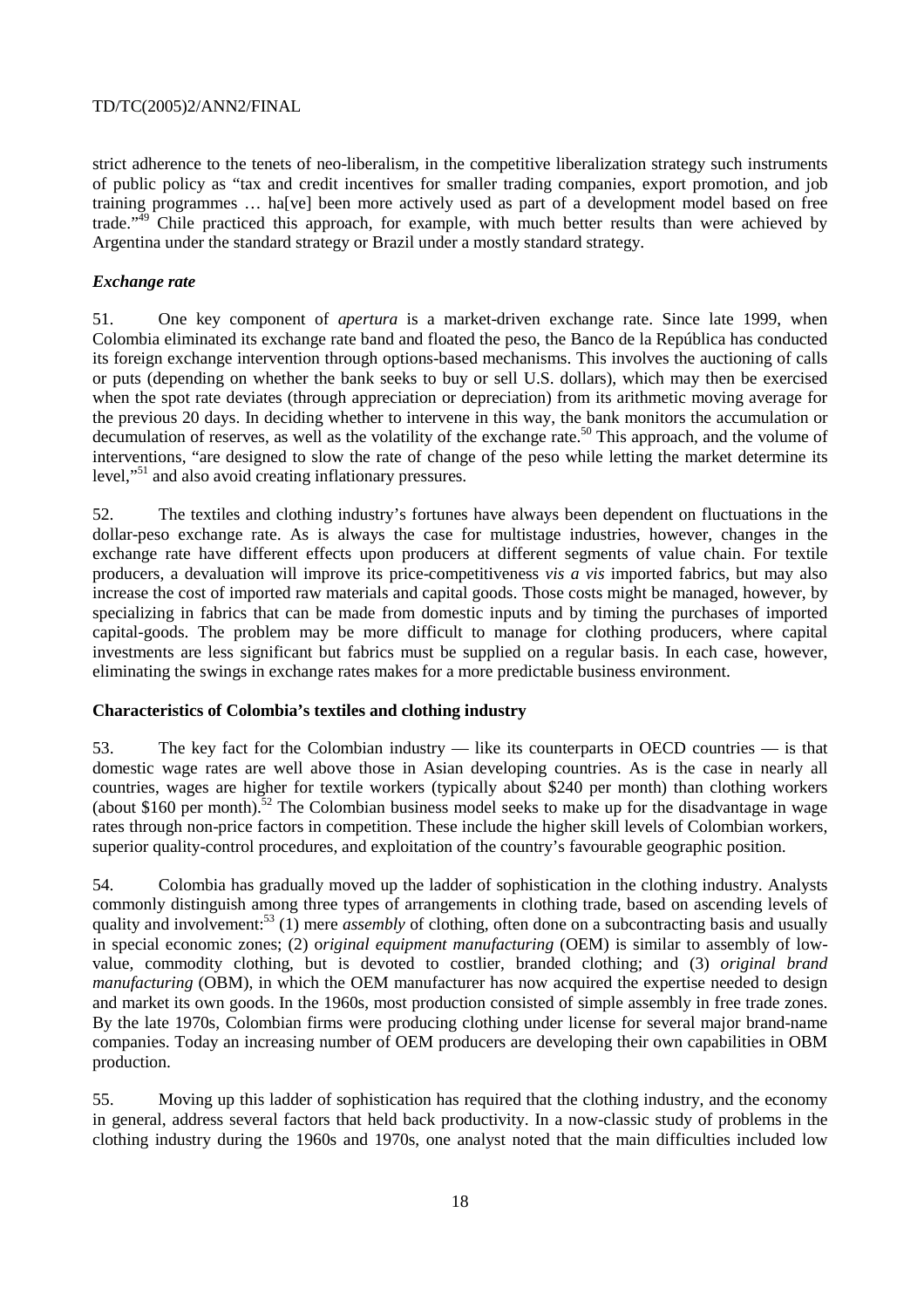strict adherence to the tenets of neo-liberalism, in the competitive liberalization strategy such instruments of public policy as "tax and credit incentives for smaller trading companies, export promotion, and job training programmes … ha[ve] been more actively used as part of a development model based on free trade."[49] Chile practiced this approach, for example, with much better results than were achieved by Argentina under the standard strategy or Brazil under a mostly standard strategy.

### *Exchange rate*

51. One key component of *apertura* is a market-driven exchange rate. Since late 1999, when Colombia eliminated its exchange rate band and floated the peso, the Banco de la República has conducted its foreign exchange intervention through options-based mechanisms. This involves the auctioning of calls or puts (depending on whether the bank seeks to buy or sell U.S. dollars), which may then be exercised when the spot rate deviates (through appreciation or depreciation) from its arithmetic moving average for the previous 20 days. In deciding whether to intervene in this way, the bank monitors the accumulation or decumulation of reserves, as well as the volatility of the exchange rate.[50] This approach, and the volume of interventions, "are designed to slow the rate of change of the peso while letting the market determine its level,"[51] and also avoid creating inflationary pressures.

52. The textiles and clothing industry's fortunes have always been dependent on fluctuations in the dollar-peso exchange rate. As is always the case for multistage industries, however, changes in the exchange rate have different effects upon producers at different segments of value chain. For textile producers, a devaluation will improve its price-competitiveness *vis a vis* imported fabrics, but may also increase the cost of imported raw materials and capital goods. Those costs might be managed, however, by specializing in fabrics that can be made from domestic inputs and by timing the purchases of imported capital-goods. The problem may be more difficult to manage for clothing producers, where capital investments are less significant but fabrics must be supplied on a regular basis. In each case, however, eliminating the swings in exchange rates makes for a more predictable business environment.

### **Characteristics of Colombia's textiles and clothing industry**

53. The key fact for the Colombian industry — like its counterparts in OECD countries — is that domestic wage rates are well above those in Asian developing countries. As is the case in nearly all countries, wages are higher for textile workers (typically about \$240 per month) than clothing workers (about \$160 per month).[52] The Colombian business model seeks to make up for the disadvantage in wage rates through non-price factors in competition. These include the higher skill levels of Colombian workers, superior quality-control procedures, and exploitation of the country's favourable geographic position.

54. Colombia has gradually moved up the ladder of sophistication in the clothing industry. Analysts commonly distinguish among three types of arrangements in clothing trade, based on ascending levels of quality and involvement:[53] (1) mere *assembly* of clothing, often done on a subcontracting basis and usually in special economic zones; (2) *original equipment manufacturing* (OEM) is similar to assembly of low-value, commodity clothing, but is devoted to costlier, branded clothing; and (3) *original brand manufacturing* (OBM), in which the OEM manufacturer has now acquired the expertise needed to design and market its own goods. In the 1960s, most production consisted of simple assembly in free trade zones. By the late 1970s, Colombian firms were producing clothing under license for several major brand-name companies. Today an increasing number of OEM producers are developing their own capabilities in OBM production.

55. Moving up this ladder of sophistication has required that the clothing industry, and the economy in general, address several factors that held back productivity. In a now-classic study of problems in the clothing industry during the 1960s and 1970s, one analyst noted that the main difficulties included low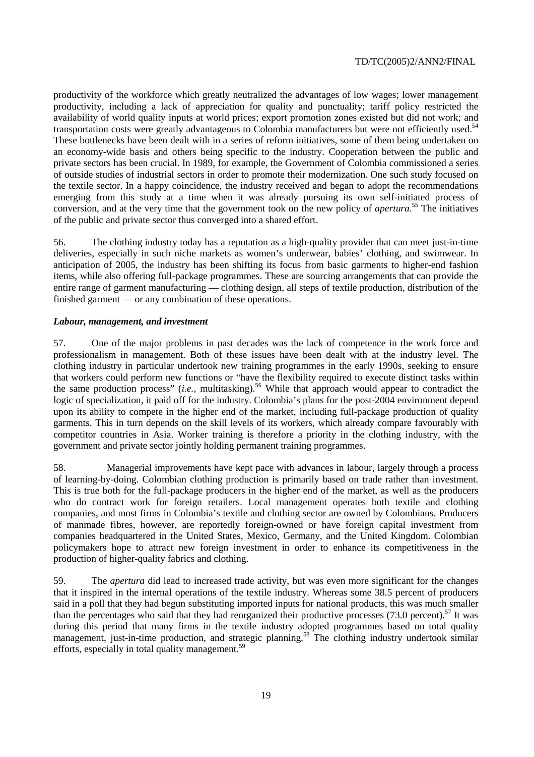productivity of the workforce which greatly neutralized the advantages of low wages; lower management productivity, including a lack of appreciation for quality and punctuality; tariff policy restricted the availability of world quality inputs at world prices; export promotion zones existed but did not work; and transportation costs were greatly advantageous to Colombia manufacturers but were not efficiently used.[54] These bottlenecks have been dealt with in a series of reform initiatives, some of them being undertaken on an economy-wide basis and others being specific to the industry. Cooperation between the public and private sectors has been crucial. In 1989, for example, the Government of Colombia commissioned a series of outside studies of industrial sectors in order to promote their modernization. One such study focused on the textile sector. In a happy coincidence, the industry received and began to adopt the recommendations emerging from this study at a time when it was already pursuing its own self-initiated process of conversion, and at the very time that the government took on the new policy of *apertura*.[55] The initiatives of the public and private sector thus converged into a shared effort.

56. The clothing industry today has a reputation as a high-quality provider that can meet just-in-time deliveries, especially in such niche markets as women's underwear, babies' clothing, and swimwear. In anticipation of 2005, the industry has been shifting its focus from basic garments to higher-end fashion items, while also offering full-package programmes. These are sourcing arrangements that can provide the entire range of garment manufacturing — clothing design, all steps of textile production, distribution of the finished garment — or any combination of these operations.

***Labour, management, and investment***

57. One of the major problems in past decades was the lack of competence in the work force and professionalism in management. Both of these issues have been dealt with at the industry level. The clothing industry in particular undertook new training programmes in the early 1990s, seeking to ensure that workers could perform new functions or "have the flexibility required to execute distinct tasks within the same production process" (*i.e.*, multitasking).[56] While that approach would appear to contradict the logic of specialization, it paid off for the industry. Colombia's plans for the post-2004 environment depend upon its ability to compete in the higher end of the market, including full-package production of quality garments. This in turn depends on the skill levels of its workers, which already compare favourably with competitor countries in Asia. Worker training is therefore a priority in the clothing industry, with the government and private sector jointly holding permanent training programmes.

58. Managerial improvements have kept pace with advances in labour, largely through a process of learning-by-doing. Colombian clothing production is primarily based on trade rather than investment. This is true both for the full-package producers in the higher end of the market, as well as the producers who do contract work for foreign retailers. Local management operates both textile and clothing companies, and most firms in Colombia's textile and clothing sector are owned by Colombians. Producers of manmade fibres, however, are reportedly foreign-owned or have foreign capital investment from companies headquartered in the United States, Mexico, Germany, and the United Kingdom. Colombian policymakers hope to attract new foreign investment in order to enhance its competitiveness in the production of higher-quality fabrics and clothing.

59. The *apertura* did lead to increased trade activity, but was even more significant for the changes that it inspired in the internal operations of the textile industry. Whereas some 38.5 percent of producers said in a poll that they had begun substituting imported inputs for national products, this was much smaller than the percentages who said that they had reorganized their productive processes (73.0 percent).[57] It was during this period that many firms in the textile industry adopted programmes based on total quality management, just-in-time production, and strategic planning.[58] The clothing industry undertook similar efforts, especially in total quality management.[59]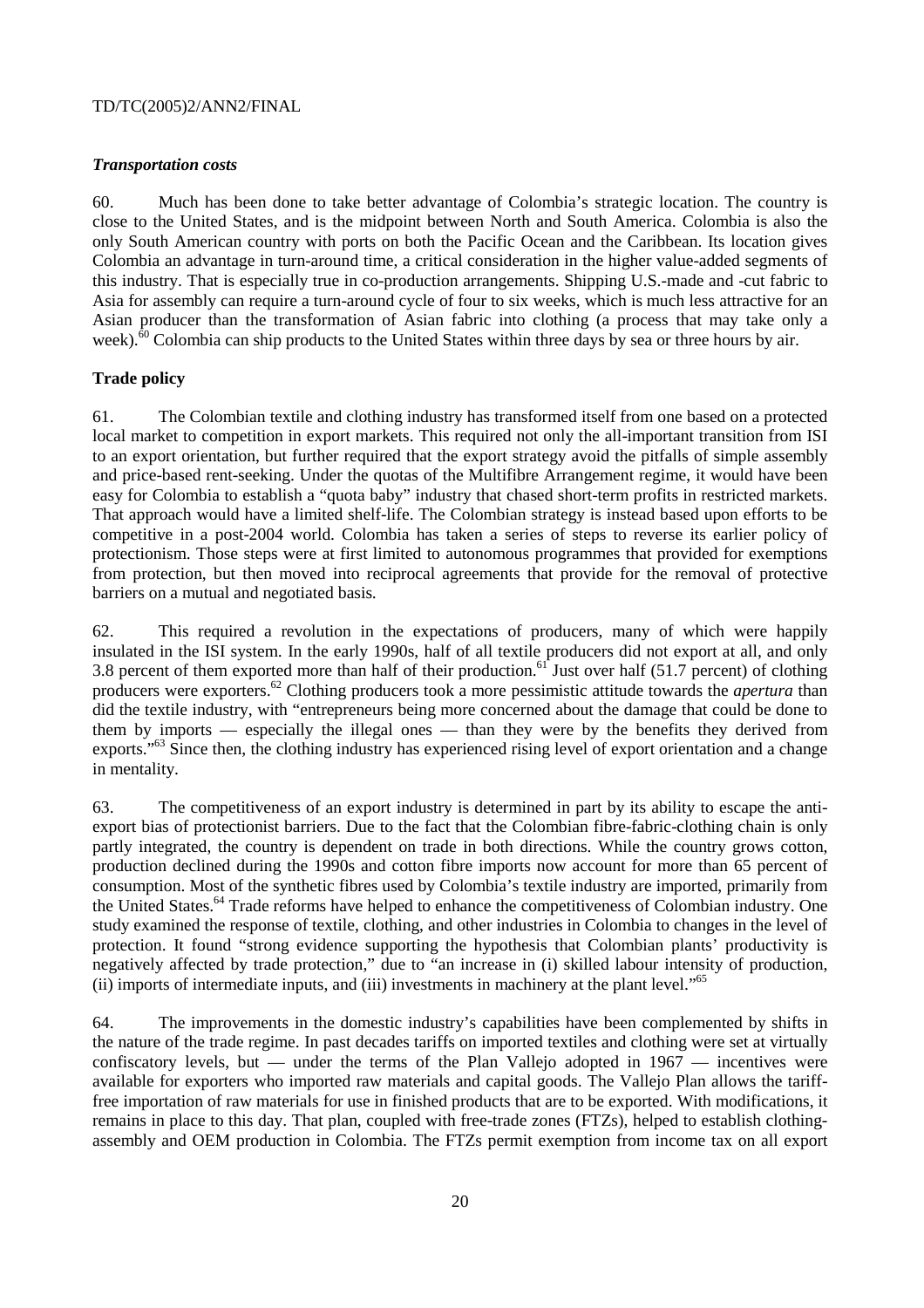### *Transportation costs*

60. Much has been done to take better advantage of Colombia's strategic location. The country is close to the United States, and is the midpoint between North and South America. Colombia is also the only South American country with ports on both the Pacific Ocean and the Caribbean. Its location gives Colombia an advantage in turn-around time, a critical consideration in the higher value-added segments of this industry. That is especially true in co-production arrangements. Shipping U.S.-made and -cut fabric to Asia for assembly can require a turn-around cycle of four to six weeks, which is much less attractive for an Asian producer than the transformation of Asian fabric into clothing (a process that may take only a week).[60] Colombia can ship products to the United States within three days by sea or three hours by air.

## Trade policy

61. The Colombian textile and clothing industry has transformed itself from one based on a protected local market to competition in export markets. This required not only the all-important transition from ISI to an export orientation, but further required that the export strategy avoid the pitfalls of simple assembly and price-based rent-seeking. Under the quotas of the Multifibre Arrangement regime, it would have been easy for Colombia to establish a "quota baby" industry that chased short-term profits in restricted markets. That approach would have a limited shelf-life. The Colombian strategy is instead based upon efforts to be competitive in a post-2004 world. Colombia has taken a series of steps to reverse its earlier policy of protectionism. Those steps were at first limited to autonomous programmes that provided for exemptions from protection, but then moved into reciprocal agreements that provide for the removal of protective barriers on a mutual and negotiated basis.

62. This required a revolution in the expectations of producers, many of which were happily insulated in the ISI system. In the early 1990s, half of all textile producers did not export at all, and only 3.8 percent of them exported more than half of their production.[61] Just over half (51.7 percent) of clothing producers were exporters.[62] Clothing producers took a more pessimistic attitude towards the *apertura* than did the textile industry, with "entrepreneurs being more concerned about the damage that could be done to them by imports — especially the illegal ones — than they were by the benefits they derived from exports."[63] Since then, the clothing industry has experienced rising level of export orientation and a change in mentality.

63. The competitiveness of an export industry is determined in part by its ability to escape the anti-export bias of protectionist barriers. Due to the fact that the Colombian fibre-fabric-clothing chain is only partly integrated, the country is dependent on trade in both directions. While the country grows cotton, production declined during the 1990s and cotton fibre imports now account for more than 65 percent of consumption. Most of the synthetic fibres used by Colombia's textile industry are imported, primarily from the United States.[64] Trade reforms have helped to enhance the competitiveness of Colombian industry. One study examined the response of textile, clothing, and other industries in Colombia to changes in the level of protection. It found "strong evidence supporting the hypothesis that Colombian plants' productivity is negatively affected by trade protection," due to "an increase in (i) skilled labour intensity of production, (ii) imports of intermediate inputs, and (iii) investments in machinery at the plant level."[65]

64. The improvements in the domestic industry's capabilities have been complemented by shifts in the nature of the trade regime. In past decades tariffs on imported textiles and clothing were set at virtually confiscatory levels, but — under the terms of the Plan Vallejo adopted in 1967 — incentives were available for exporters who imported raw materials and capital goods. The Vallejo Plan allows the tariff-free importation of raw materials for use in finished products that are to be exported. With modifications, it remains in place to this day. That plan, coupled with free-trade zones (FTZs), helped to establish clothing-assembly and OEM production in Colombia. The FTZs permit exemption from income tax on all export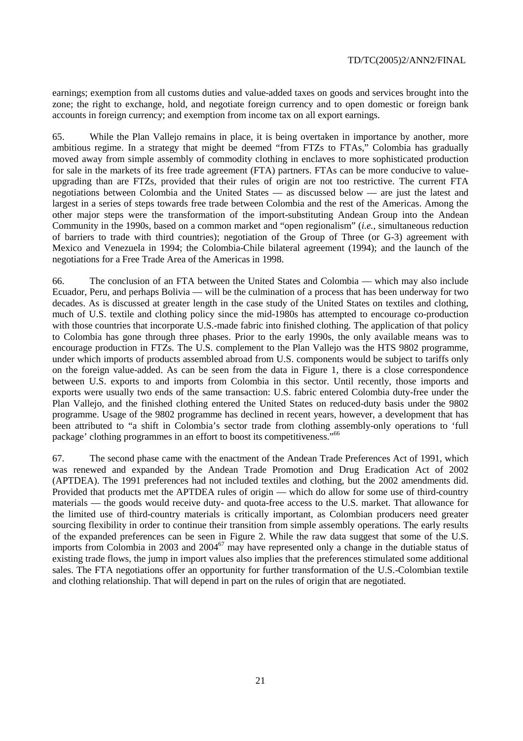earnings; exemption from all customs duties and value-added taxes on goods and services brought into the zone; the right to exchange, hold, and negotiate foreign currency and to open domestic or foreign bank accounts in foreign currency; and exemption from income tax on all export earnings.

65. While the Plan Vallejo remains in place, it is being overtaken in importance by another, more ambitious regime. In a strategy that might be deemed "from FTZs to FTAs," Colombia has gradually moved away from simple assembly of commodity clothing in enclaves to more sophisticated production for sale in the markets of its free trade agreement (FTA) partners. FTAs can be more conducive to value-upgrading than are FTZs, provided that their rules of origin are not too restrictive. The current FTA negotiations between Colombia and the United States — as discussed below — are just the latest and largest in a series of steps towards free trade between Colombia and the rest of the Americas. Among the other major steps were the transformation of the import-substituting Andean Group into the Andean Community in the 1990s, based on a common market and "open regionalism" (*i.e.*, simultaneous reduction of barriers to trade with third countries); negotiation of the Group of Three (or G-3) agreement with Mexico and Venezuela in 1994; the Colombia-Chile bilateral agreement (1994); and the launch of the negotiations for a Free Trade Area of the Americas in 1998.

66. The conclusion of an FTA between the United States and Colombia — which may also include Ecuador, Peru, and perhaps Bolivia — will be the culmination of a process that has been underway for two decades. As is discussed at greater length in the case study of the United States on textiles and clothing, much of U.S. textile and clothing policy since the mid-1980s has attempted to encourage co-production with those countries that incorporate U.S.-made fabric into finished clothing. The application of that policy to Colombia has gone through three phases. Prior to the early 1990s, the only available means was to encourage production in FTZs. The U.S. complement to the Plan Vallejo was the HTS 9802 programme, under which imports of products assembled abroad from U.S. components would be subject to tariffs only on the foreign value-added. As can be seen from the data in Figure 1, there is a close correspondence between U.S. exports to and imports from Colombia in this sector. Until recently, those imports and exports were usually two ends of the same transaction: U.S. fabric entered Colombia duty-free under the Plan Vallejo, and the finished clothing entered the United States on reduced-duty basis under the 9802 programme. Usage of the 9802 programme has declined in recent years, however, a development that has been attributed to "a shift in Colombia's sector trade from clothing assembly-only operations to 'full package' clothing programmes in an effort to boost its competitiveness."[66]

67. The second phase came with the enactment of the Andean Trade Preferences Act of 1991, which was renewed and expanded by the Andean Trade Promotion and Drug Eradication Act of 2002 (APTDEA). The 1991 preferences had not included textiles and clothing, but the 2002 amendments did. Provided that products met the APTDEA rules of origin — which do allow for some use of third-country materials — the goods would receive duty- and quota-free access to the U.S. market. That allowance for the limited use of third-country materials is critically important, as Colombian producers need greater sourcing flexibility in order to continue their transition from simple assembly operations. The early results of the expanded preferences can be seen in Figure 2. While the raw data suggest that some of the U.S. imports from Colombia in 2003 and 2004[67] may have represented only a change in the dutiable status of existing trade flows, the jump in import values also implies that the preferences stimulated some additional sales. The FTA negotiations offer an opportunity for further transformation of the U.S.-Colombian textile and clothing relationship. That will depend in part on the rules of origin that are negotiated.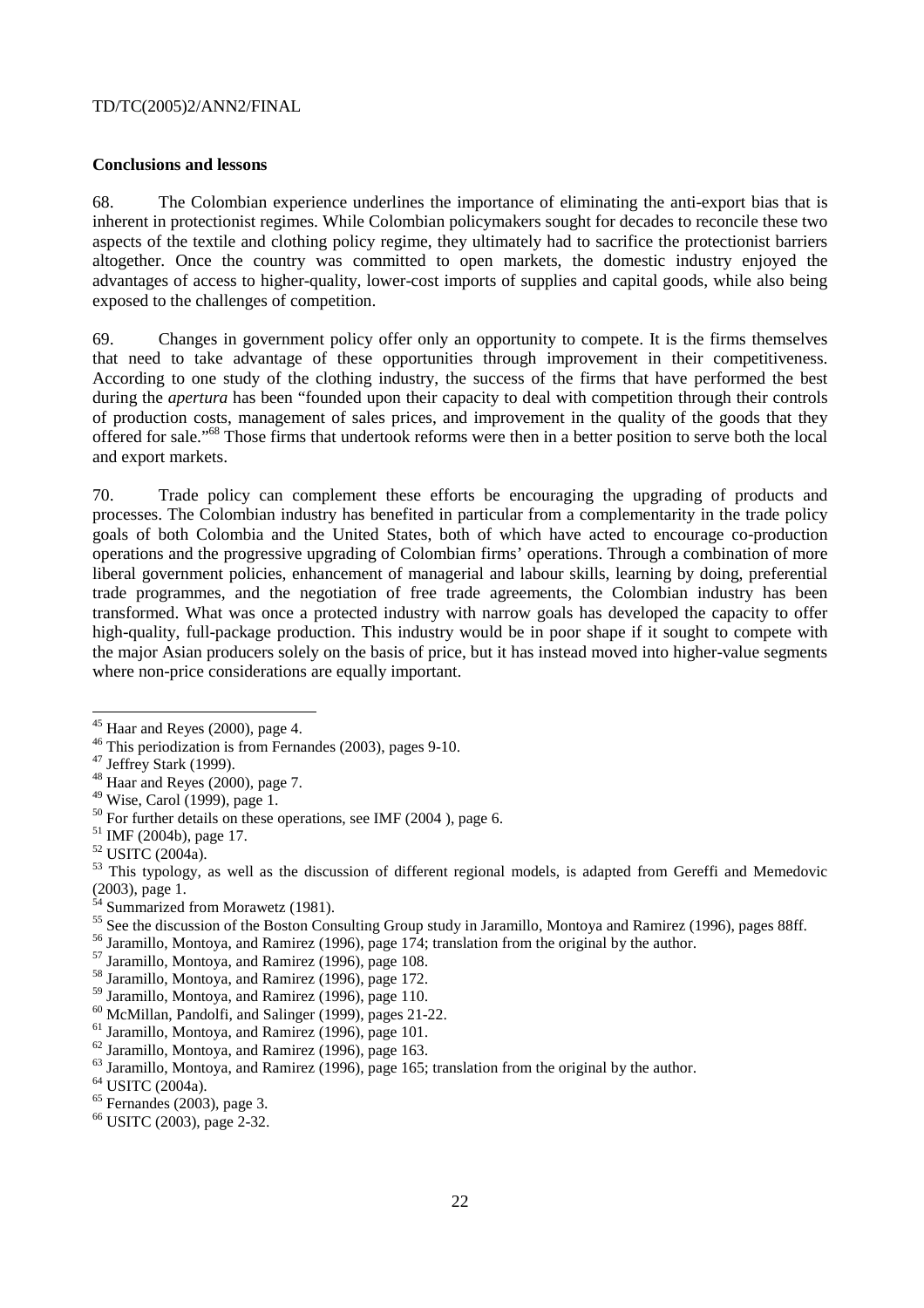**Conclusions and lessons**

68. The Colombian experience underlines the importance of eliminating the anti-export bias that is inherent in protectionist regimes. While Colombian policymakers sought for decades to reconcile these two aspects of the textile and clothing policy regime, they ultimately had to sacrifice the protectionist barriers altogether. Once the country was committed to open markets, the domestic industry enjoyed the advantages of access to higher-quality, lower-cost imports of supplies and capital goods, while also being exposed to the challenges of competition.

69. Changes in government policy offer only an opportunity to compete. It is the firms themselves that need to take advantage of these opportunities through improvement in their competitiveness. According to one study of the clothing industry, the success of the firms that have performed the best during the *apertura* has been "founded upon their capacity to deal with competition through their controls of production costs, management of sales prices, and improvement in the quality of the goods that they offered for sale."[68] Those firms that undertook reforms were then in a better position to serve both the local and export markets.

70. Trade policy can complement these efforts be encouraging the upgrading of products and processes. The Colombian industry has benefited in particular from a complementarity in the trade policy goals of both Colombia and the United States, both of which have acted to encourage co-production operations and the progressive upgrading of Colombian firms' operations. Through a combination of more liberal government policies, enhancement of managerial and labour skills, learning by doing, preferential trade programmes, and the negotiation of free trade agreements, the Colombian industry has been transformed. What was once a protected industry with narrow goals has developed the capacity to offer high-quality, full-package production. This industry would be in poor shape if it sought to compete with the major Asian producers solely on the basis of price, but it has instead moved into higher-value segments where non-price considerations are equally important.

---

[45] Haar and Reyes (2000), page 4.
[46] This periodization is from Fernandes (2003), pages 9-10.
[47] Jeffrey Stark (1999).
[48] Haar and Reyes (2000), page 7.
[49] Wise, Carol (1999), page 1.
[50] For further details on these operations, see IMF (2004 ), page 6.
[51] IMF (2004b), page 17.
[52] USITC (2004a).
[53] This typology, as well as the discussion of different regional models, is adapted from Gereffi and Memedovic (2003), page 1.
[54] Summarized from Morawetz (1981).
[55] See the discussion of the Boston Consulting Group study in Jaramillo, Montoya and Ramirez (1996), pages 88ff.
[56] Jaramillo, Montoya, and Ramirez (1996), page 174; translation from the original by the author.
[57] Jaramillo, Montoya, and Ramirez (1996), page 108.
[58] Jaramillo, Montoya, and Ramirez (1996), page 172.
[59] Jaramillo, Montoya, and Ramirez (1996), page 110.
[60] McMillan, Pandolfi, and Salinger (1999), pages 21-22.
[61] Jaramillo, Montoya, and Ramirez (1996), page 101.
[62] Jaramillo, Montoya, and Ramirez (1996), page 163.
[63] Jaramillo, Montoya, and Ramirez (1996), page 165; translation from the original by the author.
[64] USITC (2004a).
[65] Fernandes (2003), page 3.
[66] USITC (2003), page 2-32.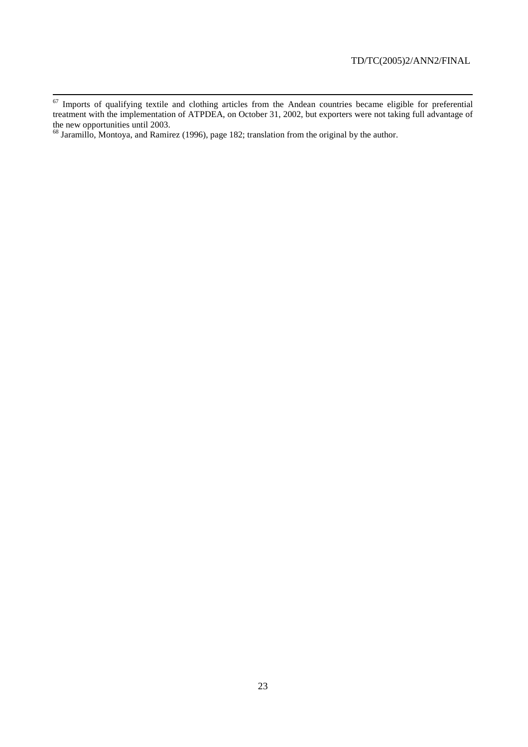[67] Imports of qualifying textile and clothing articles from the Andean countries became eligible for preferential treatment with the implementation of ATPDEA, on October 31, 2002, but exporters were not taking full advantage of the new opportunities until 2003.

[68] Jaramillo, Montoya, and Ramirez (1996), page 182; translation from the original by the author.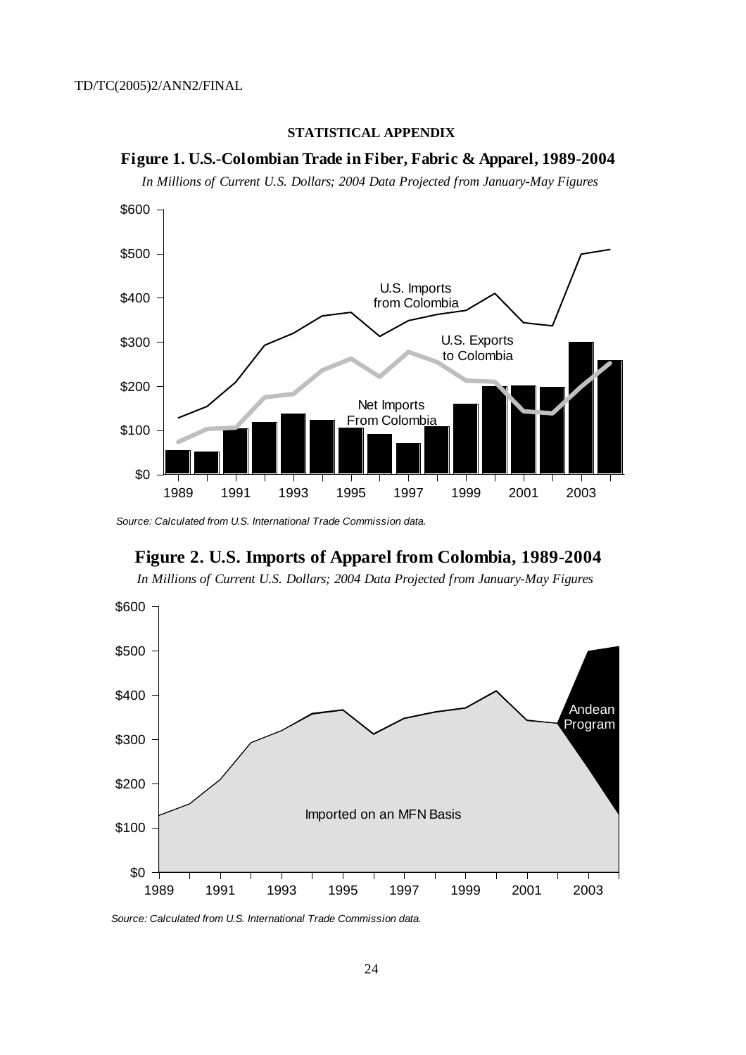## STATISTICAL APPENDIX

### Figure 1. U.S.-Colombian Trade in Fiber, Fabric & Apparel, 1989-2004

*In Millions of Current U.S. Dollars; 2004 Data Projected from January-May Figures*

*Source: Calculated from U.S. International Trade Commission data.*

### Figure 2. U.S. Imports of Apparel from Colombia, 1989-2004

*In Millions of Current U.S. Dollars; 2004 Data Projected from January-May Figures*

*Source: Calculated from U.S. International Trade Commission data.*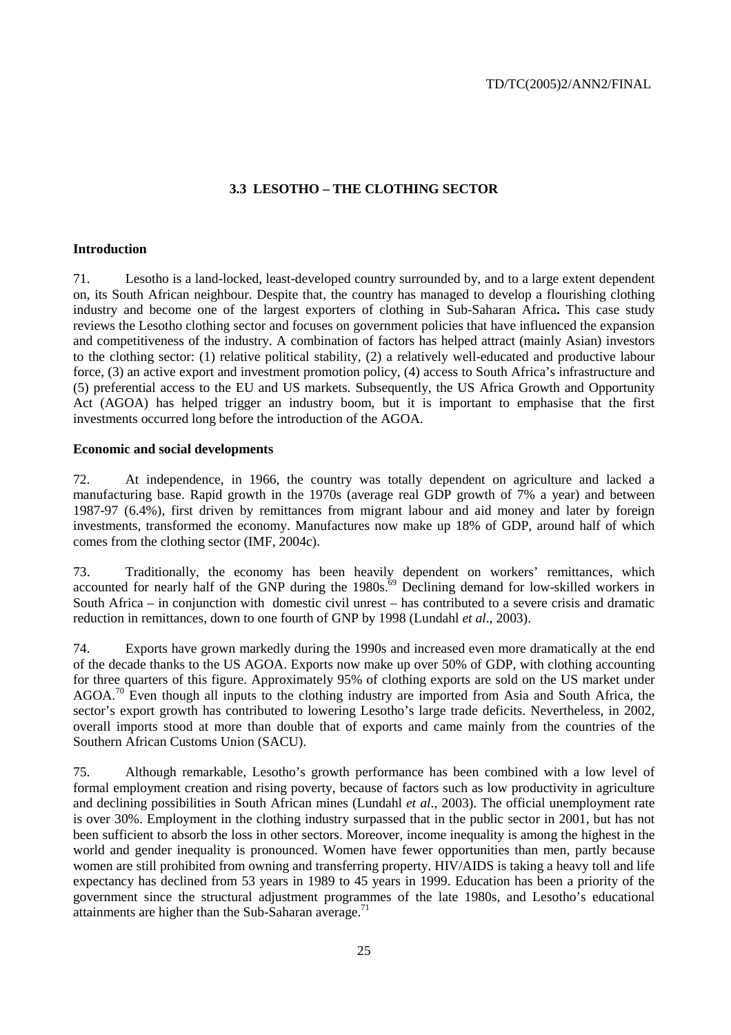### 3.3 LESOTHO – THE CLOTHING SECTOR

**Introduction**

71. Lesotho is a land-locked, least-developed country surrounded by, and to a large extent dependent on, its South African neighbour. Despite that, the country has managed to develop a flourishing clothing industry and become one of the largest exporters of clothing in Sub-Saharan Africa**.** This case study reviews the Lesotho clothing sector and focuses on government policies that have influenced the expansion and competitiveness of the industry. A combination of factors has helped attract (mainly Asian) investors to the clothing sector: (1) relative political stability, (2) a relatively well-educated and productive labour force, (3) an active export and investment promotion policy, (4) access to South Africa's infrastructure and (5) preferential access to the EU and US markets. Subsequently, the US Africa Growth and Opportunity Act (AGOA) has helped trigger an industry boom, but it is important to emphasise that the first investments occurred long before the introduction of the AGOA.

**Economic and social developments**

72. At independence, in 1966, the country was totally dependent on agriculture and lacked a manufacturing base. Rapid growth in the 1970s (average real GDP growth of 7% a year) and between 1987-97 (6.4%), first driven by remittances from migrant labour and aid money and later by foreign investments, transformed the economy. Manufactures now make up 18% of GDP, around half of which comes from the clothing sector (IMF, 2004c).

73. Traditionally, the economy has been heavily dependent on workers' remittances, which accounted for nearly half of the GNP during the 1980s.[69] Declining demand for low-skilled workers in South Africa – in conjunction with domestic civil unrest – has contributed to a severe crisis and dramatic reduction in remittances, down to one fourth of GNP by 1998 (Lundahl *et al*., 2003).

74. Exports have grown markedly during the 1990s and increased even more dramatically at the end of the decade thanks to the US AGOA. Exports now make up over 50% of GDP, with clothing accounting for three quarters of this figure. Approximately 95% of clothing exports are sold on the US market under AGOA.[70] Even though all inputs to the clothing industry are imported from Asia and South Africa, the sector's export growth has contributed to lowering Lesotho's large trade deficits. Nevertheless, in 2002, overall imports stood at more than double that of exports and came mainly from the countries of the Southern African Customs Union (SACU).

75. Although remarkable, Lesotho's growth performance has been combined with a low level of formal employment creation and rising poverty, because of factors such as low productivity in agriculture and declining possibilities in South African mines (Lundahl *et al*., 2003). The official unemployment rate is over 30%. Employment in the clothing industry surpassed that in the public sector in 2001, but has not been sufficient to absorb the loss in other sectors. Moreover, income inequality is among the highest in the world and gender inequality is pronounced. Women have fewer opportunities than men, partly because women are still prohibited from owning and transferring property. HIV/AIDS is taking a heavy toll and life expectancy has declined from 53 years in 1989 to 45 years in 1999. Education has been a priority of the government since the structural adjustment programmes of the late 1980s, and Lesotho's educational attainments are higher than the Sub-Saharan average.[71]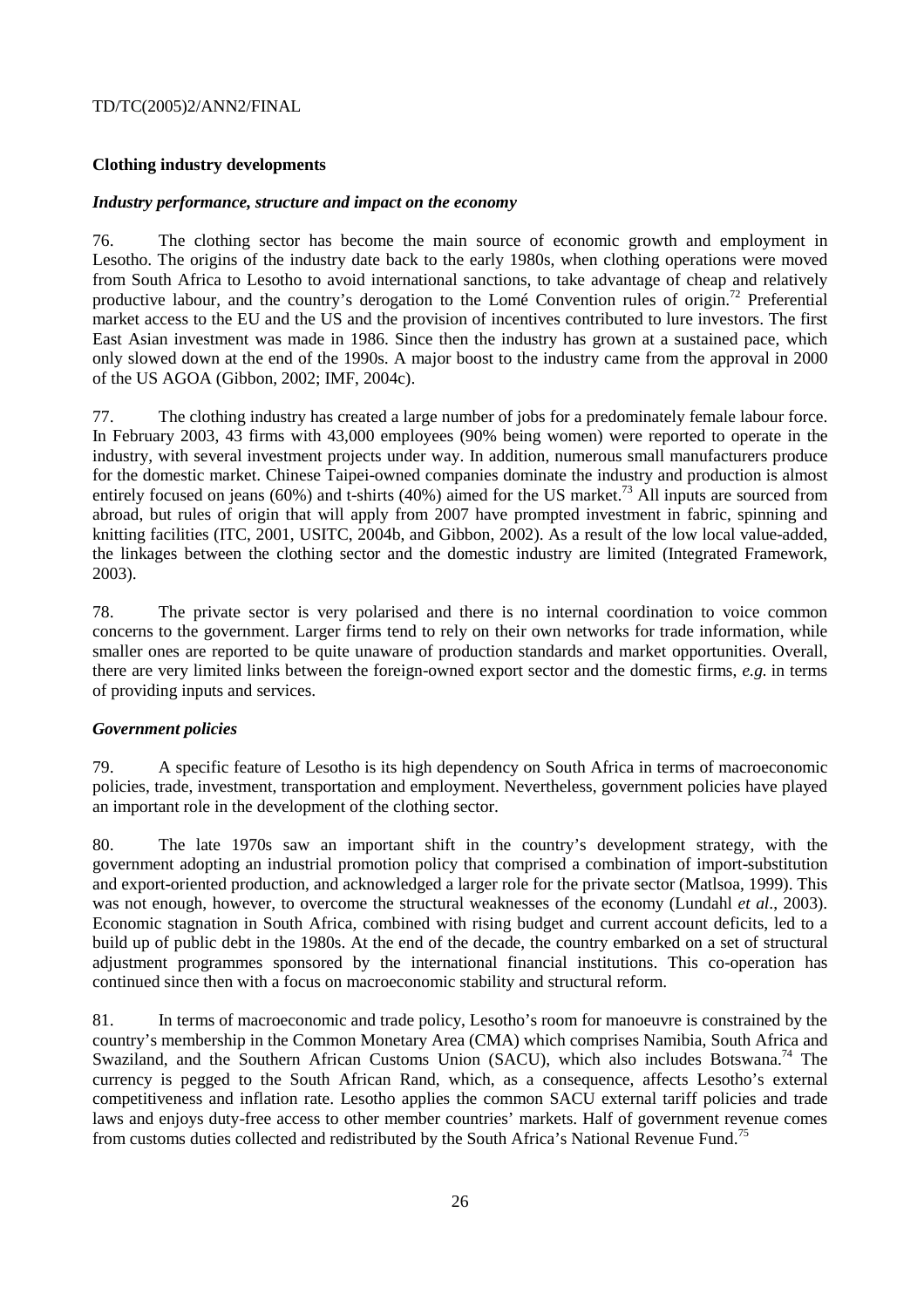## Clothing industry developments

### *Industry performance, structure and impact on the economy*

76. The clothing sector has become the main source of economic growth and employment in Lesotho. The origins of the industry date back to the early 1980s, when clothing operations were moved from South Africa to Lesotho to avoid international sanctions, to take advantage of cheap and relatively productive labour, and the country's derogation to the Lomé Convention rules of origin.[72] Preferential market access to the EU and the US and the provision of incentives contributed to lure investors. The first East Asian investment was made in 1986. Since then the industry has grown at a sustained pace, which only slowed down at the end of the 1990s. A major boost to the industry came from the approval in 2000 of the US AGOA (Gibbon, 2002; IMF, 2004c).

77. The clothing industry has created a large number of jobs for a predominately female labour force. In February 2003, 43 firms with 43,000 employees (90% being women) were reported to operate in the industry, with several investment projects under way. In addition, numerous small manufacturers produce for the domestic market. Chinese Taipei-owned companies dominate the industry and production is almost entirely focused on jeans (60%) and t-shirts (40%) aimed for the US market.[73] All inputs are sourced from abroad, but rules of origin that will apply from 2007 have prompted investment in fabric, spinning and knitting facilities (ITC, 2001, USITC, 2004b, and Gibbon, 2002). As a result of the low local value-added, the linkages between the clothing sector and the domestic industry are limited (Integrated Framework, 2003).

78. The private sector is very polarised and there is no internal coordination to voice common concerns to the government. Larger firms tend to rely on their own networks for trade information, while smaller ones are reported to be quite unaware of production standards and market opportunities. Overall, there are very limited links between the foreign-owned export sector and the domestic firms, *e.g.* in terms of providing inputs and services.

### *Government policies*

79. A specific feature of Lesotho is its high dependency on South Africa in terms of macroeconomic policies, trade, investment, transportation and employment. Nevertheless, government policies have played an important role in the development of the clothing sector.

80. The late 1970s saw an important shift in the country's development strategy, with the government adopting an industrial promotion policy that comprised a combination of import-substitution and export-oriented production, and acknowledged a larger role for the private sector (Matlsoa, 1999). This was not enough, however, to overcome the structural weaknesses of the economy (Lundahl *et al*., 2003). Economic stagnation in South Africa, combined with rising budget and current account deficits, led to a build up of public debt in the 1980s. At the end of the decade, the country embarked on a set of structural adjustment programmes sponsored by the international financial institutions. This co-operation has continued since then with a focus on macroeconomic stability and structural reform.

81. In terms of macroeconomic and trade policy, Lesotho's room for manoeuvre is constrained by the country's membership in the Common Monetary Area (CMA) which comprises Namibia, South Africa and Swaziland, and the Southern African Customs Union (SACU), which also includes Botswana.[74] The currency is pegged to the South African Rand, which, as a consequence, affects Lesotho's external competitiveness and inflation rate. Lesotho applies the common SACU external tariff policies and trade laws and enjoys duty-free access to other member countries' markets. Half of government revenue comes from customs duties collected and redistributed by the South Africa's National Revenue Fund.[75]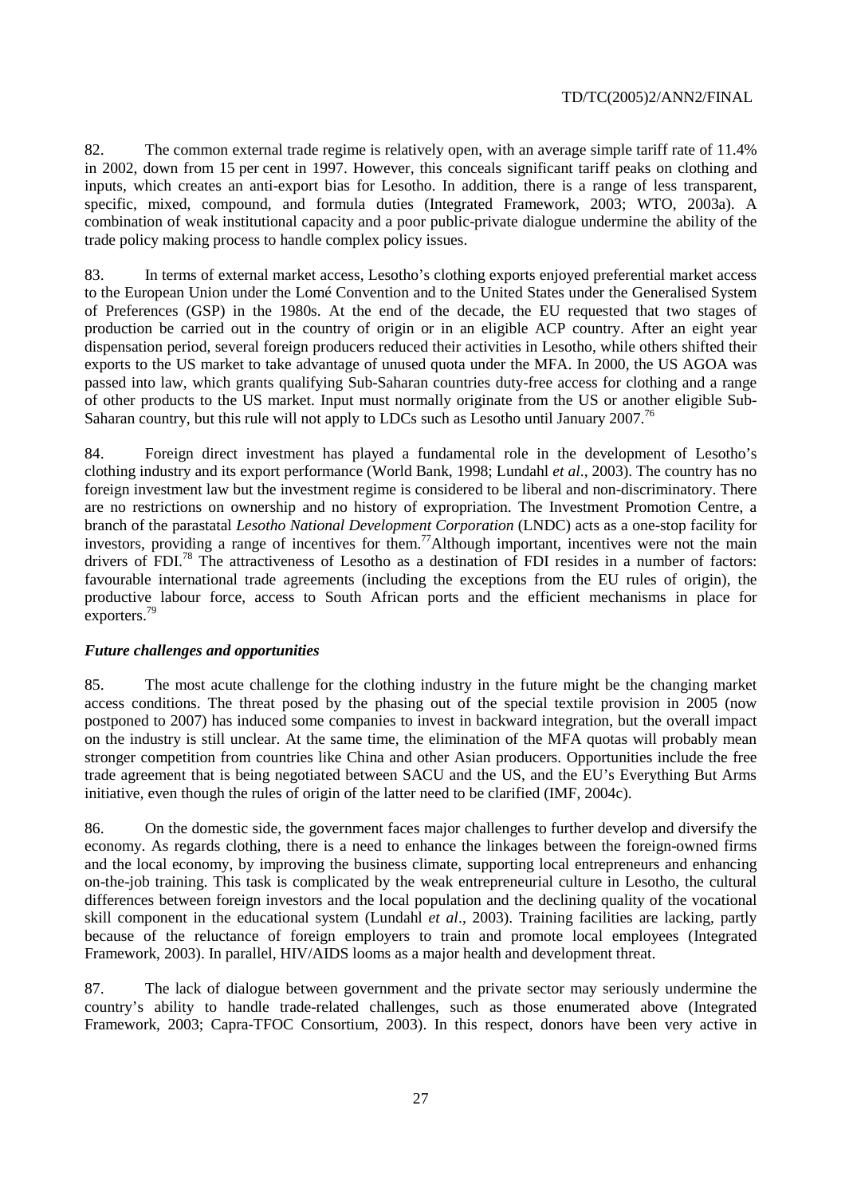82. The common external trade regime is relatively open, with an average simple tariff rate of 11.4% in 2002, down from 15 per cent in 1997. However, this conceals significant tariff peaks on clothing and inputs, which creates an anti-export bias for Lesotho. In addition, there is a range of less transparent, specific, mixed, compound, and formula duties (Integrated Framework, 2003; WTO, 2003a). A combination of weak institutional capacity and a poor public-private dialogue undermine the ability of the trade policy making process to handle complex policy issues.

83. In terms of external market access, Lesotho's clothing exports enjoyed preferential market access to the European Union under the Lomé Convention and to the United States under the Generalised System of Preferences (GSP) in the 1980s. At the end of the decade, the EU requested that two stages of production be carried out in the country of origin or in an eligible ACP country. After an eight year dispensation period, several foreign producers reduced their activities in Lesotho, while others shifted their exports to the US market to take advantage of unused quota under the MFA. In 2000, the US AGOA was passed into law, which grants qualifying Sub-Saharan countries duty-free access for clothing and a range of other products to the US market. Input must normally originate from the US or another eligible Sub-Saharan country, but this rule will not apply to LDCs such as Lesotho until January 2007.[76]

84. Foreign direct investment has played a fundamental role in the development of Lesotho's clothing industry and its export performance (World Bank, 1998; Lundahl *et al*., 2003). The country has no foreign investment law but the investment regime is considered to be liberal and non-discriminatory. There are no restrictions on ownership and no history of expropriation. The Investment Promotion Centre, a branch of the parastatal *Lesotho National Development Corporation* (LNDC) acts as a one-stop facility for investors, providing a range of incentives for them.[77] Although important, incentives were not the main drivers of FDI.[78] The attractiveness of Lesotho as a destination of FDI resides in a number of factors: favourable international trade agreements (including the exceptions from the EU rules of origin), the productive labour force, access to South African ports and the efficient mechanisms in place for exporters.[79]

***Future challenges and opportunities***

85. The most acute challenge for the clothing industry in the future might be the changing market access conditions. The threat posed by the phasing out of the special textile provision in 2005 (now postponed to 2007) has induced some companies to invest in backward integration, but the overall impact on the industry is still unclear. At the same time, the elimination of the MFA quotas will probably mean stronger competition from countries like China and other Asian producers. Opportunities include the free trade agreement that is being negotiated between SACU and the US, and the EU's Everything But Arms initiative, even though the rules of origin of the latter need to be clarified (IMF, 2004c).

86. On the domestic side, the government faces major challenges to further develop and diversify the economy. As regards clothing, there is a need to enhance the linkages between the foreign-owned firms and the local economy, by improving the business climate, supporting local entrepreneurs and enhancing on-the-job training. This task is complicated by the weak entrepreneurial culture in Lesotho, the cultural differences between foreign investors and the local population and the declining quality of the vocational skill component in the educational system (Lundahl *et al*., 2003). Training facilities are lacking, partly because of the reluctance of foreign employers to train and promote local employees (Integrated Framework, 2003). In parallel, HIV/AIDS looms as a major health and development threat.

87. The lack of dialogue between government and the private sector may seriously undermine the country's ability to handle trade-related challenges, such as those enumerated above (Integrated Framework, 2003; Capra-TFOC Consortium, 2003). In this respect, donors have been very active in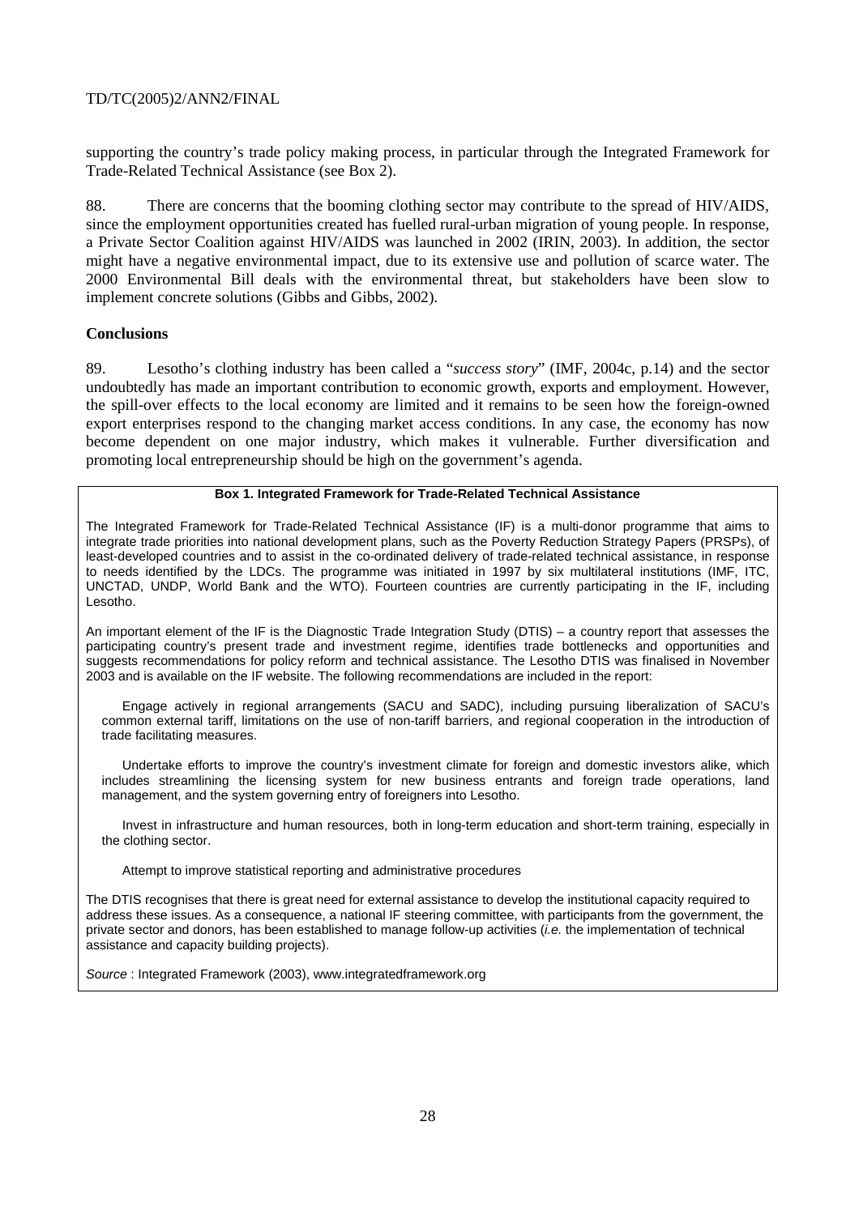supporting the country's trade policy making process, in particular through the Integrated Framework for Trade-Related Technical Assistance (see Box 2).

88. There are concerns that the booming clothing sector may contribute to the spread of HIV/AIDS, since the employment opportunities created has fuelled rural-urban migration of young people. In response, a Private Sector Coalition against HIV/AIDS was launched in 2002 (IRIN, 2003). In addition, the sector might have a negative environmental impact, due to its extensive use and pollution of scarce water. The 2000 Environmental Bill deals with the environmental threat, but stakeholders have been slow to implement concrete solutions (Gibbs and Gibbs, 2002).

**Conclusions**

89. Lesotho's clothing industry has been called a "*success story*" (IMF, 2004c, p.14) and the sector undoubtedly has made an important contribution to economic growth, exports and employment. However, the spill-over effects to the local economy are limited and it remains to be seen how the foreign-owned export enterprises respond to the changing market access conditions. In any case, the economy has now become dependent on one major industry, which makes it vulnerable. Further diversification and promoting local entrepreneurship should be high on the government's agenda.

**Box 1. Integrated Framework for Trade-Related Technical Assistance**

The Integrated Framework for Trade-Related Technical Assistance (IF) is a multi-donor programme that aims to integrate trade priorities into national development plans, such as the Poverty Reduction Strategy Papers (PRSPs), of least-developed countries and to assist in the co-ordinated delivery of trade-related technical assistance, in response to needs identified by the LDCs. The programme was initiated in 1997 by six multilateral institutions (IMF, ITC, UNCTAD, UNDP, World Bank and the WTO). Fourteen countries are currently participating in the IF, including Lesotho.

An important element of the IF is the Diagnostic Trade Integration Study (DTIS) – a country report that assesses the participating country's present trade and investment regime, identifies trade bottlenecks and opportunities and suggests recommendations for policy reform and technical assistance. The Lesotho DTIS was finalised in November 2003 and is available on the IF website. The following recommendations are included in the report:

- Engage actively in regional arrangements (SACU and SADC), including pursuing liberalization of SACU's common external tariff, limitations on the use of non-tariff barriers, and regional cooperation in the introduction of trade facilitating measures.
- Undertake efforts to improve the country's investment climate for foreign and domestic investors alike, which includes streamlining the licensing system for new business entrants and foreign trade operations, land management, and the system governing entry of foreigners into Lesotho.
- Invest in infrastructure and human resources, both in long-term education and short-term training, especially in the clothing sector.
- Attempt to improve statistical reporting and administrative procedures

The DTIS recognises that there is great need for external assistance to develop the institutional capacity required to address these issues. As a consequence, a national IF steering committee, with participants from the government, the private sector and donors, has been established to manage follow-up activities (*i.e.* the implementation of technical assistance and capacity building projects).

*Source* : Integrated Framework (2003), www.integratedframework.org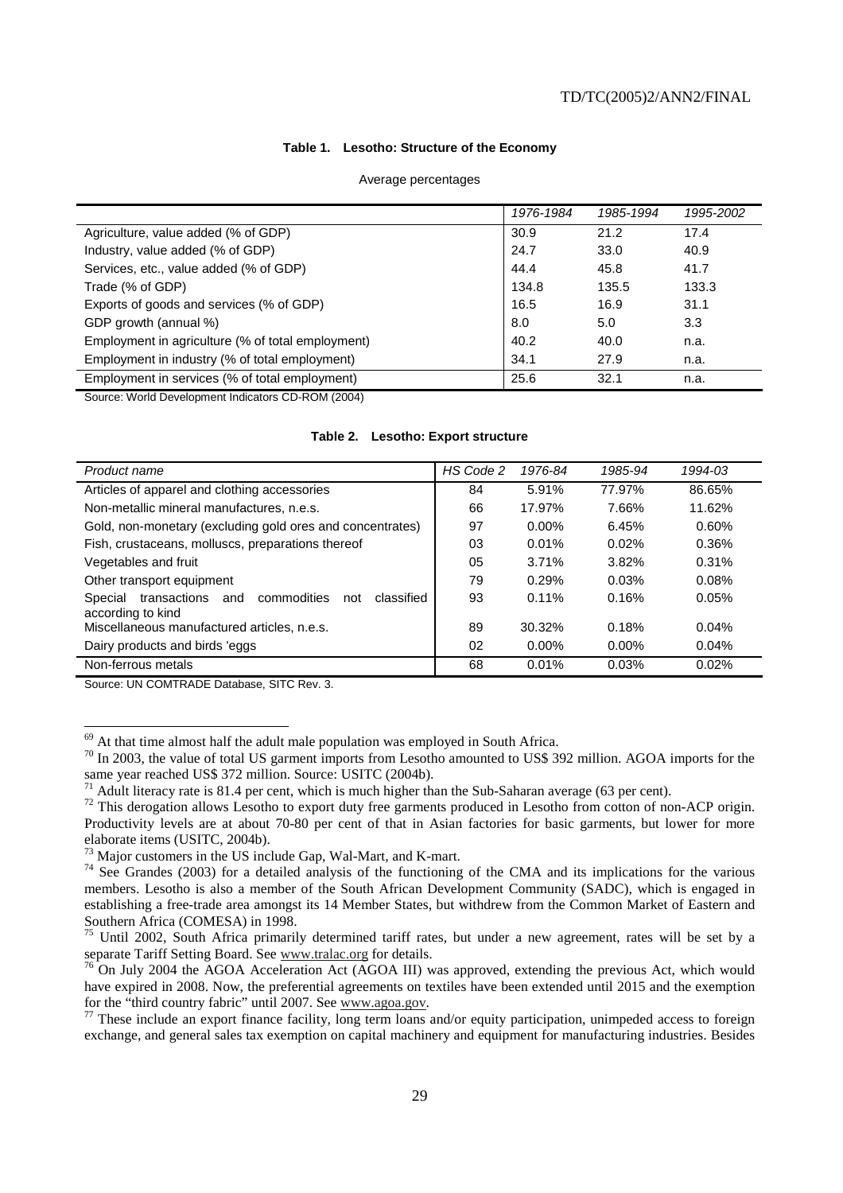**Table 1. Lesotho: Structure of the Economy**

Average percentages

| | *1976-1984* | *1985-1994* | *1995-2002* |
|---|---|---|---|
| Agriculture, value added (% of GDP) | 30.9 | 21.2 | 17.4 |
| Industry, value added (% of GDP) | 24.7 | 33.0 | 40.9 |
| Services, etc., value added (% of GDP) | 44.4 | 45.8 | 41.7 |
| Trade (% of GDP) | 134.8 | 135.5 | 133.3 |
| Exports of goods and services (% of GDP) | 16.5 | 16.9 | 31.1 |
| GDP growth (annual %) | 8.0 | 5.0 | 3.3 |
| Employment in agriculture (% of total employment) | 40.2 | 40.0 | n.a. |
| Employment in industry (% of total employment) | 34.1 | 27.9 | n.a. |
| Employment in services (% of total employment) | 25.6 | 32.1 | n.a. |

Source: World Development Indicators CD-ROM (2004)

**Table 2. Lesotho: Export structure**

| *Product name* | *HS Code 2* | *1976-84* | *1985-94* | *1994-03* |
|---|---|---|---|---|
| Articles of apparel and clothing accessories | 84 | 5.91% | 77.97% | 86.65% |
| Non-metallic mineral manufactures, n.e.s. | 66 | 17.97% | 7.66% | 11.62% |
| Gold, non-monetary (excluding gold ores and concentrates) | 97 | 0.00% | 6.45% | 0.60% |
| Fish, crustaceans, molluscs, preparations thereof | 03 | 0.01% | 0.02% | 0.36% |
| Vegetables and fruit | 05 | 3.71% | 3.82% | 0.31% |
| Other transport equipment | 79 | 0.29% | 0.03% | 0.08% |
| Special transactions and commodities not classified according to kind | 93 | 0.11% | 0.16% | 0.05% |
| Miscellaneous manufactured articles, n.e.s. | 89 | 30.32% | 0.18% | 0.04% |
| Dairy products and birds 'eggs | 02 | 0.00% | 0.00% | 0.04% |
| Non-ferrous metals | 68 | 0.01% | 0.03% | 0.02% |

Source: UN COMTRADE Database, SITC Rev. 3.

---

[69] At that time almost half the adult male population was employed in South Africa.

[70] In 2003, the value of total US garment imports from Lesotho amounted to US$ 392 million. AGOA imports for the same year reached US$ 372 million. Source: USITC (2004b).

[71] Adult literacy rate is 81.4 per cent, which is much higher than the Sub-Saharan average (63 per cent).

[72] This derogation allows Lesotho to export duty free garments produced in Lesotho from cotton of non-ACP origin. Productivity levels are at about 70-80 per cent of that in Asian factories for basic garments, but lower for more elaborate items (USITC, 2004b).

[73] Major customers in the US include Gap, Wal-Mart, and K-mart.

[74] See Grandes (2003) for a detailed analysis of the functioning of the CMA and its implications for the various members. Lesotho is also a member of the South African Development Community (SADC), which is engaged in establishing a free-trade area amongst its 14 Member States, but withdrew from the Common Market of Eastern and Southern Africa (COMESA) in 1998.

[75] Until 2002, South Africa primarily determined tariff rates, but under a new agreement, rates will be set by a separate Tariff Setting Board. See www.tralac.org for details.

[76] On July 2004 the AGOA Acceleration Act (AGOA III) was approved, extending the previous Act, which would have expired in 2008. Now, the preferential agreements on textiles have been extended until 2015 and the exemption for the "third country fabric" until 2007. See www.agoa.gov.

[77] These include an export finance facility, long term loans and/or equity participation, unimpeded access to foreign exchange, and general sales tax exemption on capital machinery and equipment for manufacturing industries. Besides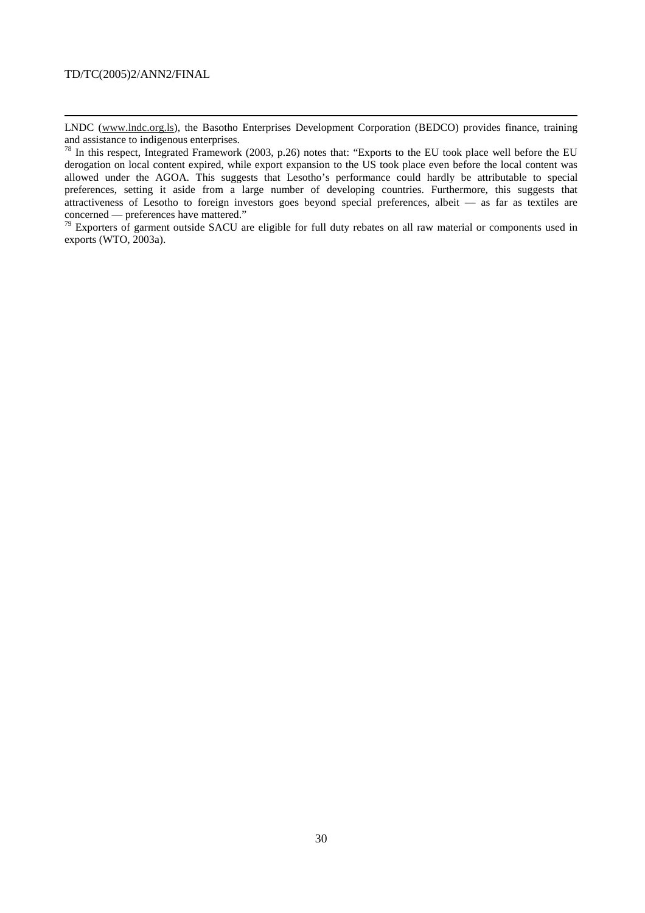LNDC (www.lndc.org.ls), the Basotho Enterprises Development Corporation (BEDCO) provides finance, training and assistance to indigenous enterprises.

[78] In this respect, Integrated Framework (2003, p.26) notes that: "Exports to the EU took place well before the EU derogation on local content expired, while export expansion to the US took place even before the local content was allowed under the AGOA. This suggests that Lesotho's performance could hardly be attributable to special preferences, setting it aside from a large number of developing countries. Furthermore, this suggests that attractiveness of Lesotho to foreign investors goes beyond special preferences, albeit — as far as textiles are concerned — preferences have mattered."

[79] Exporters of garment outside SACU are eligible for full duty rebates on all raw material or components used in exports (WTO, 2003a).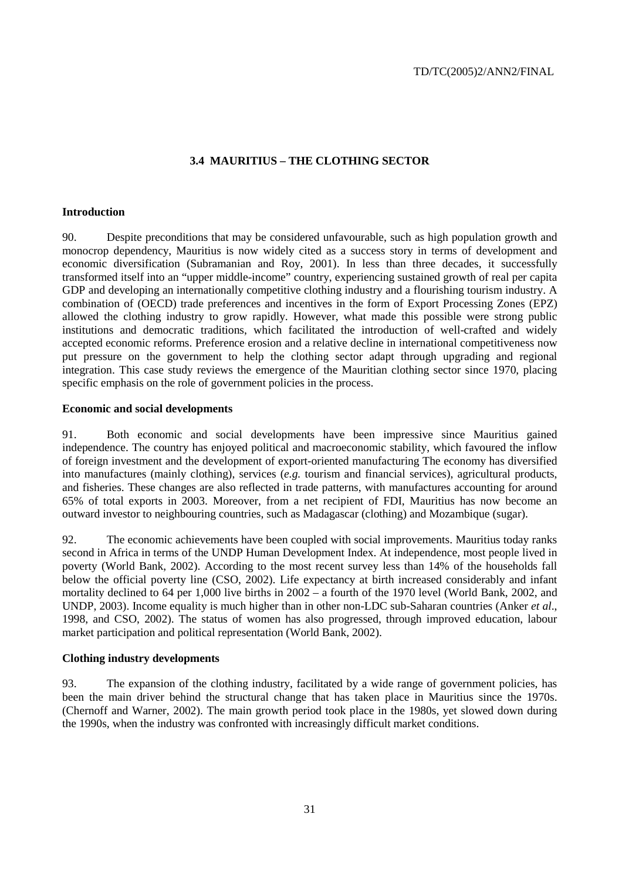### 3.4 MAURITIUS – THE CLOTHING SECTOR

**Introduction**

90. Despite preconditions that may be considered unfavourable, such as high population growth and monocrop dependency, Mauritius is now widely cited as a success story in terms of development and economic diversification (Subramanian and Roy, 2001). In less than three decades, it successfully transformed itself into an "upper middle-income" country, experiencing sustained growth of real per capita GDP and developing an internationally competitive clothing industry and a flourishing tourism industry. A combination of (OECD) trade preferences and incentives in the form of Export Processing Zones (EPZ) allowed the clothing industry to grow rapidly. However, what made this possible were strong public institutions and democratic traditions, which facilitated the introduction of well-crafted and widely accepted economic reforms. Preference erosion and a relative decline in international competitiveness now put pressure on the government to help the clothing sector adapt through upgrading and regional integration. This case study reviews the emergence of the Mauritian clothing sector since 1970, placing specific emphasis on the role of government policies in the process.

**Economic and social developments**

91. Both economic and social developments have been impressive since Mauritius gained independence. The country has enjoyed political and macroeconomic stability, which favoured the inflow of foreign investment and the development of export-oriented manufacturing The economy has diversified into manufactures (mainly clothing), services (*e.g.* tourism and financial services), agricultural products, and fisheries. These changes are also reflected in trade patterns, with manufactures accounting for around 65% of total exports in 2003. Moreover, from a net recipient of FDI, Mauritius has now become an outward investor to neighbouring countries, such as Madagascar (clothing) and Mozambique (sugar).

92. The economic achievements have been coupled with social improvements. Mauritius today ranks second in Africa in terms of the UNDP Human Development Index. At independence, most people lived in poverty (World Bank, 2002). According to the most recent survey less than 14% of the households fall below the official poverty line (CSO, 2002). Life expectancy at birth increased considerably and infant mortality declined to 64 per 1,000 live births in 2002 – a fourth of the 1970 level (World Bank, 2002, and UNDP, 2003). Income equality is much higher than in other non-LDC sub-Saharan countries (Anker *et al.*, 1998, and CSO, 2002). The status of women has also progressed, through improved education, labour market participation and political representation (World Bank, 2002).

**Clothing industry developments**

93. The expansion of the clothing industry, facilitated by a wide range of government policies, has been the main driver behind the structural change that has taken place in Mauritius since the 1970s. (Chernoff and Warner, 2002). The main growth period took place in the 1980s, yet slowed down during the 1990s, when the industry was confronted with increasingly difficult market conditions.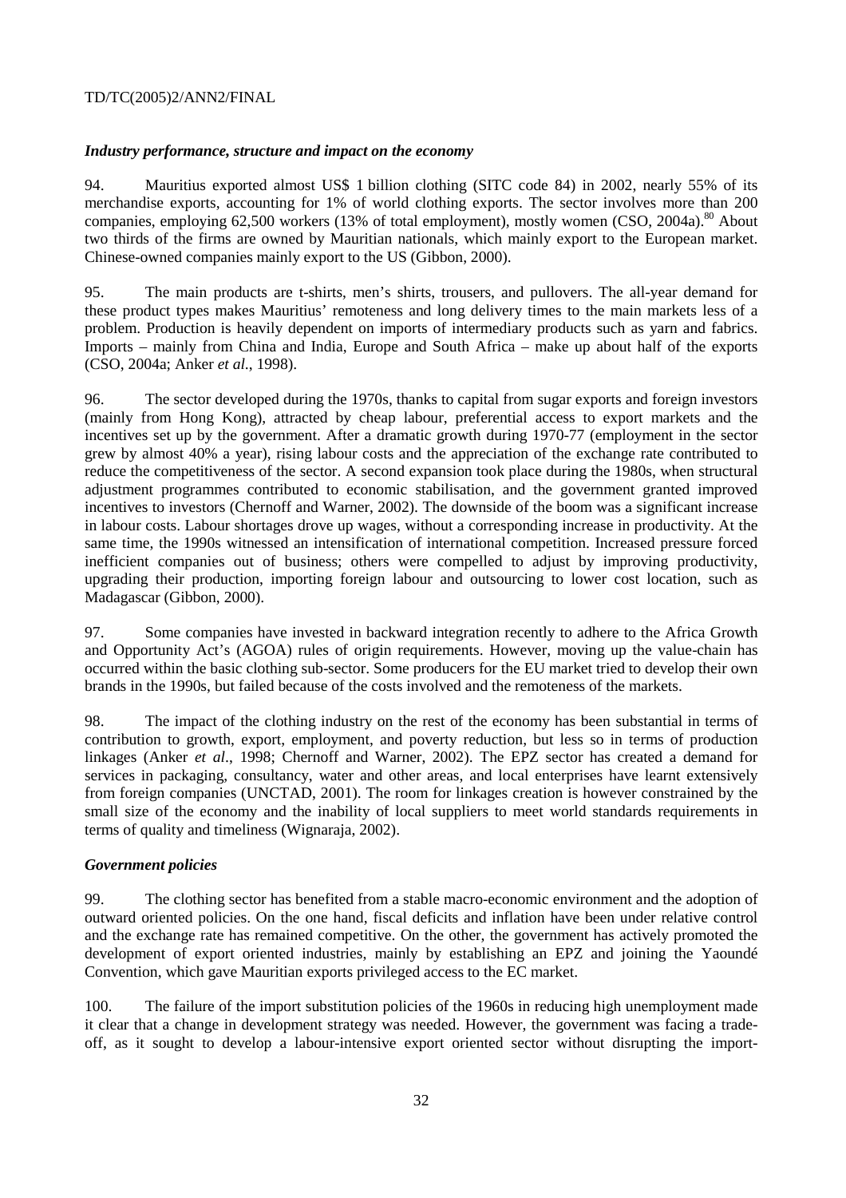### *Industry performance, structure and impact on the economy*

94. Mauritius exported almost US$ 1 billion clothing (SITC code 84) in 2002, nearly 55% of its merchandise exports, accounting for 1% of world clothing exports. The sector involves more than 200 companies, employing 62,500 workers (13% of total employment), mostly women (CSO, 2004a).[80] About two thirds of the firms are owned by Mauritian nationals, which mainly export to the European market. Chinese-owned companies mainly export to the US (Gibbon, 2000).

95. The main products are t-shirts, men's shirts, trousers, and pullovers. The all-year demand for these product types makes Mauritius' remoteness and long delivery times to the main markets less of a problem. Production is heavily dependent on imports of intermediary products such as yarn and fabrics. Imports – mainly from China and India, Europe and South Africa – make up about half of the exports (CSO, 2004a; Anker *et al*., 1998).

96. The sector developed during the 1970s, thanks to capital from sugar exports and foreign investors (mainly from Hong Kong), attracted by cheap labour, preferential access to export markets and the incentives set up by the government. After a dramatic growth during 1970-77 (employment in the sector grew by almost 40% a year), rising labour costs and the appreciation of the exchange rate contributed to reduce the competitiveness of the sector. A second expansion took place during the 1980s, when structural adjustment programmes contributed to economic stabilisation, and the government granted improved incentives to investors (Chernoff and Warner, 2002). The downside of the boom was a significant increase in labour costs. Labour shortages drove up wages, without a corresponding increase in productivity. At the same time, the 1990s witnessed an intensification of international competition. Increased pressure forced inefficient companies out of business; others were compelled to adjust by improving productivity, upgrading their production, importing foreign labour and outsourcing to lower cost location, such as Madagascar (Gibbon, 2000).

97. Some companies have invested in backward integration recently to adhere to the Africa Growth and Opportunity Act's (AGOA) rules of origin requirements. However, moving up the value-chain has occurred within the basic clothing sub-sector. Some producers for the EU market tried to develop their own brands in the 1990s, but failed because of the costs involved and the remoteness of the markets.

98. The impact of the clothing industry on the rest of the economy has been substantial in terms of contribution to growth, export, employment, and poverty reduction, but less so in terms of production linkages (Anker *et al*., 1998; Chernoff and Warner, 2002). The EPZ sector has created a demand for services in packaging, consultancy, water and other areas, and local enterprises have learnt extensively from foreign companies (UNCTAD, 2001). The room for linkages creation is however constrained by the small size of the economy and the inability of local suppliers to meet world standards requirements in terms of quality and timeliness (Wignaraja, 2002).

### *Government policies*

99. The clothing sector has benefited from a stable macro-economic environment and the adoption of outward oriented policies. On the one hand, fiscal deficits and inflation have been under relative control and the exchange rate has remained competitive. On the other, the government has actively promoted the development of export oriented industries, mainly by establishing an EPZ and joining the Yaoundé Convention, which gave Mauritian exports privileged access to the EC market.

100. The failure of the import substitution policies of the 1960s in reducing high unemployment made it clear that a change in development strategy was needed. However, the government was facing a trade-off, as it sought to develop a labour-intensive export oriented sector without disrupting the import-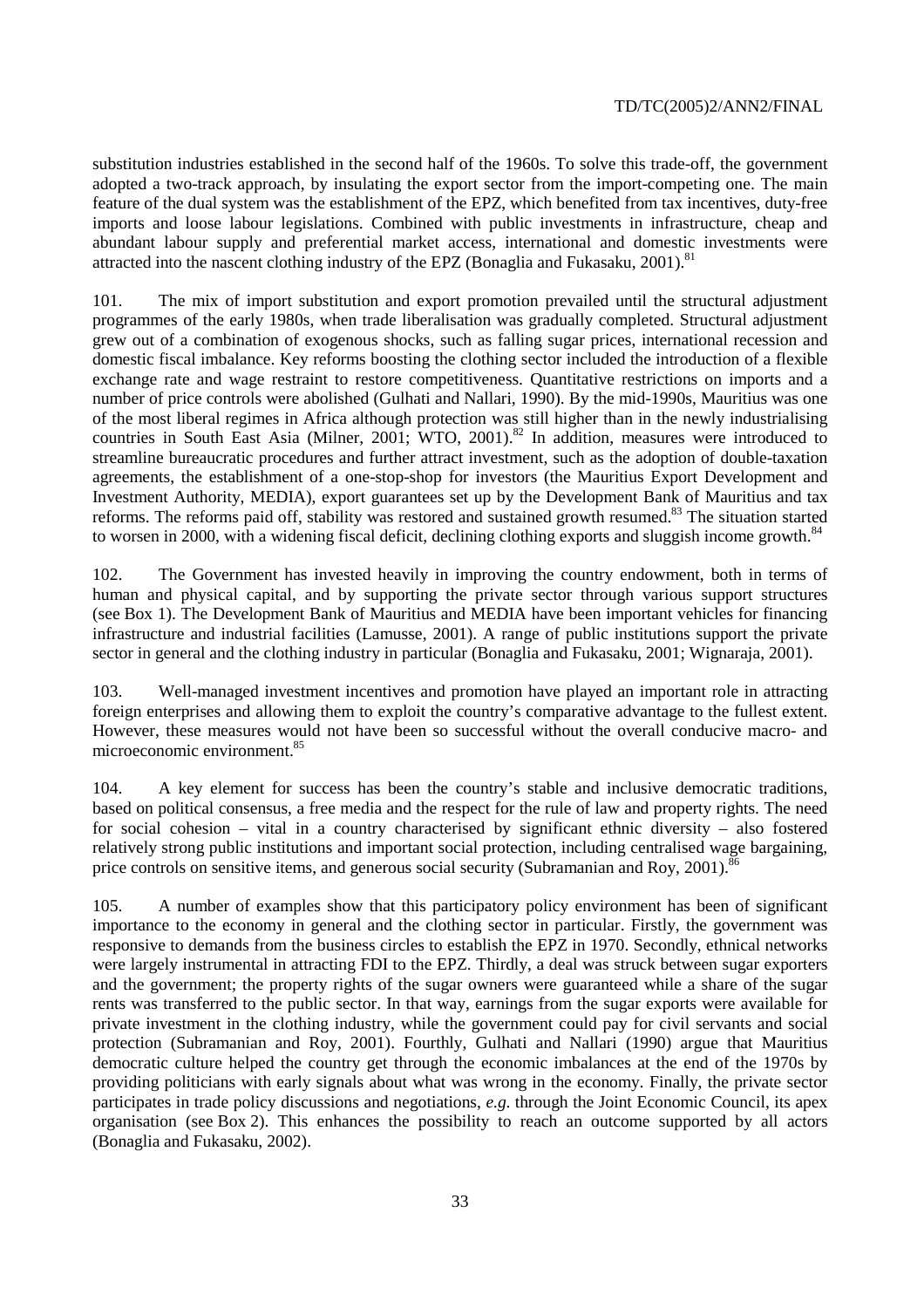substitution industries established in the second half of the 1960s. To solve this trade-off, the government adopted a two-track approach, by insulating the export sector from the import-competing one. The main feature of the dual system was the establishment of the EPZ, which benefited from tax incentives, duty-free imports and loose labour legislations. Combined with public investments in infrastructure, cheap and abundant labour supply and preferential market access, international and domestic investments were attracted into the nascent clothing industry of the EPZ (Bonaglia and Fukasaku, 2001).[81]

101. The mix of import substitution and export promotion prevailed until the structural adjustment programmes of the early 1980s, when trade liberalisation was gradually completed. Structural adjustment grew out of a combination of exogenous shocks, such as falling sugar prices, international recession and domestic fiscal imbalance. Key reforms boosting the clothing sector included the introduction of a flexible exchange rate and wage restraint to restore competitiveness. Quantitative restrictions on imports and a number of price controls were abolished (Gulhati and Nallari, 1990). By the mid-1990s, Mauritius was one of the most liberal regimes in Africa although protection was still higher than in the newly industrialising countries in South East Asia (Milner, 2001; WTO, 2001).[82] In addition, measures were introduced to streamline bureaucratic procedures and further attract investment, such as the adoption of double-taxation agreements, the establishment of a one-stop-shop for investors (the Mauritius Export Development and Investment Authority, MEDIA), export guarantees set up by the Development Bank of Mauritius and tax reforms. The reforms paid off, stability was restored and sustained growth resumed.[83] The situation started to worsen in 2000, with a widening fiscal deficit, declining clothing exports and sluggish income growth.[84]

102. The Government has invested heavily in improving the country endowment, both in terms of human and physical capital, and by supporting the private sector through various support structures (see Box 1). The Development Bank of Mauritius and MEDIA have been important vehicles for financing infrastructure and industrial facilities (Lamusse, 2001). A range of public institutions support the private sector in general and the clothing industry in particular (Bonaglia and Fukasaku, 2001; Wignaraja, 2001).

103. Well-managed investment incentives and promotion have played an important role in attracting foreign enterprises and allowing them to exploit the country's comparative advantage to the fullest extent. However, these measures would not have been so successful without the overall conducive macro- and microeconomic environment.[85]

104. A key element for success has been the country's stable and inclusive democratic traditions, based on political consensus, a free media and the respect for the rule of law and property rights. The need for social cohesion – vital in a country characterised by significant ethnic diversity – also fostered relatively strong public institutions and important social protection, including centralised wage bargaining, price controls on sensitive items, and generous social security (Subramanian and Roy, 2001).[86]

105. A number of examples show that this participatory policy environment has been of significant importance to the economy in general and the clothing sector in particular. Firstly, the government was responsive to demands from the business circles to establish the EPZ in 1970. Secondly, ethnical networks were largely instrumental in attracting FDI to the EPZ. Thirdly, a deal was struck between sugar exporters and the government; the property rights of the sugar owners were guaranteed while a share of the sugar rents was transferred to the public sector. In that way, earnings from the sugar exports were available for private investment in the clothing industry, while the government could pay for civil servants and social protection (Subramanian and Roy, 2001). Fourthly, Gulhati and Nallari (1990) argue that Mauritius democratic culture helped the country get through the economic imbalances at the end of the 1970s by providing politicians with early signals about what was wrong in the economy. Finally, the private sector participates in trade policy discussions and negotiations, *e.g.* through the Joint Economic Council, its apex organisation (see Box 2). This enhances the possibility to reach an outcome supported by all actors (Bonaglia and Fukasaku, 2002).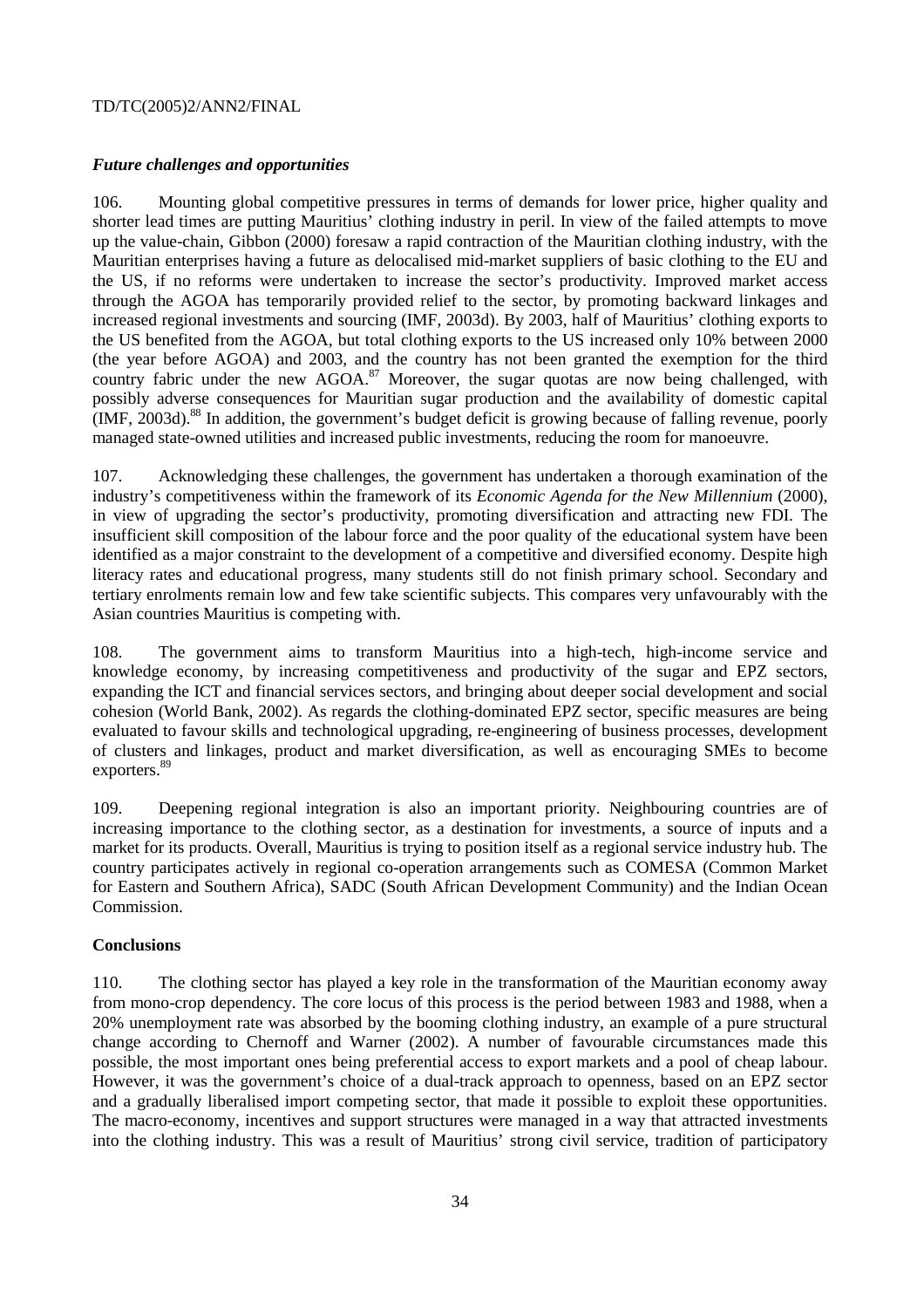### *Future challenges and opportunities*

106. Mounting global competitive pressures in terms of demands for lower price, higher quality and shorter lead times are putting Mauritius' clothing industry in peril. In view of the failed attempts to move up the value-chain, Gibbon (2000) foresaw a rapid contraction of the Mauritian clothing industry, with the Mauritian enterprises having a future as delocalised mid-market suppliers of basic clothing to the EU and the US, if no reforms were undertaken to increase the sector's productivity. Improved market access through the AGOA has temporarily provided relief to the sector, by promoting backward linkages and increased regional investments and sourcing (IMF, 2003d). By 2003, half of Mauritius' clothing exports to the US benefited from the AGOA, but total clothing exports to the US increased only 10% between 2000 (the year before AGOA) and 2003, and the country has not been granted the exemption for the third country fabric under the new AGOA.[87] Moreover, the sugar quotas are now being challenged, with possibly adverse consequences for Mauritian sugar production and the availability of domestic capital (IMF, 2003d).[88] In addition, the government's budget deficit is growing because of falling revenue, poorly managed state-owned utilities and increased public investments, reducing the room for manoeuvre.

107. Acknowledging these challenges, the government has undertaken a thorough examination of the industry's competitiveness within the framework of its *Economic Agenda for the New Millennium* (2000), in view of upgrading the sector's productivity, promoting diversification and attracting new FDI. The insufficient skill composition of the labour force and the poor quality of the educational system have been identified as a major constraint to the development of a competitive and diversified economy. Despite high literacy rates and educational progress, many students still do not finish primary school. Secondary and tertiary enrolments remain low and few take scientific subjects. This compares very unfavourably with the Asian countries Mauritius is competing with.

108. The government aims to transform Mauritius into a high-tech, high-income service and knowledge economy, by increasing competitiveness and productivity of the sugar and EPZ sectors, expanding the ICT and financial services sectors, and bringing about deeper social development and social cohesion (World Bank, 2002). As regards the clothing-dominated EPZ sector, specific measures are being evaluated to favour skills and technological upgrading, re-engineering of business processes, development of clusters and linkages, product and market diversification, as well as encouraging SMEs to become exporters.[89]

109. Deepening regional integration is also an important priority. Neighbouring countries are of increasing importance to the clothing sector, as a destination for investments, a source of inputs and a market for its products. Overall, Mauritius is trying to position itself as a regional service industry hub. The country participates actively in regional co-operation arrangements such as COMESA (Common Market for Eastern and Southern Africa), SADC (South African Development Community) and the Indian Ocean Commission.

### **Conclusions**

110. The clothing sector has played a key role in the transformation of the Mauritian economy away from mono-crop dependency. The core locus of this process is the period between 1983 and 1988, when a 20% unemployment rate was absorbed by the booming clothing industry, an example of a pure structural change according to Chernoff and Warner (2002). A number of favourable circumstances made this possible, the most important ones being preferential access to export markets and a pool of cheap labour. However, it was the government's choice of a dual-track approach to openness, based on an EPZ sector and a gradually liberalised import competing sector, that made it possible to exploit these opportunities. The macro-economy, incentives and support structures were managed in a way that attracted investments into the clothing industry. This was a result of Mauritius' strong civil service, tradition of participatory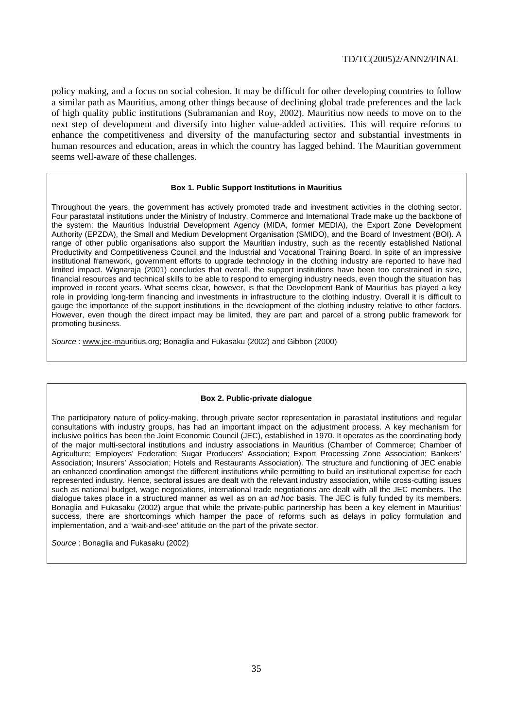policy making, and a focus on social cohesion. It may be difficult for other developing countries to follow a similar path as Mauritius, among other things because of declining global trade preferences and the lack of high quality public institutions (Subramanian and Roy, 2002). Mauritius now needs to move on to the next step of development and diversify into higher value-added activities. This will require reforms to enhance the competitiveness and diversity of the manufacturing sector and substantial investments in human resources and education, areas in which the country has lagged behind. The Mauritian government seems well-aware of these challenges.

**Box 1. Public Support Institutions in Mauritius**

Throughout the years, the government has actively promoted trade and investment activities in the clothing sector. Four parastatal institutions under the Ministry of Industry, Commerce and International Trade make up the backbone of the system: the Mauritius Industrial Development Agency (MIDA, former MEDIA), the Export Zone Development Authority (EPZDA), the Small and Medium Development Organisation (SMIDO), and the Board of Investment (BOI). A range of other public organisations also support the Mauritian industry, such as the recently established National Productivity and Competitiveness Council and the Industrial and Vocational Training Board. In spite of an impressive institutional framework, government efforts to upgrade technology in the clothing industry are reported to have had limited impact. Wignaraja (2001) concludes that overall, the support institutions have been too constrained in size, financial resources and technical skills to be able to respond to emerging industry needs, even though the situation has improved in recent years. What seems clear, however, is that the Development Bank of Mauritius has played a key role in providing long-term financing and investments in infrastructure to the clothing industry. Overall it is difficult to gauge the importance of the support institutions in the development of the clothing industry relative to other factors. However, even though the direct impact may be limited, they are part and parcel of a strong public framework for promoting business.

*Source* : www.jec-mauritius.org; Bonaglia and Fukasaku (2002) and Gibbon (2000)

**Box 2. Public-private dialogue**

The participatory nature of policy-making, through private sector representation in parastatal institutions and regular consultations with industry groups, has had an important impact on the adjustment process. A key mechanism for inclusive politics has been the Joint Economic Council (JEC), established in 1970. It operates as the coordinating body of the major multi-sectoral institutions and industry associations in Mauritius (Chamber of Commerce; Chamber of Agriculture; Employers' Federation; Sugar Producers' Association; Export Processing Zone Association; Bankers' Association; Insurers' Association; Hotels and Restaurants Association). The structure and functioning of JEC enable an enhanced coordination amongst the different institutions while permitting to build an institutional expertise for each represented industry. Hence, sectoral issues are dealt with the relevant industry association, while cross-cutting issues such as national budget, wage negotiations, international trade negotiations are dealt with all the JEC members. The dialogue takes place in a structured manner as well as on an *ad hoc* basis. The JEC is fully funded by its members. Bonaglia and Fukasaku (2002) argue that while the private-public partnership has been a key element in Mauritius' success, there are shortcomings which hamper the pace of reforms such as delays in policy formulation and implementation, and a 'wait-and-see' attitude on the part of the private sector.

*Source* : Bonaglia and Fukasaku (2002)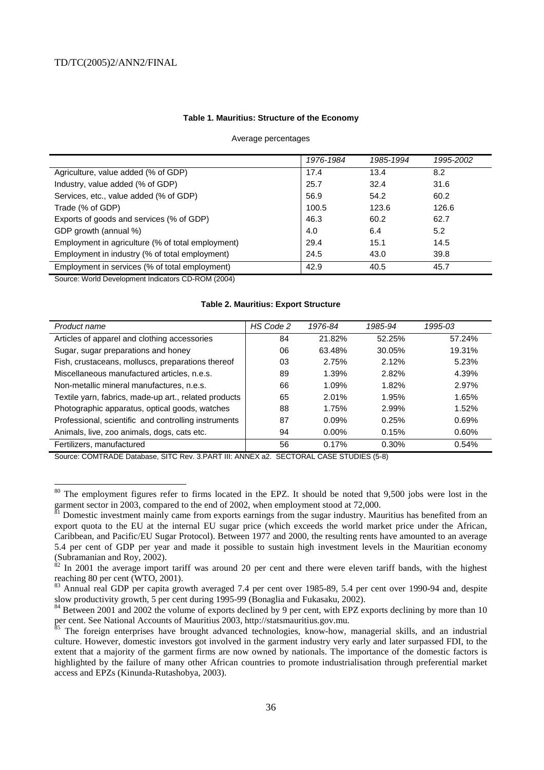**Table 1. Mauritius: Structure of the Economy**

Average percentages

| | *1976-1984* | *1985-1994* | *1995-2002* |
|---|---|---|---|
| Agriculture, value added (% of GDP) | 17.4 | 13.4 | 8.2 |
| Industry, value added (% of GDP) | 25.7 | 32.4 | 31.6 |
| Services, etc., value added (% of GDP) | 56.9 | 54.2 | 60.2 |
| Trade (% of GDP) | 100.5 | 123.6 | 126.6 |
| Exports of goods and services (% of GDP) | 46.3 | 60.2 | 62.7 |
| GDP growth (annual %) | 4.0 | 6.4 | 5.2 |
| Employment in agriculture (% of total employment) | 29.4 | 15.1 | 14.5 |
| Employment in industry (% of total employment) | 24.5 | 43.0 | 39.8 |
| Employment in services (% of total employment) | 42.9 | 40.5 | 45.7 |

Source: World Development Indicators CD-ROM (2004)

**Table 2. Mauritius: Export Structure**

| *Product name* | *HS Code 2* | *1976-84* | *1985-94* | *1995-03* |
|---|---|---|---|---|
| Articles of apparel and clothing accessories | 84 | 21.82% | 52.25% | 57.24% |
| Sugar, sugar preparations and honey | 06 | 63.48% | 30.05% | 19.31% |
| Fish, crustaceans, molluscs, preparations thereof | 03 | 2.75% | 2.12% | 5.23% |
| Miscellaneous manufactured articles, n.e.s. | 89 | 1.39% | 2.82% | 4.39% |
| Non-metallic mineral manufactures, n.e.s. | 66 | 1.09% | 1.82% | 2.97% |
| Textile yarn, fabrics, made-up art., related products | 65 | 2.01% | 1.95% | 1.65% |
| Photographic apparatus, optical goods, watches | 88 | 1.75% | 2.99% | 1.52% |
| Professional, scientific and controlling instruments | 87 | 0.09% | 0.25% | 0.69% |
| Animals, live, zoo animals, dogs, cats etc. | 94 | 0.00% | 0.15% | 0.60% |
| Fertilizers, manufactured | 56 | 0.17% | 0.30% | 0.54% |

Source: COMTRADE Database, SITC Rev. 3.PART III: ANNEX a2. SECTORAL CASE STUDIES (5-8)

---

[80] The employment figures refer to firms located in the EPZ. It should be noted that 9,500 jobs were lost in the garment sector in 2003, compared to the end of 2002, when employment stood at 72,000.

[81] Domestic investment mainly came from exports earnings from the sugar industry. Mauritius has benefited from an export quota to the EU at the internal EU sugar price (which exceeds the world market price under the African, Caribbean, and Pacific/EU Sugar Protocol). Between 1977 and 2000, the resulting rents have amounted to an average 5.4 per cent of GDP per year and made it possible to sustain high investment levels in the Mauritian economy (Subramanian and Roy, 2002).

[82] In 2001 the average import tariff was around 20 per cent and there were eleven tariff bands, with the highest reaching 80 per cent (WTO, 2001).

[83] Annual real GDP per capita growth averaged 7.4 per cent over 1985-89, 5.4 per cent over 1990-94 and, despite slow productivity growth, 5 per cent during 1995-99 (Bonaglia and Fukasaku, 2002).

[84] Between 2001 and 2002 the volume of exports declined by 9 per cent, with EPZ exports declining by more than 10 per cent. See National Accounts of Mauritius 2003, http://statsmauritius.gov.mu.

[85] The foreign enterprises have brought advanced technologies, know-how, managerial skills, and an industrial culture. However, domestic investors got involved in the garment industry very early and later surpassed FDI, to the extent that a majority of the garment firms are now owned by nationals. The importance of the domestic factors is highlighted by the failure of many other African countries to promote industrialisation through preferential market access and EPZs (Kinunda-Rutashobya, 2003).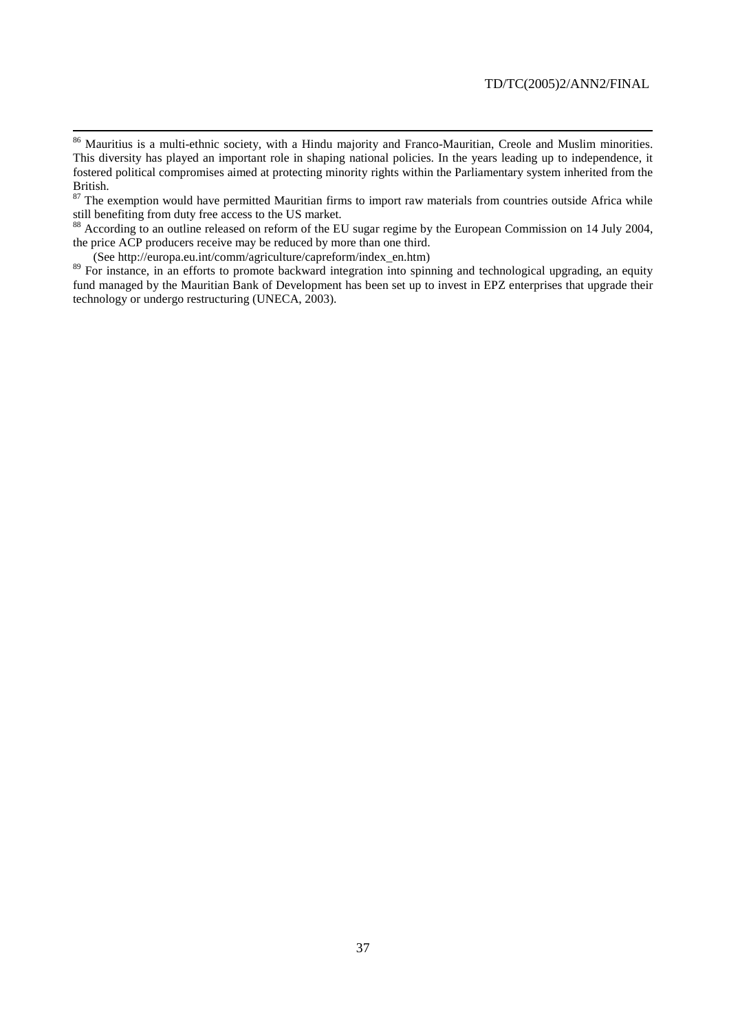[86] Mauritius is a multi-ethnic society, with a Hindu majority and Franco-Mauritian, Creole and Muslim minorities. This diversity has played an important role in shaping national policies. In the years leading up to independence, it fostered political compromises aimed at protecting minority rights within the Parliamentary system inherited from the British.

[87] The exemption would have permitted Mauritian firms to import raw materials from countries outside Africa while still benefiting from duty free access to the US market.

[88] According to an outline released on reform of the EU sugar regime by the European Commission on 14 July 2004, the price ACP producers receive may be reduced by more than one third.
(See http://europa.eu.int/comm/agriculture/capreform/index_en.htm)

[89] For instance, in an efforts to promote backward integration into spinning and technological upgrading, an equity fund managed by the Mauritian Bank of Development has been set up to invest in EPZ enterprises that upgrade their technology or undergo restructuring (UNECA, 2003).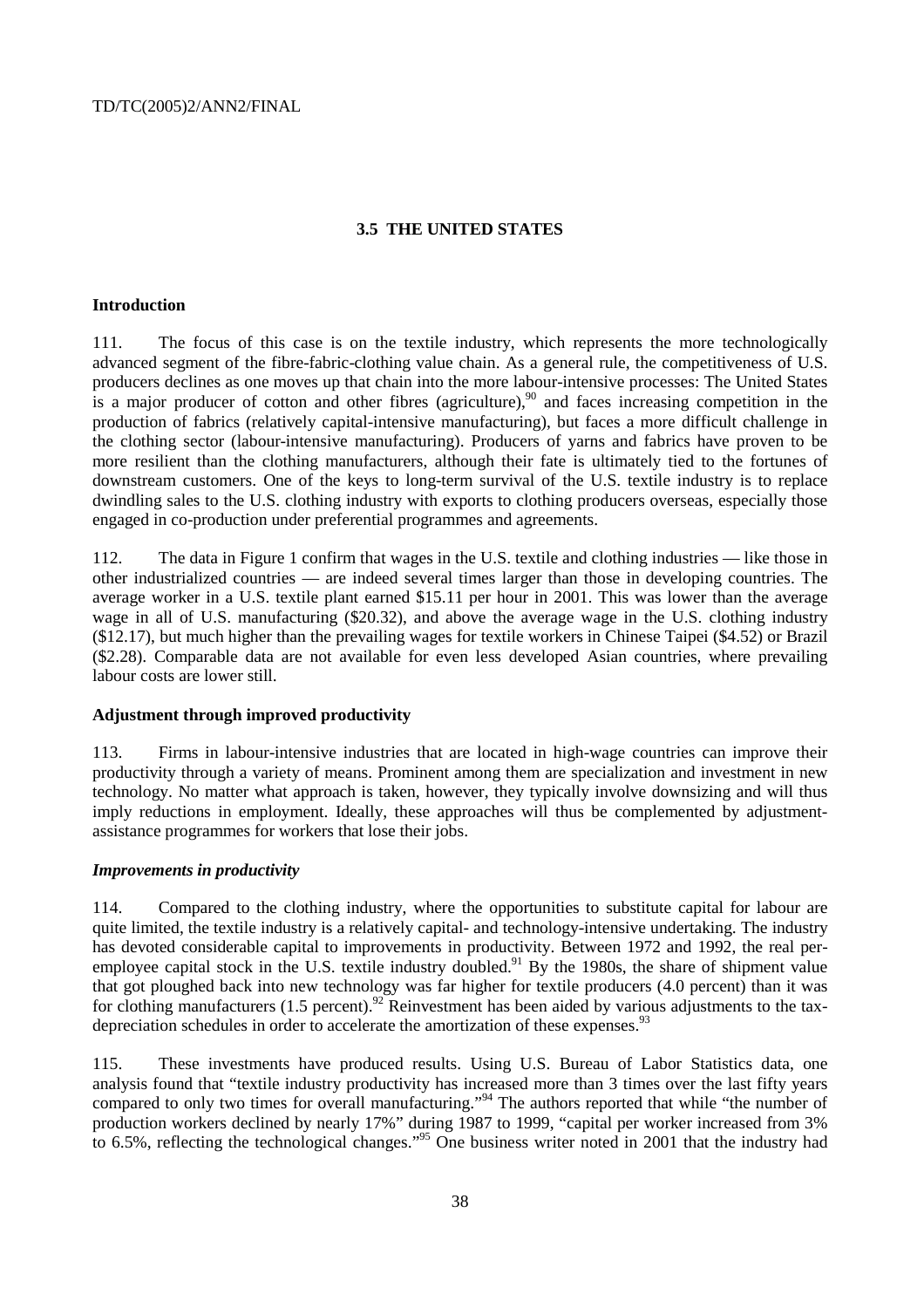## 3.5 THE UNITED STATES

### Introduction

111. The focus of this case is on the textile industry, which represents the more technologically advanced segment of the fibre-fabric-clothing value chain. As a general rule, the competitiveness of U.S. producers declines as one moves up that chain into the more labour-intensive processes: The United States is a major producer of cotton and other fibres (agriculture),[90] and faces increasing competition in the production of fabrics (relatively capital-intensive manufacturing), but faces a more difficult challenge in the clothing sector (labour-intensive manufacturing). Producers of yarns and fabrics have proven to be more resilient than the clothing manufacturers, although their fate is ultimately tied to the fortunes of downstream customers. One of the keys to long-term survival of the U.S. textile industry is to replace dwindling sales to the U.S. clothing industry with exports to clothing producers overseas, especially those engaged in co-production under preferential programmes and agreements.

112. The data in Figure 1 confirm that wages in the U.S. textile and clothing industries — like those in other industrialized countries — are indeed several times larger than those in developing countries. The average worker in a U.S. textile plant earned $15.11 per hour in 2001. This was lower than the average wage in all of U.S. manufacturing ($20.32), and above the average wage in the U.S. clothing industry ($12.17), but much higher than the prevailing wages for textile workers in Chinese Taipei ($4.52) or Brazil ($2.28). Comparable data are not available for even less developed Asian countries, where prevailing labour costs are lower still.

### Adjustment through improved productivity

113. Firms in labour-intensive industries that are located in high-wage countries can improve their productivity through a variety of means. Prominent among them are specialization and investment in new technology. No matter what approach is taken, however, they typically involve downsizing and will thus imply reductions in employment. Ideally, these approaches will thus be complemented by adjustment-assistance programmes for workers that lose their jobs.

#### *Improvements in productivity*

114. Compared to the clothing industry, where the opportunities to substitute capital for labour are quite limited, the textile industry is a relatively capital- and technology-intensive undertaking. The industry has devoted considerable capital to improvements in productivity. Between 1972 and 1992, the real per-employee capital stock in the U.S. textile industry doubled.[91] By the 1980s, the share of shipment value that got ploughed back into new technology was far higher for textile producers (4.0 percent) than it was for clothing manufacturers (1.5 percent).[92] Reinvestment has been aided by various adjustments to the tax-depreciation schedules in order to accelerate the amortization of these expenses.[93]

115. These investments have produced results. Using U.S. Bureau of Labor Statistics data, one analysis found that "textile industry productivity has increased more than 3 times over the last fifty years compared to only two times for overall manufacturing."[94] The authors reported that while "the number of production workers declined by nearly 17%" during 1987 to 1999, "capital per worker increased from 3% to 6.5%, reflecting the technological changes."[95] One business writer noted in 2001 that the industry had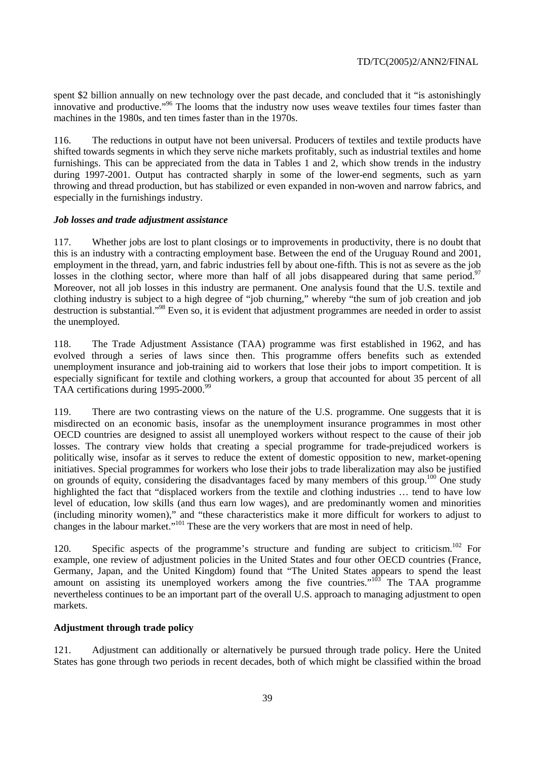spent $2 billion annually on new technology over the past decade, and concluded that it "is astonishingly innovative and productive."[96] The looms that the industry now uses weave textiles four times faster than machines in the 1980s, and ten times faster than in the 1970s.

116. The reductions in output have not been universal. Producers of textiles and textile products have shifted towards segments in which they serve niche markets profitably, such as industrial textiles and home furnishings. This can be appreciated from the data in Tables 1 and 2, which show trends in the industry during 1997-2001. Output has contracted sharply in some of the lower-end segments, such as yarn throwing and thread production, but has stabilized or even expanded in non-woven and narrow fabrics, and especially in the furnishings industry.

***Job losses and trade adjustment assistance***

117. Whether jobs are lost to plant closings or to improvements in productivity, there is no doubt that this is an industry with a contracting employment base. Between the end of the Uruguay Round and 2001, employment in the thread, yarn, and fabric industries fell by about one-fifth. This is not as severe as the job losses in the clothing sector, where more than half of all jobs disappeared during that same period.[97] Moreover, not all job losses in this industry are permanent. One analysis found that the U.S. textile and clothing industry is subject to a high degree of "job churning," whereby "the sum of job creation and job destruction is substantial."[98] Even so, it is evident that adjustment programmes are needed in order to assist the unemployed.

118. The Trade Adjustment Assistance (TAA) programme was first established in 1962, and has evolved through a series of laws since then. This programme offers benefits such as extended unemployment insurance and job-training aid to workers that lose their jobs to import competition. It is especially significant for textile and clothing workers, a group that accounted for about 35 percent of all TAA certifications during 1995-2000.[99]

119. There are two contrasting views on the nature of the U.S. programme. One suggests that it is misdirected on an economic basis, insofar as the unemployment insurance programmes in most other OECD countries are designed to assist all unemployed workers without respect to the cause of their job losses. The contrary view holds that creating a special programme for trade-prejudiced workers is politically wise, insofar as it serves to reduce the extent of domestic opposition to new, market-opening initiatives. Special programmes for workers who lose their jobs to trade liberalization may also be justified on grounds of equity, considering the disadvantages faced by many members of this group.[100] One study highlighted the fact that "displaced workers from the textile and clothing industries … tend to have low level of education, low skills (and thus earn low wages), and are predominantly women and minorities (including minority women)," and "these characteristics make it more difficult for workers to adjust to changes in the labour market."[101] These are the very workers that are most in need of help.

120. Specific aspects of the programme's structure and funding are subject to criticism.[102] For example, one review of adjustment policies in the United States and four other OECD countries (France, Germany, Japan, and the United Kingdom) found that "The United States appears to spend the least amount on assisting its unemployed workers among the five countries."[103] The TAA programme nevertheless continues to be an important part of the overall U.S. approach to managing adjustment to open markets.

**Adjustment through trade policy**

121. Adjustment can additionally or alternatively be pursued through trade policy. Here the United States has gone through two periods in recent decades, both of which might be classified within the broad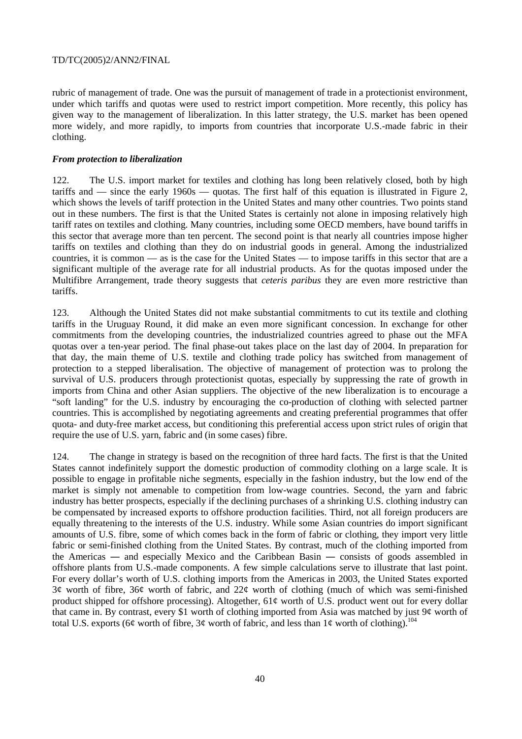rubric of management of trade. One was the pursuit of management of trade in a protectionist environment, under which tariffs and quotas were used to restrict import competition. More recently, this policy has given way to the management of liberalization. In this latter strategy, the U.S. market has been opened more widely, and more rapidly, to imports from countries that incorporate U.S.-made fabric in their clothing.

### *From protection to liberalization*

122. The U.S. import market for textiles and clothing has long been relatively closed, both by high tariffs and — since the early 1960s — quotas. The first half of this equation is illustrated in Figure 2, which shows the levels of tariff protection in the United States and many other countries. Two points stand out in these numbers. The first is that the United States is certainly not alone in imposing relatively high tariff rates on textiles and clothing. Many countries, including some OECD members, have bound tariffs in this sector that average more than ten percent. The second point is that nearly all countries impose higher tariffs on textiles and clothing than they do on industrial goods in general. Among the industrialized countries, it is common — as is the case for the United States — to impose tariffs in this sector that are a significant multiple of the average rate for all industrial products. As for the quotas imposed under the Multifibre Arrangement, trade theory suggests that *ceteris paribus* they are even more restrictive than tariffs.

123. Although the United States did not make substantial commitments to cut its textile and clothing tariffs in the Uruguay Round, it did make an even more significant concession. In exchange for other commitments from the developing countries, the industrialized countries agreed to phase out the MFA quotas over a ten-year period. The final phase-out takes place on the last day of 2004. In preparation for that day, the main theme of U.S. textile and clothing trade policy has switched from management of protection to a stepped liberalisation. The objective of management of protection was to prolong the survival of U.S. producers through protectionist quotas, especially by suppressing the rate of growth in imports from China and other Asian suppliers. The objective of the new liberalization is to encourage a "soft landing" for the U.S. industry by encouraging the co-production of clothing with selected partner countries. This is accomplished by negotiating agreements and creating preferential programmes that offer quota- and duty-free market access, but conditioning this preferential access upon strict rules of origin that require the use of U.S. yarn, fabric and (in some cases) fibre.

124. The change in strategy is based on the recognition of three hard facts. The first is that the United States cannot indefinitely support the domestic production of commodity clothing on a large scale. It is possible to engage in profitable niche segments, especially in the fashion industry, but the low end of the market is simply not amenable to competition from low-wage countries. Second, the yarn and fabric industry has better prospects, especially if the declining purchases of a shrinking U.S. clothing industry can be compensated by increased exports to offshore production facilities. Third, not all foreign producers are equally threatening to the interests of the U.S. industry. While some Asian countries do import significant amounts of U.S. fibre, some of which comes back in the form of fabric or clothing, they import very little fabric or semi-finished clothing from the United States. By contrast, much of the clothing imported from the Americas ― and especially Mexico and the Caribbean Basin ― consists of goods assembled in offshore plants from U.S.-made components. A few simple calculations serve to illustrate that last point. For every dollar's worth of U.S. clothing imports from the Americas in 2003, the United States exported 3¢ worth of fibre, 36¢ worth of fabric, and 22¢ worth of clothing (much of which was semi-finished product shipped for offshore processing). Altogether, 61¢ worth of U.S. product went out for every dollar that came in. By contrast, every $1 worth of clothing imported from Asia was matched by just 9¢ worth of total U.S. exports (6¢ worth of fibre, 3¢ worth of fabric, and less than 1¢ worth of clothing).[104]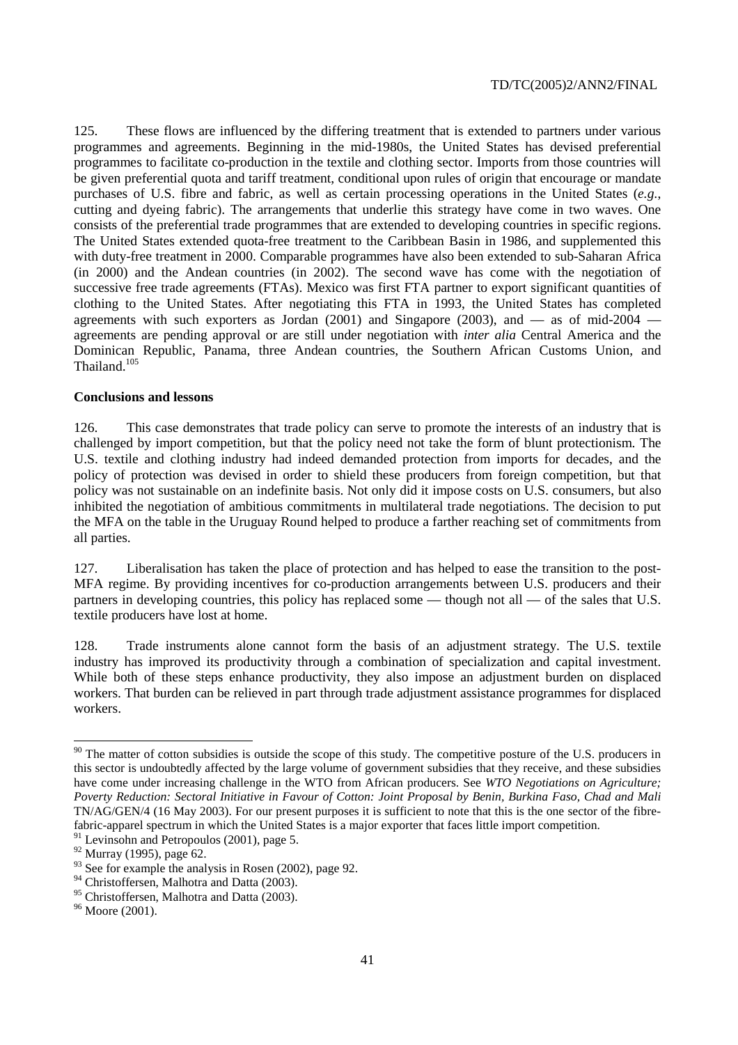125. These flows are influenced by the differing treatment that is extended to partners under various programmes and agreements. Beginning in the mid-1980s, the United States has devised preferential programmes to facilitate co-production in the textile and clothing sector. Imports from those countries will be given preferential quota and tariff treatment, conditional upon rules of origin that encourage or mandate purchases of U.S. fibre and fabric, as well as certain processing operations in the United States (*e.g.*, cutting and dyeing fabric). The arrangements that underlie this strategy have come in two waves. One consists of the preferential trade programmes that are extended to developing countries in specific regions. The United States extended quota-free treatment to the Caribbean Basin in 1986, and supplemented this with duty-free treatment in 2000. Comparable programmes have also been extended to sub-Saharan Africa (in 2000) and the Andean countries (in 2002). The second wave has come with the negotiation of successive free trade agreements (FTAs). Mexico was first FTA partner to export significant quantities of clothing to the United States. After negotiating this FTA in 1993, the United States has completed agreements with such exporters as Jordan (2001) and Singapore (2003), and — as of mid-2004 — agreements are pending approval or are still under negotiation with *inter alia* Central America and the Dominican Republic, Panama, three Andean countries, the Southern African Customs Union, and Thailand.[105]

**Conclusions and lessons**

126. This case demonstrates that trade policy can serve to promote the interests of an industry that is challenged by import competition, but that the policy need not take the form of blunt protectionism. The U.S. textile and clothing industry had indeed demanded protection from imports for decades, and the policy of protection was devised in order to shield these producers from foreign competition, but that policy was not sustainable on an indefinite basis. Not only did it impose costs on U.S. consumers, but also inhibited the negotiation of ambitious commitments in multilateral trade negotiations. The decision to put the MFA on the table in the Uruguay Round helped to produce a farther reaching set of commitments from all parties.

127. Liberalisation has taken the place of protection and has helped to ease the transition to the post-MFA regime. By providing incentives for co-production arrangements between U.S. producers and their partners in developing countries, this policy has replaced some — though not all — of the sales that U.S. textile producers have lost at home.

128. Trade instruments alone cannot form the basis of an adjustment strategy. The U.S. textile industry has improved its productivity through a combination of specialization and capital investment. While both of these steps enhance productivity, they also impose an adjustment burden on displaced workers. That burden can be relieved in part through trade adjustment assistance programmes for displaced workers.

---

[90] The matter of cotton subsidies is outside the scope of this study. The competitive posture of the U.S. producers in this sector is undoubtedly affected by the large volume of government subsidies that they receive, and these subsidies have come under increasing challenge in the WTO from African producers. See *WTO Negotiations on Agriculture; Poverty Reduction: Sectoral Initiative in Favour of Cotton: Joint Proposal by Benin, Burkina Faso, Chad and Mali* TN/AG/GEN/4 (16 May 2003). For our present purposes it is sufficient to note that this is the one sector of the fibre-fabric-apparel spectrum in which the United States is a major exporter that faces little import competition.

[91] Levinsohn and Petropoulos (2001), page 5.

[92] Murray (1995), page 62.

[93] See for example the analysis in Rosen (2002), page 92.

[94] Christoffersen, Malhotra and Datta (2003).

[95] Christoffersen, Malhotra and Datta (2003).

[96] Moore (2001).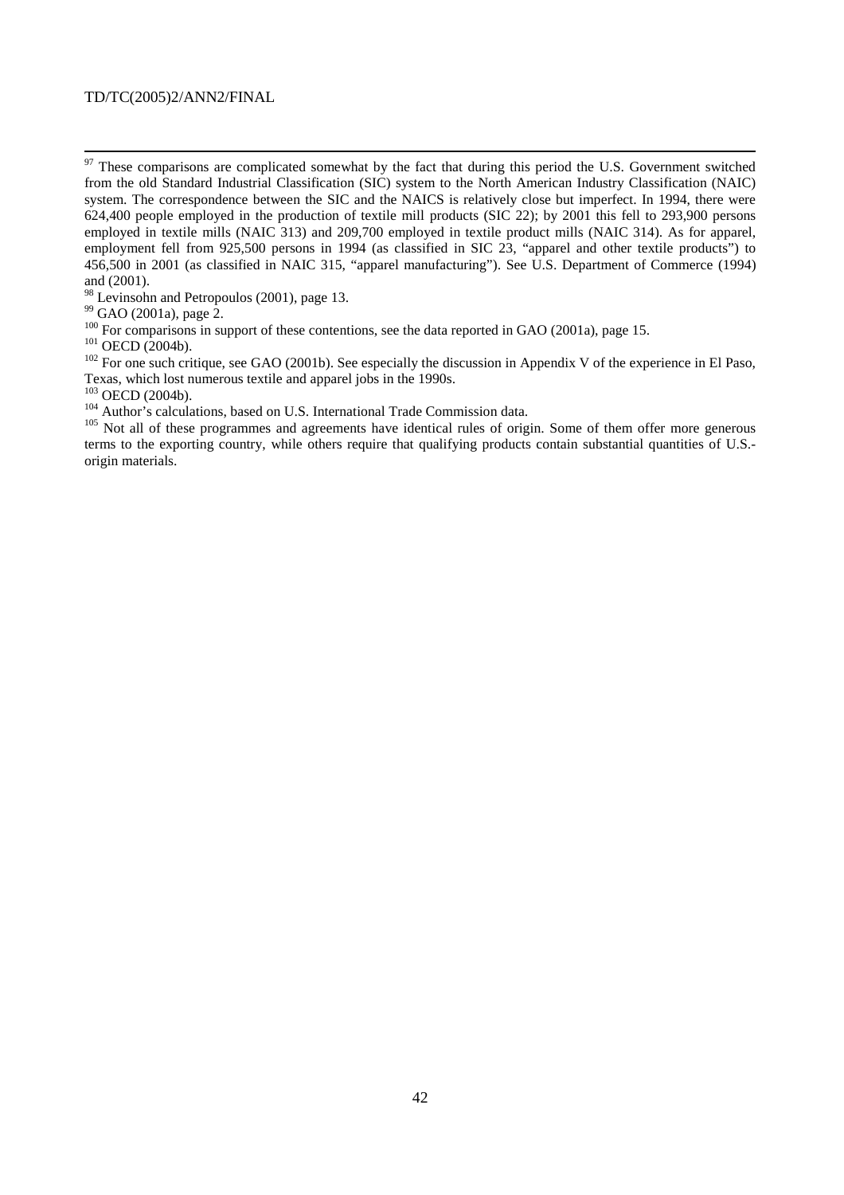[97] These comparisons are complicated somewhat by the fact that during this period the U.S. Government switched from the old Standard Industrial Classification (SIC) system to the North American Industry Classification (NAIC) system. The correspondence between the SIC and the NAICS is relatively close but imperfect. In 1994, there were 624,400 people employed in the production of textile mill products (SIC 22); by 2001 this fell to 293,900 persons employed in textile mills (NAIC 313) and 209,700 employed in textile product mills (NAIC 314). As for apparel, employment fell from 925,500 persons in 1994 (as classified in SIC 23, "apparel and other textile products") to 456,500 in 2001 (as classified in NAIC 315, "apparel manufacturing"). See U.S. Department of Commerce (1994) and (2001).

[98] Levinsohn and Petropoulos (2001), page 13.

[99] GAO (2001a), page 2.

[100] For comparisons in support of these contentions, see the data reported in GAO (2001a), page 15.

[101] OECD (2004b).

[102] For one such critique, see GAO (2001b). See especially the discussion in Appendix V of the experience in El Paso, Texas, which lost numerous textile and apparel jobs in the 1990s.

[103] OECD (2004b).

[104] Author's calculations, based on U.S. International Trade Commission data.

[105] Not all of these programmes and agreements have identical rules of origin. Some of them offer more generous terms to the exporting country, while others require that qualifying products contain substantial quantities of U.S.-origin materials.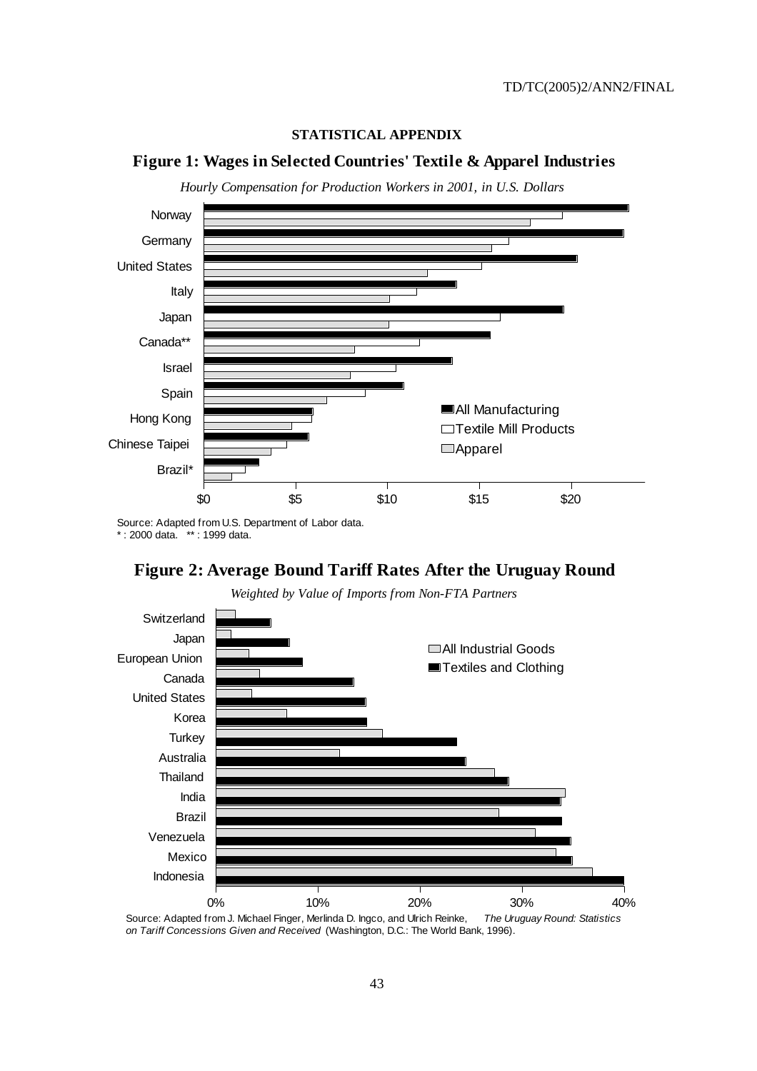**STATISTICAL APPENDIX**

## Figure 1: Wages in Selected Countries' Textile & Apparel Industries

*Hourly Compensation for Production Workers in 2001, in U.S. Dollars*

Norway, Germany, United States, Italy, Japan, Canada**, Israel, Spain, Hong Kong, Chinese Taipei, Brazil*

$0 $5 $10 $15 $20

All Manufacturing
Textile Mill Products
Apparel

Source: Adapted from U.S. Department of Labor data.
* : 2000 data. ** : 1999 data.

## Figure 2: Average Bound Tariff Rates After the Uruguay Round

*Weighted by Value of Imports from Non-FTA Partners*

Switzerland, Japan, European Union, Canada, United States, Korea, Turkey, Australia, Thailand, India, Brazil, Venezuela, Mexico, Indonesia

0% 10% 20% 30% 40%

All Industrial Goods
Textiles and Clothing

Source: Adapted from J. Michael Finger, Merlinda D. Ingco, and Ulrich Reinke, *The Uruguay Round: Statistics on Tariff Concessions Given and Received* (Washington, D.C.: The World Bank, 1996).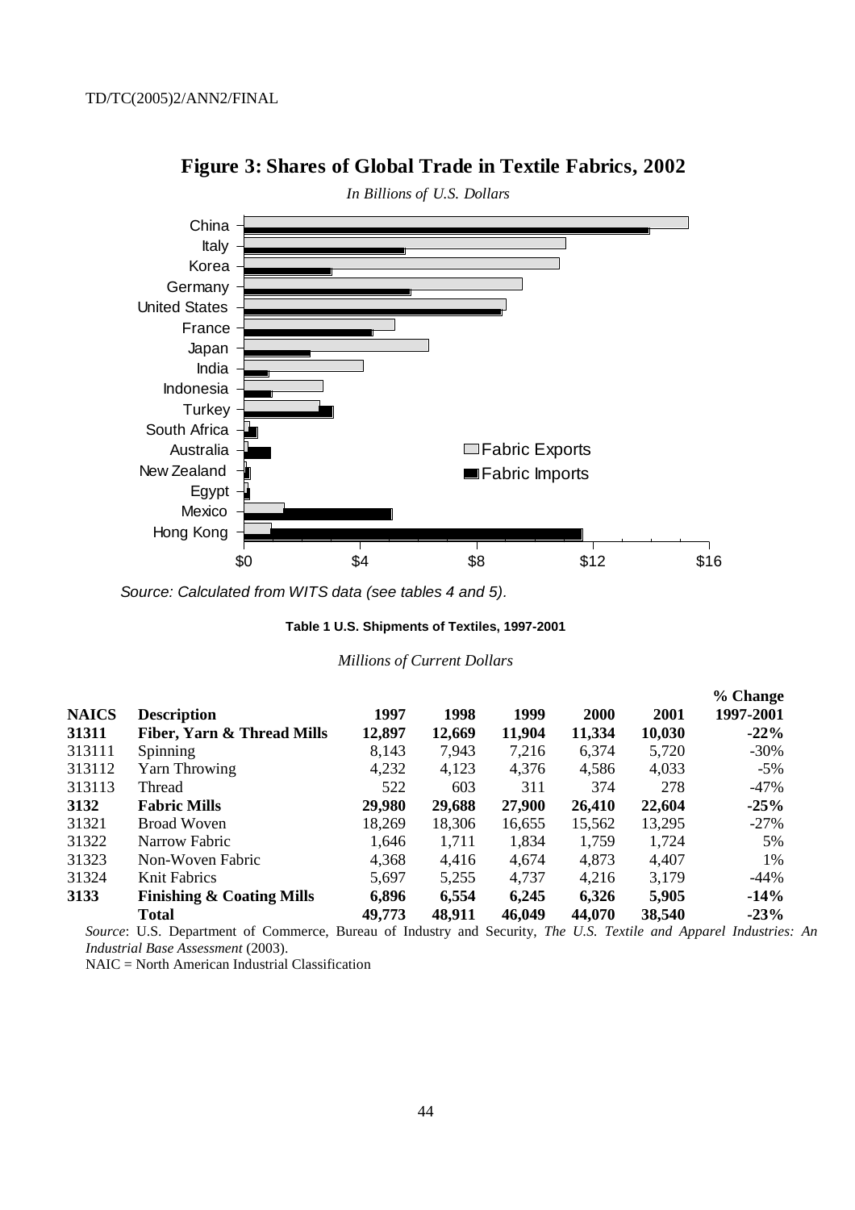**Figure 3: Shares of Global Trade in Textile Fabrics, 2002**

*In Billions of U.S. Dollars*

*Source: Calculated from WITS data (see tables 4 and 5).*

**Table 1 U.S. Shipments of Textiles, 1997-2001**

*Millions of Current Dollars*

| NAICS | Description | 1997 | 1998 | 1999 | 2000 | 2001 | % Change 1997-2001 |
|---|---|---|---|---|---|---|---|
| **31311** | **Fiber, Yarn & Thread Mills** | **12,897** | **12,669** | **11,904** | **11,334** | **10,030** | **-22%** |
| 313111 | Spinning | 8,143 | 7,943 | 7,216 | 6,374 | 5,720 | -30% |
| 313112 | Yarn Throwing | 4,232 | 4,123 | 4,376 | 4,586 | 4,033 | -5% |
| 313113 | Thread | 522 | 603 | 311 | 374 | 278 | -47% |
| **3132** | **Fabric Mills** | **29,980** | **29,688** | **27,900** | **26,410** | **22,604** | **-25%** |
| 31321 | Broad Woven | 18,269 | 18,306 | 16,655 | 15,562 | 13,295 | -27% |
| 31322 | Narrow Fabric | 1,646 | 1,711 | 1,834 | 1,759 | 1,724 | 5% |
| 31323 | Non-Woven Fabric | 4,368 | 4,416 | 4,674 | 4,873 | 4,407 | 1% |
| 31324 | Knit Fabrics | 5,697 | 5,255 | 4,737 | 4,216 | 3,179 | -44% |
| **3133** | **Finishing & Coating Mills** | **6,896** | **6,554** | **6,245** | **6,326** | **5,905** | **-14%** |
| | **Total** | **49,773** | **48,911** | **46,049** | **44,070** | **38,540** | **-23%** |

*Source*: U.S. Department of Commerce, Bureau of Industry and Security, *The U.S. Textile and Apparel Industries: An Industrial Base Assessment* (2003).

NAIC = North American Industrial Classification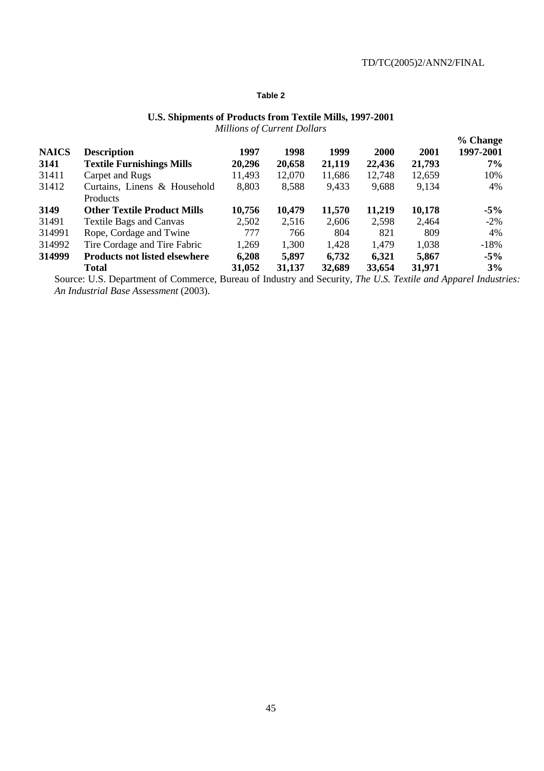**Table 2**

**U.S. Shipments of Products from Textile Mills, 1997-2001**
*Millions of Current Dollars*

| NAICS | Description | 1997 | 1998 | 1999 | 2000 | 2001 | % Change 1997-2001 |
|---|---|---|---|---|---|---|---|
| **3141** | **Textile Furnishings Mills** | **20,296** | **20,658** | **21,119** | **22,436** | **21,793** | **7%** |
| 31411 | Carpet and Rugs | 11,493 | 12,070 | 11,686 | 12,748 | 12,659 | 10% |
| 31412 | Curtains, Linens & Household Products | 8,803 | 8,588 | 9,433 | 9,688 | 9,134 | 4% |
| **3149** | **Other Textile Product Mills** | **10,756** | **10,479** | **11,570** | **11,219** | **10,178** | **-5%** |
| 31491 | Textile Bags and Canvas | 2,502 | 2,516 | 2,606 | 2,598 | 2,464 | -2% |
| 314991 | Rope, Cordage and Twine | 777 | 766 | 804 | 821 | 809 | 4% |
| 314992 | Tire Cordage and Tire Fabric | 1,269 | 1,300 | 1,428 | 1,479 | 1,038 | -18% |
| **314999** | **Products not listed elsewhere** | **6,208** | **5,897** | **6,732** | **6,321** | **5,867** | **-5%** |
| | **Total** | **31,052** | **31,137** | **32,689** | **33,654** | **31,971** | **3%** |

Source: U.S. Department of Commerce, Bureau of Industry and Security, *The U.S. Textile and Apparel Industries: An Industrial Base Assessment* (2003).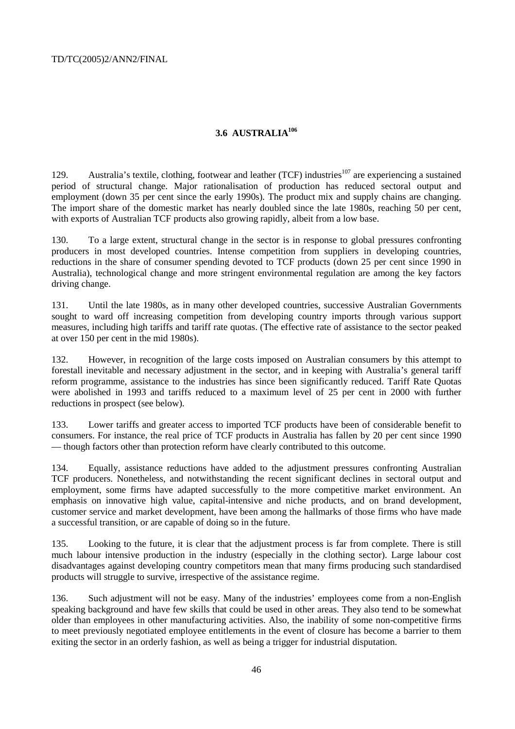### 3.6 AUSTRALIA[106]

129. Australia's textile, clothing, footwear and leather (TCF) industries[107] are experiencing a sustained period of structural change. Major rationalisation of production has reduced sectoral output and employment (down 35 per cent since the early 1990s). The product mix and supply chains are changing. The import share of the domestic market has nearly doubled since the late 1980s, reaching 50 per cent, with exports of Australian TCF products also growing rapidly, albeit from a low base.

130. To a large extent, structural change in the sector is in response to global pressures confronting producers in most developed countries. Intense competition from suppliers in developing countries, reductions in the share of consumer spending devoted to TCF products (down 25 per cent since 1990 in Australia), technological change and more stringent environmental regulation are among the key factors driving change.

131. Until the late 1980s, as in many other developed countries, successive Australian Governments sought to ward off increasing competition from developing country imports through various support measures, including high tariffs and tariff rate quotas. (The effective rate of assistance to the sector peaked at over 150 per cent in the mid 1980s).

132. However, in recognition of the large costs imposed on Australian consumers by this attempt to forestall inevitable and necessary adjustment in the sector, and in keeping with Australia's general tariff reform programme, assistance to the industries has since been significantly reduced. Tariff Rate Quotas were abolished in 1993 and tariffs reduced to a maximum level of 25 per cent in 2000 with further reductions in prospect (see below).

133. Lower tariffs and greater access to imported TCF products have been of considerable benefit to consumers. For instance, the real price of TCF products in Australia has fallen by 20 per cent since 1990 — though factors other than protection reform have clearly contributed to this outcome.

134. Equally, assistance reductions have added to the adjustment pressures confronting Australian TCF producers. Nonetheless, and notwithstanding the recent significant declines in sectoral output and employment, some firms have adapted successfully to the more competitive market environment. An emphasis on innovative high value, capital-intensive and niche products, and on brand development, customer service and market development, have been among the hallmarks of those firms who have made a successful transition, or are capable of doing so in the future.

135. Looking to the future, it is clear that the adjustment process is far from complete. There is still much labour intensive production in the industry (especially in the clothing sector). Large labour cost disadvantages against developing country competitors mean that many firms producing such standardised products will struggle to survive, irrespective of the assistance regime.

136. Such adjustment will not be easy. Many of the industries' employees come from a non-English speaking background and have few skills that could be used in other areas. They also tend to be somewhat older than employees in other manufacturing activities. Also, the inability of some non-competitive firms to meet previously negotiated employee entitlements in the event of closure has become a barrier to them exiting the sector in an orderly fashion, as well as being a trigger for industrial disputation.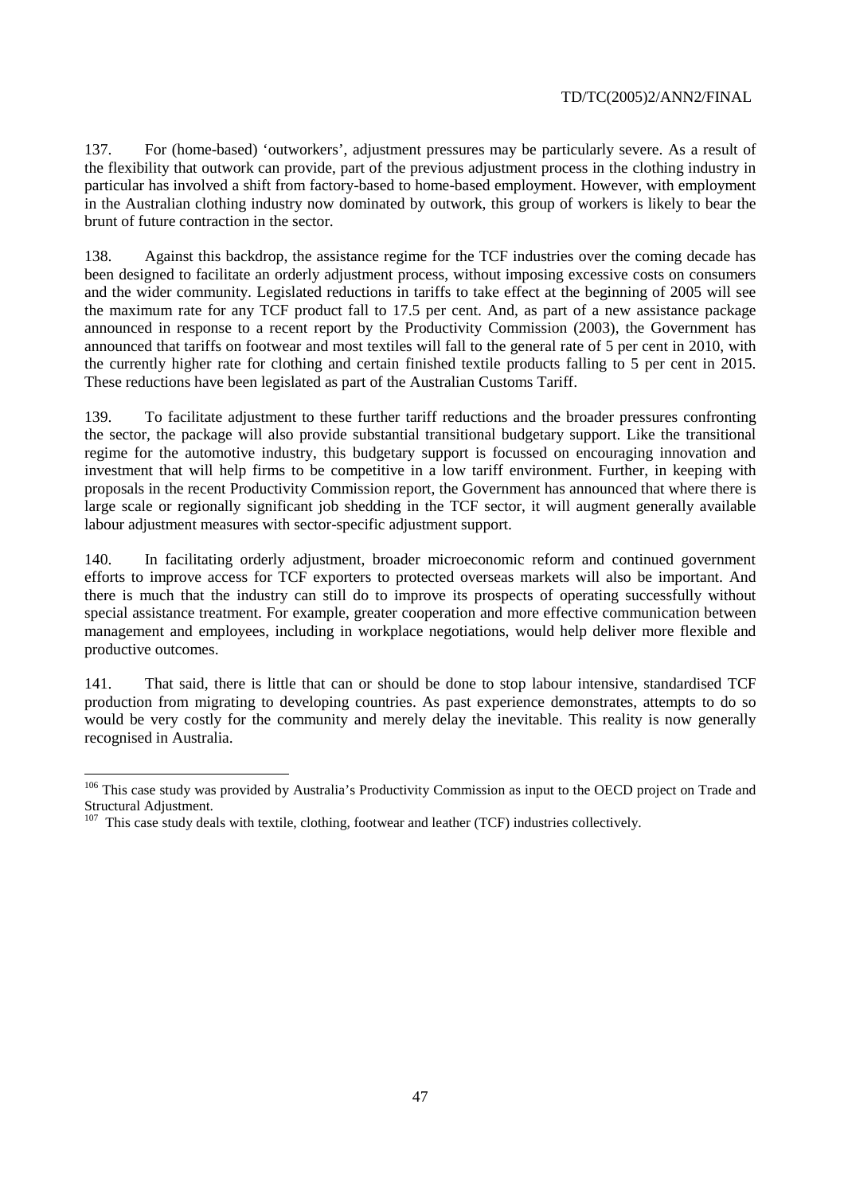137. For (home-based) 'outworkers', adjustment pressures may be particularly severe. As a result of the flexibility that outwork can provide, part of the previous adjustment process in the clothing industry in particular has involved a shift from factory-based to home-based employment. However, with employment in the Australian clothing industry now dominated by outwork, this group of workers is likely to bear the brunt of future contraction in the sector.

138. Against this backdrop, the assistance regime for the TCF industries over the coming decade has been designed to facilitate an orderly adjustment process, without imposing excessive costs on consumers and the wider community. Legislated reductions in tariffs to take effect at the beginning of 2005 will see the maximum rate for any TCF product fall to 17.5 per cent. And, as part of a new assistance package announced in response to a recent report by the Productivity Commission (2003), the Government has announced that tariffs on footwear and most textiles will fall to the general rate of 5 per cent in 2010, with the currently higher rate for clothing and certain finished textile products falling to 5 per cent in 2015. These reductions have been legislated as part of the Australian Customs Tariff.

139. To facilitate adjustment to these further tariff reductions and the broader pressures confronting the sector, the package will also provide substantial transitional budgetary support. Like the transitional regime for the automotive industry, this budgetary support is focussed on encouraging innovation and investment that will help firms to be competitive in a low tariff environment. Further, in keeping with proposals in the recent Productivity Commission report, the Government has announced that where there is large scale or regionally significant job shedding in the TCF sector, it will augment generally available labour adjustment measures with sector-specific adjustment support.

140. In facilitating orderly adjustment, broader microeconomic reform and continued government efforts to improve access for TCF exporters to protected overseas markets will also be important. And there is much that the industry can still do to improve its prospects of operating successfully without special assistance treatment. For example, greater cooperation and more effective communication between management and employees, including in workplace negotiations, would help deliver more flexible and productive outcomes.

141. That said, there is little that can or should be done to stop labour intensive, standardised TCF production from migrating to developing countries. As past experience demonstrates, attempts to do so would be very costly for the community and merely delay the inevitable. This reality is now generally recognised in Australia.

---

[106] This case study was provided by Australia's Productivity Commission as input to the OECD project on Trade and Structural Adjustment.

[107] This case study deals with textile, clothing, footwear and leather (TCF) industries collectively.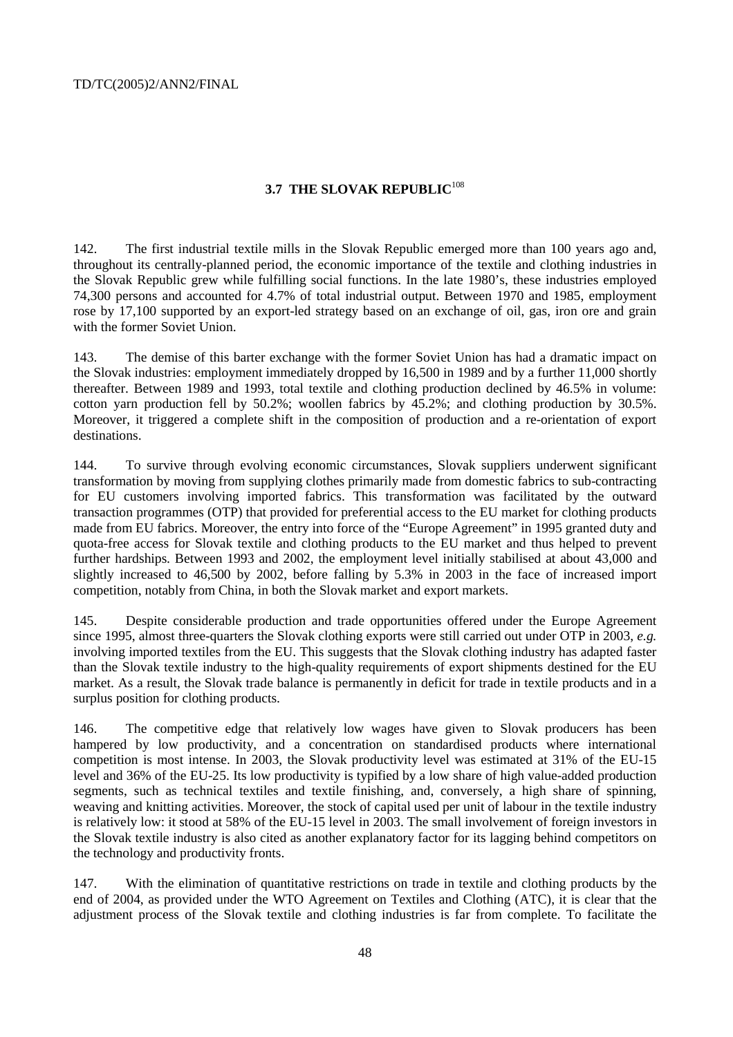### 3.7 THE SLOVAK REPUBLIC[108]

142. The first industrial textile mills in the Slovak Republic emerged more than 100 years ago and, throughout its centrally-planned period, the economic importance of the textile and clothing industries in the Slovak Republic grew while fulfilling social functions. In the late 1980's, these industries employed 74,300 persons and accounted for 4.7% of total industrial output. Between 1970 and 1985, employment rose by 17,100 supported by an export-led strategy based on an exchange of oil, gas, iron ore and grain with the former Soviet Union.

143. The demise of this barter exchange with the former Soviet Union has had a dramatic impact on the Slovak industries: employment immediately dropped by 16,500 in 1989 and by a further 11,000 shortly thereafter. Between 1989 and 1993, total textile and clothing production declined by 46.5% in volume: cotton yarn production fell by 50.2%; woollen fabrics by 45.2%; and clothing production by 30.5%. Moreover, it triggered a complete shift in the composition of production and a re-orientation of export destinations.

144. To survive through evolving economic circumstances, Slovak suppliers underwent significant transformation by moving from supplying clothes primarily made from domestic fabrics to sub-contracting for EU customers involving imported fabrics. This transformation was facilitated by the outward transaction programmes (OTP) that provided for preferential access to the EU market for clothing products made from EU fabrics. Moreover, the entry into force of the "Europe Agreement" in 1995 granted duty and quota-free access for Slovak textile and clothing products to the EU market and thus helped to prevent further hardships. Between 1993 and 2002, the employment level initially stabilised at about 43,000 and slightly increased to 46,500 by 2002, before falling by 5.3% in 2003 in the face of increased import competition, notably from China, in both the Slovak market and export markets.

145. Despite considerable production and trade opportunities offered under the Europe Agreement since 1995, almost three-quarters the Slovak clothing exports were still carried out under OTP in 2003, *e.g.* involving imported textiles from the EU. This suggests that the Slovak clothing industry has adapted faster than the Slovak textile industry to the high-quality requirements of export shipments destined for the EU market. As a result, the Slovak trade balance is permanently in deficit for trade in textile products and in a surplus position for clothing products.

146. The competitive edge that relatively low wages have given to Slovak producers has been hampered by low productivity, and a concentration on standardised products where international competition is most intense. In 2003, the Slovak productivity level was estimated at 31% of the EU-15 level and 36% of the EU-25. Its low productivity is typified by a low share of high value-added production segments, such as technical textiles and textile finishing, and, conversely, a high share of spinning, weaving and knitting activities. Moreover, the stock of capital used per unit of labour in the textile industry is relatively low: it stood at 58% of the EU-15 level in 2003. The small involvement of foreign investors in the Slovak textile industry is also cited as another explanatory factor for its lagging behind competitors on the technology and productivity fronts.

147. With the elimination of quantitative restrictions on trade in textile and clothing products by the end of 2004, as provided under the WTO Agreement on Textiles and Clothing (ATC), it is clear that the adjustment process of the Slovak textile and clothing industries is far from complete. To facilitate the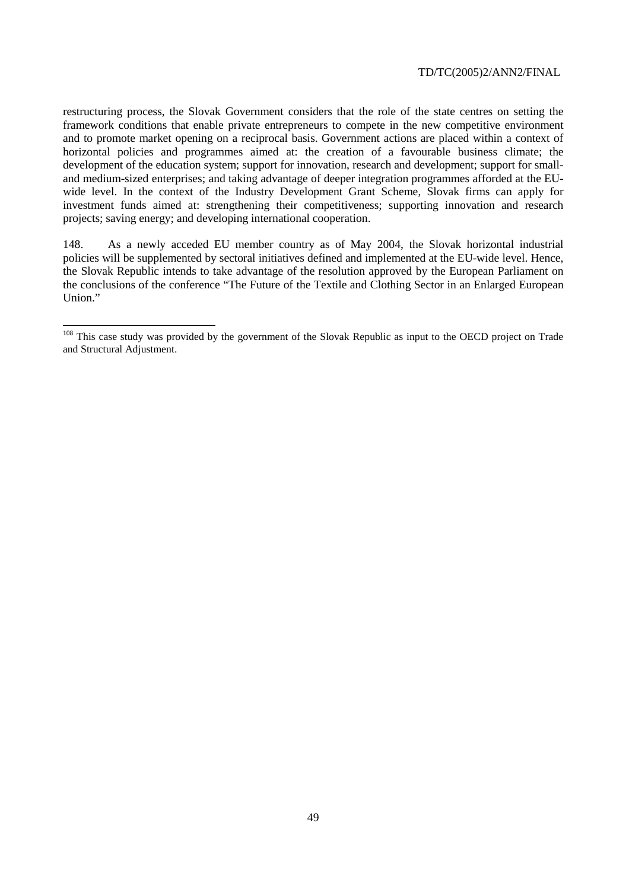restructuring process, the Slovak Government considers that the role of the state centres on setting the framework conditions that enable private entrepreneurs to compete in the new competitive environment and to promote market opening on a reciprocal basis. Government actions are placed within a context of horizontal policies and programmes aimed at: the creation of a favourable business climate; the development of the education system; support for innovation, research and development; support for small- and medium-sized enterprises; and taking advantage of deeper integration programmes afforded at the EU-wide level. In the context of the Industry Development Grant Scheme, Slovak firms can apply for investment funds aimed at: strengthening their competitiveness; supporting innovation and research projects; saving energy; and developing international cooperation.

148. As a newly acceded EU member country as of May 2004, the Slovak horizontal industrial policies will be supplemented by sectoral initiatives defined and implemented at the EU-wide level. Hence, the Slovak Republic intends to take advantage of the resolution approved by the European Parliament on the conclusions of the conference "The Future of the Textile and Clothing Sector in an Enlarged European Union."

---

[108] This case study was provided by the government of the Slovak Republic as input to the OECD project on Trade and Structural Adjustment.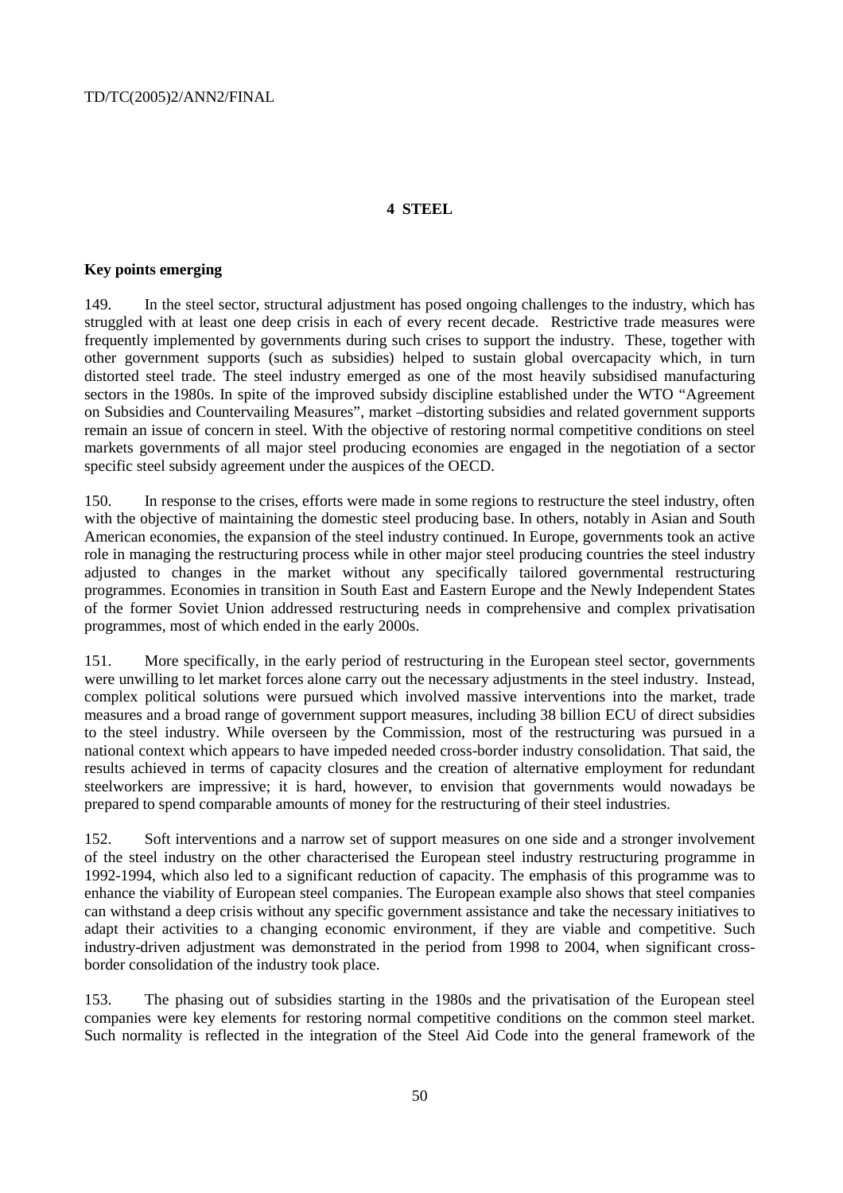## 4 STEEL

### Key points emerging

149. In the steel sector, structural adjustment has posed ongoing challenges to the industry, which has struggled with at least one deep crisis in each of every recent decade. Restrictive trade measures were frequently implemented by governments during such crises to support the industry. These, together with other government supports (such as subsidies) helped to sustain global overcapacity which, in turn distorted steel trade. The steel industry emerged as one of the most heavily subsidised manufacturing sectors in the 1980s. In spite of the improved subsidy discipline established under the WTO "Agreement on Subsidies and Countervailing Measures", market –distorting subsidies and related government supports remain an issue of concern in steel. With the objective of restoring normal competitive conditions on steel markets governments of all major steel producing economies are engaged in the negotiation of a sector specific steel subsidy agreement under the auspices of the OECD.

150. In response to the crises, efforts were made in some regions to restructure the steel industry, often with the objective of maintaining the domestic steel producing base. In others, notably in Asian and South American economies, the expansion of the steel industry continued. In Europe, governments took an active role in managing the restructuring process while in other major steel producing countries the steel industry adjusted to changes in the market without any specifically tailored governmental restructuring programmes. Economies in transition in South East and Eastern Europe and the Newly Independent States of the former Soviet Union addressed restructuring needs in comprehensive and complex privatisation programmes, most of which ended in the early 2000s.

151. More specifically, in the early period of restructuring in the European steel sector, governments were unwilling to let market forces alone carry out the necessary adjustments in the steel industry. Instead, complex political solutions were pursued which involved massive interventions into the market, trade measures and a broad range of government support measures, including 38 billion ECU of direct subsidies to the steel industry. While overseen by the Commission, most of the restructuring was pursued in a national context which appears to have impeded needed cross-border industry consolidation. That said, the results achieved in terms of capacity closures and the creation of alternative employment for redundant steelworkers are impressive; it is hard, however, to envision that governments would nowadays be prepared to spend comparable amounts of money for the restructuring of their steel industries.

152. Soft interventions and a narrow set of support measures on one side and a stronger involvement of the steel industry on the other characterised the European steel industry restructuring programme in 1992-1994, which also led to a significant reduction of capacity. The emphasis of this programme was to enhance the viability of European steel companies. The European example also shows that steel companies can withstand a deep crisis without any specific government assistance and take the necessary initiatives to adapt their activities to a changing economic environment, if they are viable and competitive. Such industry-driven adjustment was demonstrated in the period from 1998 to 2004, when significant cross-border consolidation of the industry took place.

153. The phasing out of subsidies starting in the 1980s and the privatisation of the European steel companies were key elements for restoring normal competitive conditions on the common steel market. Such normality is reflected in the integration of the Steel Aid Code into the general framework of the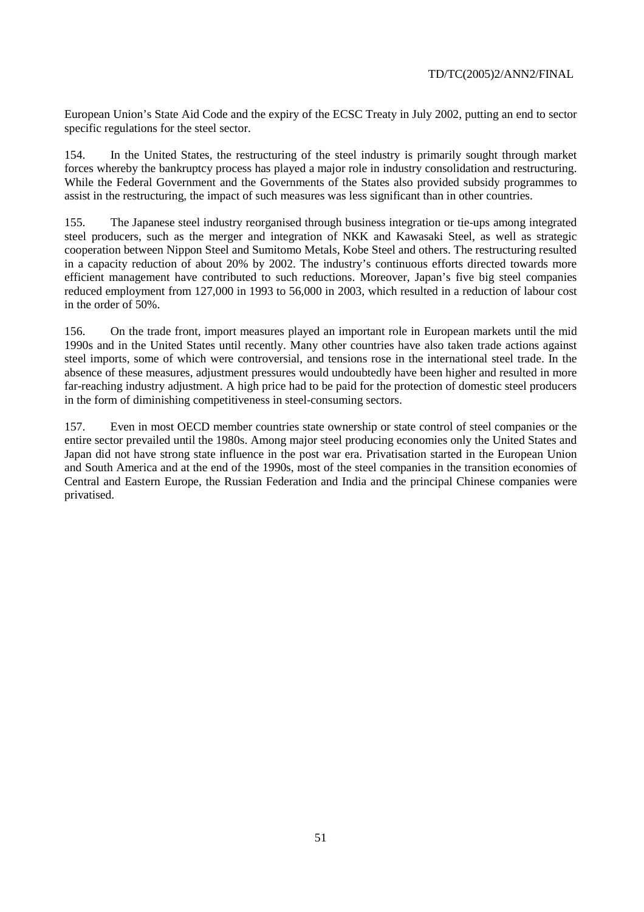European Union's State Aid Code and the expiry of the ECSC Treaty in July 2002, putting an end to sector specific regulations for the steel sector.

154. In the United States, the restructuring of the steel industry is primarily sought through market forces whereby the bankruptcy process has played a major role in industry consolidation and restructuring. While the Federal Government and the Governments of the States also provided subsidy programmes to assist in the restructuring, the impact of such measures was less significant than in other countries.

155. The Japanese steel industry reorganised through business integration or tie-ups among integrated steel producers, such as the merger and integration of NKK and Kawasaki Steel, as well as strategic cooperation between Nippon Steel and Sumitomo Metals, Kobe Steel and others. The restructuring resulted in a capacity reduction of about 20% by 2002. The industry's continuous efforts directed towards more efficient management have contributed to such reductions. Moreover, Japan's five big steel companies reduced employment from 127,000 in 1993 to 56,000 in 2003, which resulted in a reduction of labour cost in the order of 50%.

156. On the trade front, import measures played an important role in European markets until the mid 1990s and in the United States until recently. Many other countries have also taken trade actions against steel imports, some of which were controversial, and tensions rose in the international steel trade. In the absence of these measures, adjustment pressures would undoubtedly have been higher and resulted in more far-reaching industry adjustment. A high price had to be paid for the protection of domestic steel producers in the form of diminishing competitiveness in steel-consuming sectors.

157. Even in most OECD member countries state ownership or state control of steel companies or the entire sector prevailed until the 1980s. Among major steel producing economies only the United States and Japan did not have strong state influence in the post war era. Privatisation started in the European Union and South America and at the end of the 1990s, most of the steel companies in the transition economies of Central and Eastern Europe, the Russian Federation and India and the principal Chinese companies were privatised.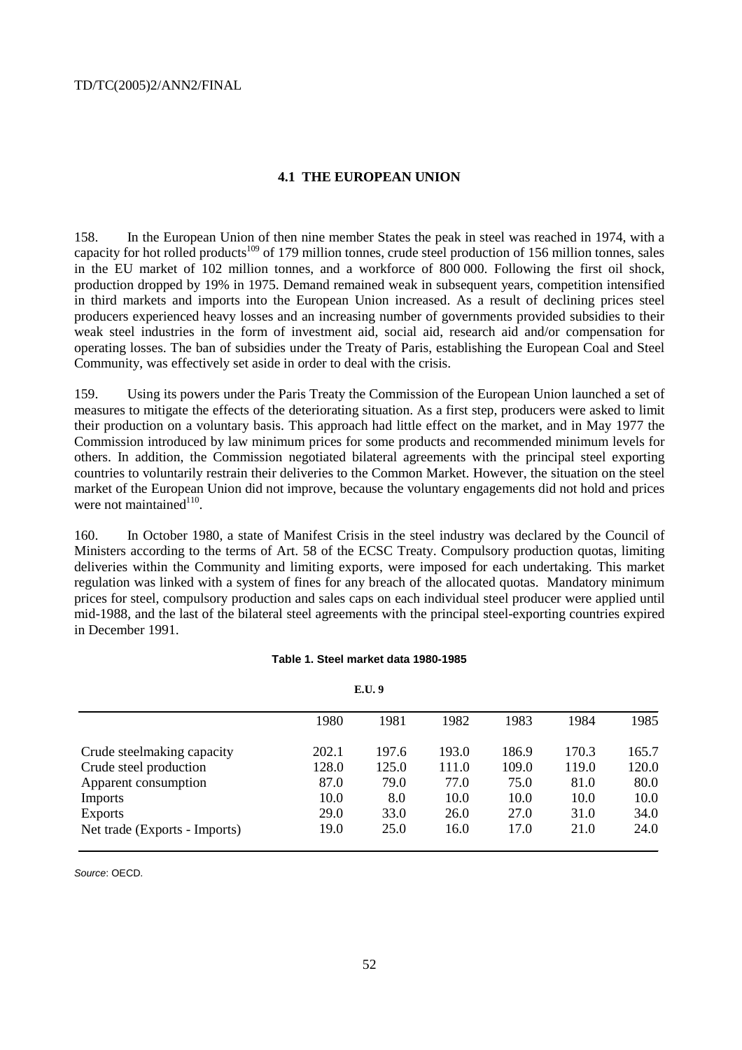### 4.1 THE EUROPEAN UNION

158. In the European Union of then nine member States the peak in steel was reached in 1974, with a capacity for hot rolled products[109] of 179 million tonnes, crude steel production of 156 million tonnes, sales in the EU market of 102 million tonnes, and a workforce of 800 000. Following the first oil shock, production dropped by 19% in 1975. Demand remained weak in subsequent years, competition intensified in third markets and imports into the European Union increased. As a result of declining prices steel producers experienced heavy losses and an increasing number of governments provided subsidies to their weak steel industries in the form of investment aid, social aid, research aid and/or compensation for operating losses. The ban of subsidies under the Treaty of Paris, establishing the European Coal and Steel Community, was effectively set aside in order to deal with the crisis.

159. Using its powers under the Paris Treaty the Commission of the European Union launched a set of measures to mitigate the effects of the deteriorating situation. As a first step, producers were asked to limit their production on a voluntary basis. This approach had little effect on the market, and in May 1977 the Commission introduced by law minimum prices for some products and recommended minimum levels for others. In addition, the Commission negotiated bilateral agreements with the principal steel exporting countries to voluntarily restrain their deliveries to the Common Market. However, the situation on the steel market of the European Union did not improve, because the voluntary engagements did not hold and prices were not maintained[110].

160. In October 1980, a state of Manifest Crisis in the steel industry was declared by the Council of Ministers according to the terms of Art. 58 of the ECSC Treaty. Compulsory production quotas, limiting deliveries within the Community and limiting exports, were imposed for each undertaking. This market regulation was linked with a system of fines for any breach of the allocated quotas. Mandatory minimum prices for steel, compulsory production and sales caps on each individual steel producer were applied until mid-1988, and the last of the bilateral steel agreements with the principal steel-exporting countries expired in December 1991.

**Table 1. Steel market data 1980-1985**

**E.U. 9**

| | 1980 | 1981 | 1982 | 1983 | 1984 | 1985 |
|---|---|---|---|---|---|---|
| Crude steelmaking capacity | 202.1 | 197.6 | 193.0 | 186.9 | 170.3 | 165.7 |
| Crude steel production | 128.0 | 125.0 | 111.0 | 109.0 | 119.0 | 120.0 |
| Apparent consumption | 87.0 | 79.0 | 77.0 | 75.0 | 81.0 | 80.0 |
| Imports | 10.0 | 8.0 | 10.0 | 10.0 | 10.0 | 10.0 |
| Exports | 29.0 | 33.0 | 26.0 | 27.0 | 31.0 | 34.0 |
| Net trade (Exports - Imports) | 19.0 | 25.0 | 16.0 | 17.0 | 21.0 | 24.0 |

*Source*: OECD.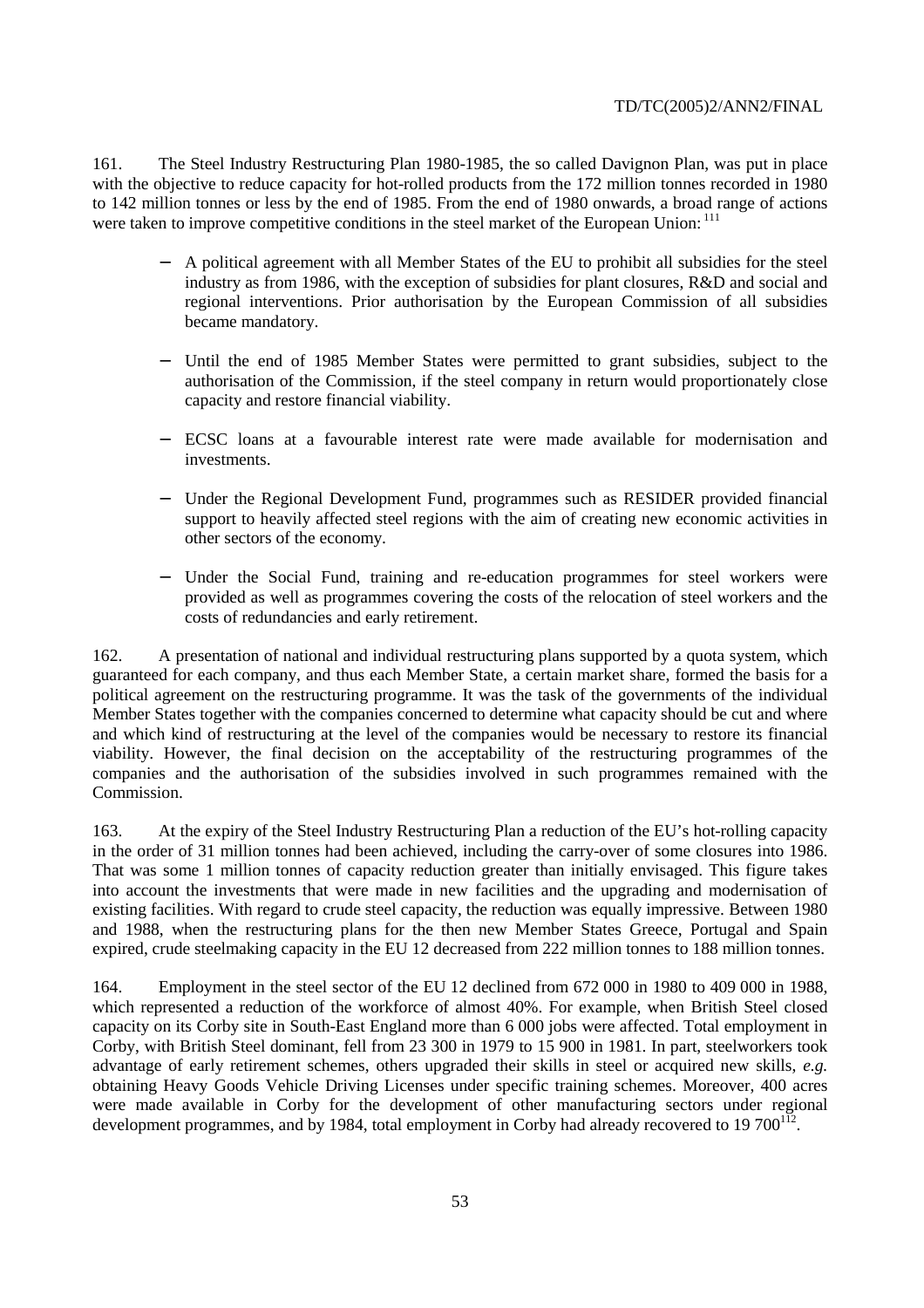161. The Steel Industry Restructuring Plan 1980-1985, the so called Davignon Plan, was put in place with the objective to reduce capacity for hot-rolled products from the 172 million tonnes recorded in 1980 to 142 million tonnes or less by the end of 1985. From the end of 1980 onwards, a broad range of actions were taken to improve competitive conditions in the steel market of the European Union: [111]

- A political agreement with all Member States of the EU to prohibit all subsidies for the steel industry as from 1986, with the exception of subsidies for plant closures, R&D and social and regional interventions. Prior authorisation by the European Commission of all subsidies became mandatory.
- Until the end of 1985 Member States were permitted to grant subsidies, subject to the authorisation of the Commission, if the steel company in return would proportionately close capacity and restore financial viability.
- ECSC loans at a favourable interest rate were made available for modernisation and investments.
- Under the Regional Development Fund, programmes such as RESIDER provided financial support to heavily affected steel regions with the aim of creating new economic activities in other sectors of the economy.
- Under the Social Fund, training and re-education programmes for steel workers were provided as well as programmes covering the costs of the relocation of steel workers and the costs of redundancies and early retirement.

162. A presentation of national and individual restructuring plans supported by a quota system, which guaranteed for each company, and thus each Member State, a certain market share, formed the basis for a political agreement on the restructuring programme. It was the task of the governments of the individual Member States together with the companies concerned to determine what capacity should be cut and where and which kind of restructuring at the level of the companies would be necessary to restore its financial viability. However, the final decision on the acceptability of the restructuring programmes of the companies and the authorisation of the subsidies involved in such programmes remained with the Commission.

163. At the expiry of the Steel Industry Restructuring Plan a reduction of the EU's hot-rolling capacity in the order of 31 million tonnes had been achieved, including the carry-over of some closures into 1986. That was some 1 million tonnes of capacity reduction greater than initially envisaged. This figure takes into account the investments that were made in new facilities and the upgrading and modernisation of existing facilities. With regard to crude steel capacity, the reduction was equally impressive. Between 1980 and 1988, when the restructuring plans for the then new Member States Greece, Portugal and Spain expired, crude steelmaking capacity in the EU 12 decreased from 222 million tonnes to 188 million tonnes.

164. Employment in the steel sector of the EU 12 declined from 672 000 in 1980 to 409 000 in 1988, which represented a reduction of the workforce of almost 40%. For example, when British Steel closed capacity on its Corby site in South-East England more than 6 000 jobs were affected. Total employment in Corby, with British Steel dominant, fell from 23 300 in 1979 to 15 900 in 1981. In part, steelworkers took advantage of early retirement schemes, others upgraded their skills in steel or acquired new skills, *e.g.* obtaining Heavy Goods Vehicle Driving Licenses under specific training schemes. Moreover, 400 acres were made available in Corby for the development of other manufacturing sectors under regional development programmes, and by 1984, total employment in Corby had already recovered to 19 700[112].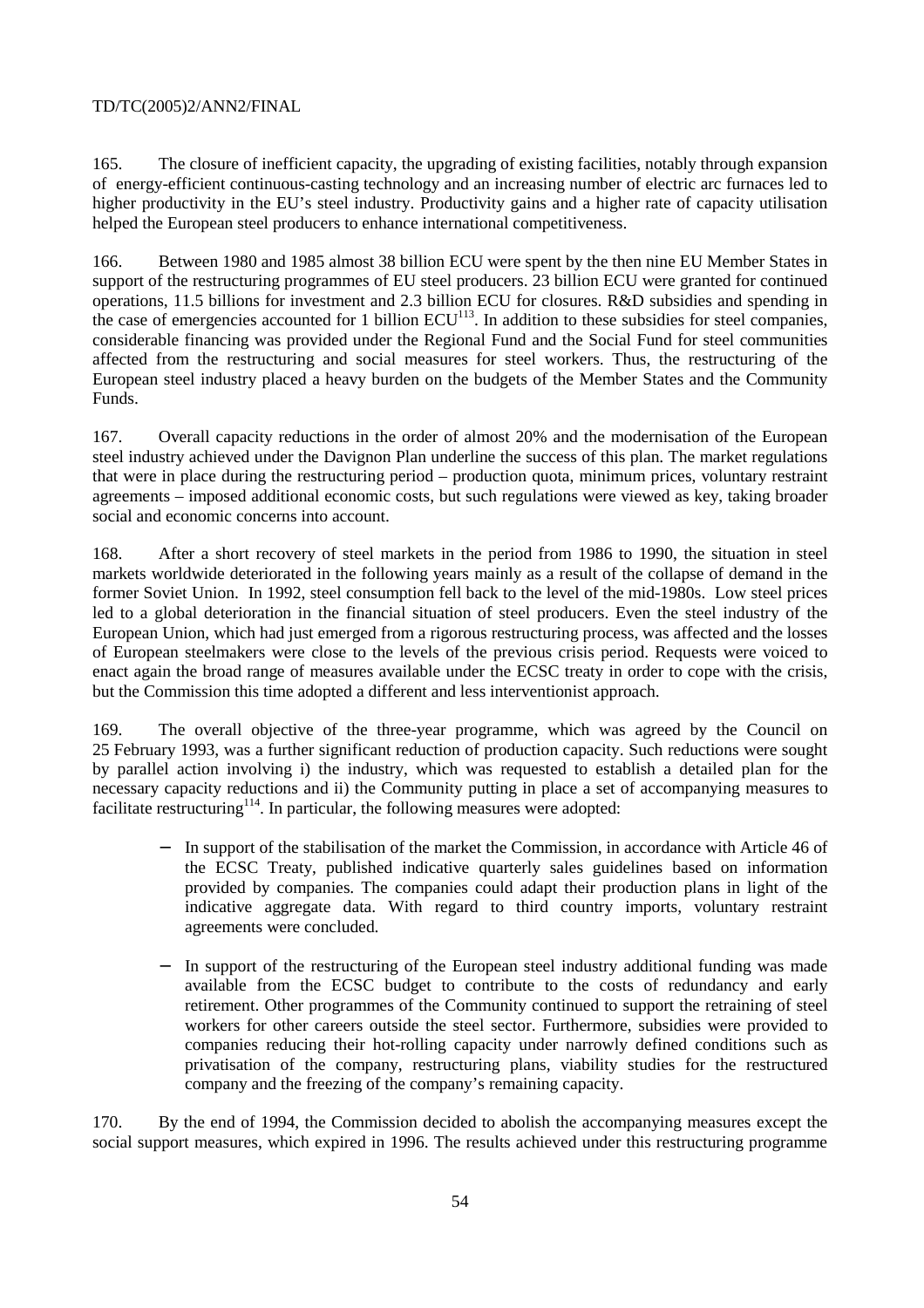165. The closure of inefficient capacity, the upgrading of existing facilities, notably through expansion of energy-efficient continuous-casting technology and an increasing number of electric arc furnaces led to higher productivity in the EU's steel industry. Productivity gains and a higher rate of capacity utilisation helped the European steel producers to enhance international competitiveness.

166. Between 1980 and 1985 almost 38 billion ECU were spent by the then nine EU Member States in support of the restructuring programmes of EU steel producers. 23 billion ECU were granted for continued operations, 11.5 billions for investment and 2.3 billion ECU for closures. R&D subsidies and spending in the case of emergencies accounted for 1 billion ECU[113]. In addition to these subsidies for steel companies, considerable financing was provided under the Regional Fund and the Social Fund for steel communities affected from the restructuring and social measures for steel workers. Thus, the restructuring of the European steel industry placed a heavy burden on the budgets of the Member States and the Community Funds.

167. Overall capacity reductions in the order of almost 20% and the modernisation of the European steel industry achieved under the Davignon Plan underline the success of this plan. The market regulations that were in place during the restructuring period – production quota, minimum prices, voluntary restraint agreements – imposed additional economic costs, but such regulations were viewed as key, taking broader social and economic concerns into account.

168. After a short recovery of steel markets in the period from 1986 to 1990, the situation in steel markets worldwide deteriorated in the following years mainly as a result of the collapse of demand in the former Soviet Union. In 1992, steel consumption fell back to the level of the mid-1980s. Low steel prices led to a global deterioration in the financial situation of steel producers. Even the steel industry of the European Union, which had just emerged from a rigorous restructuring process, was affected and the losses of European steelmakers were close to the levels of the previous crisis period. Requests were voiced to enact again the broad range of measures available under the ECSC treaty in order to cope with the crisis, but the Commission this time adopted a different and less interventionist approach.

169. The overall objective of the three-year programme, which was agreed by the Council on 25 February 1993, was a further significant reduction of production capacity. Such reductions were sought by parallel action involving i) the industry, which was requested to establish a detailed plan for the necessary capacity reductions and ii) the Community putting in place a set of accompanying measures to facilitate restructuring[114]. In particular, the following measures were adopted:

- In support of the stabilisation of the market the Commission, in accordance with Article 46 of the ECSC Treaty, published indicative quarterly sales guidelines based on information provided by companies. The companies could adapt their production plans in light of the indicative aggregate data. With regard to third country imports, voluntary restraint agreements were concluded.

- In support of the restructuring of the European steel industry additional funding was made available from the ECSC budget to contribute to the costs of redundancy and early retirement. Other programmes of the Community continued to support the retraining of steel workers for other careers outside the steel sector. Furthermore, subsidies were provided to companies reducing their hot-rolling capacity under narrowly defined conditions such as privatisation of the company, restructuring plans, viability studies for the restructured company and the freezing of the company's remaining capacity.

170. By the end of 1994, the Commission decided to abolish the accompanying measures except the social support measures, which expired in 1996. The results achieved under this restructuring programme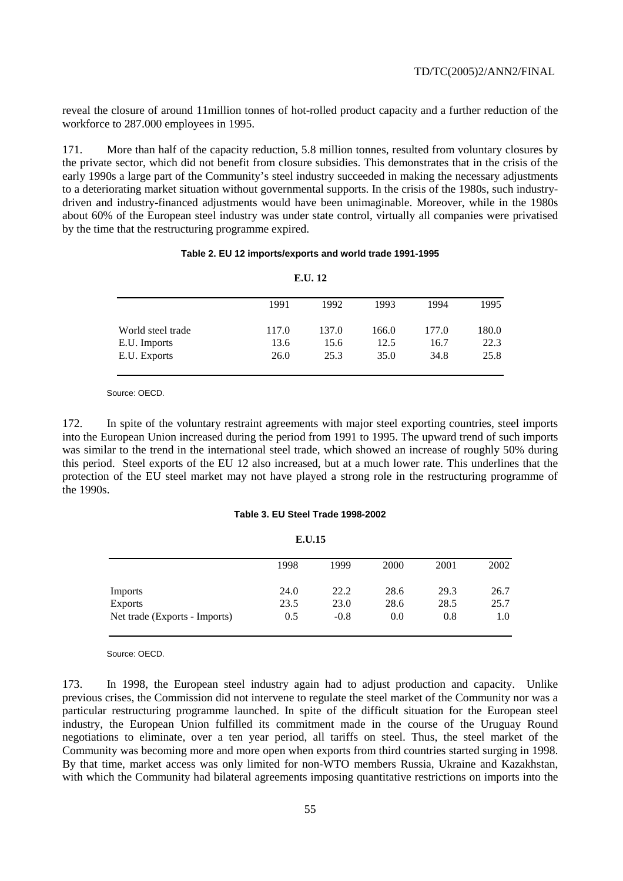reveal the closure of around 11million tonnes of hot-rolled product capacity and a further reduction of the workforce to 287.000 employees in 1995.

171. More than half of the capacity reduction, 5.8 million tonnes, resulted from voluntary closures by the private sector, which did not benefit from closure subsidies. This demonstrates that in the crisis of the early 1990s a large part of the Community's steel industry succeeded in making the necessary adjustments to a deteriorating market situation without governmental supports. In the crisis of the 1980s, such industry-driven and industry-financed adjustments would have been unimaginable. Moreover, while in the 1980s about 60% of the European steel industry was under state control, virtually all companies were privatised by the time that the restructuring programme expired.

**Table 2. EU 12 imports/exports and world trade 1991-1995**

**E.U. 12**

| | 1991 | 1992 | 1993 | 1994 | 1995 |
|---|---|---|---|---|---|
| World steel trade | 117.0 | 137.0 | 166.0 | 177.0 | 180.0 |
| E.U. Imports | 13.6 | 15.6 | 12.5 | 16.7 | 22.3 |
| E.U. Exports | 26.0 | 25.3 | 35.0 | 34.8 | 25.8 |

Source: OECD.

172. In spite of the voluntary restraint agreements with major steel exporting countries, steel imports into the European Union increased during the period from 1991 to 1995. The upward trend of such imports was similar to the trend in the international steel trade, which showed an increase of roughly 50% during this period. Steel exports of the EU 12 also increased, but at a much lower rate. This underlines that the protection of the EU steel market may not have played a strong role in the restructuring programme of the 1990s.

**Table 3. EU Steel Trade 1998-2002**

**E.U.15**

| | 1998 | 1999 | 2000 | 2001 | 2002 |
|---|---|---|---|---|---|
| Imports | 24.0 | 22.2 | 28.6 | 29.3 | 26.7 |
| Exports | 23.5 | 23.0 | 28.6 | 28.5 | 25.7 |
| Net trade (Exports - Imports) | 0.5 | -0.8 | 0.0 | 0.8 | 1.0 |

Source: OECD.

173. In 1998, the European steel industry again had to adjust production and capacity. Unlike previous crises, the Commission did not intervene to regulate the steel market of the Community nor was a particular restructuring programme launched. In spite of the difficult situation for the European steel industry, the European Union fulfilled its commitment made in the course of the Uruguay Round negotiations to eliminate, over a ten year period, all tariffs on steel. Thus, the steel market of the Community was becoming more and more open when exports from third countries started surging in 1998. By that time, market access was only limited for non-WTO members Russia, Ukraine and Kazakhstan, with which the Community had bilateral agreements imposing quantitative restrictions on imports into the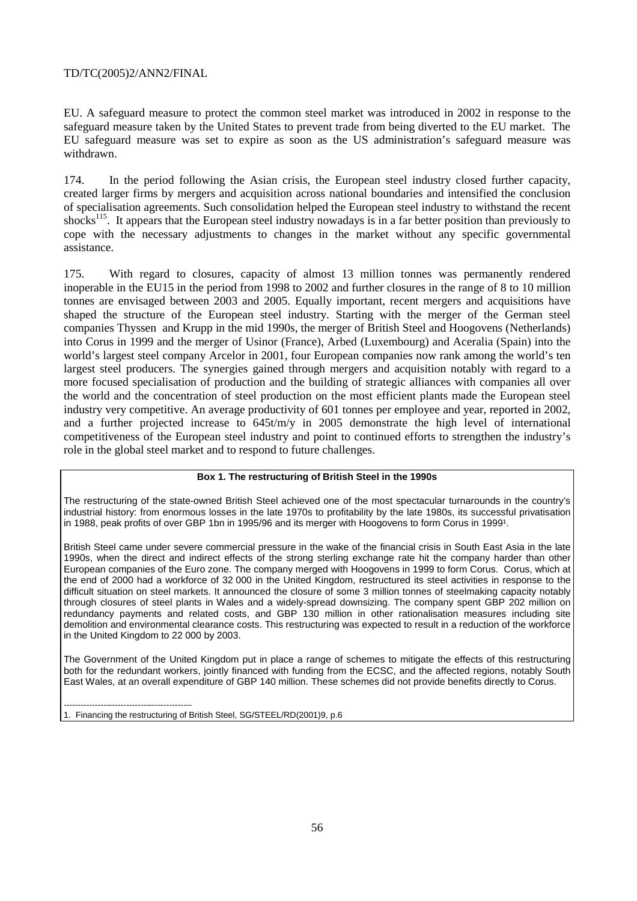EU. A safeguard measure to protect the common steel market was introduced in 2002 in response to the safeguard measure taken by the United States to prevent trade from being diverted to the EU market. The EU safeguard measure was set to expire as soon as the US administration's safeguard measure was withdrawn.

174. In the period following the Asian crisis, the European steel industry closed further capacity, created larger firms by mergers and acquisition across national boundaries and intensified the conclusion of specialisation agreements. Such consolidation helped the European steel industry to withstand the recent shocks[115]. It appears that the European steel industry nowadays is in a far better position than previously to cope with the necessary adjustments to changes in the market without any specific governmental assistance.

175. With regard to closures, capacity of almost 13 million tonnes was permanently rendered inoperable in the EU15 in the period from 1998 to 2002 and further closures in the range of 8 to 10 million tonnes are envisaged between 2003 and 2005. Equally important, recent mergers and acquisitions have shaped the structure of the European steel industry. Starting with the merger of the German steel companies Thyssen and Krupp in the mid 1990s, the merger of British Steel and Hoogovens (Netherlands) into Corus in 1999 and the merger of Usinor (France), Arbed (Luxembourg) and Aceralia (Spain) into the world's largest steel company Arcelor in 2001, four European companies now rank among the world's ten largest steel producers. The synergies gained through mergers and acquisition notably with regard to a more focused specialisation of production and the building of strategic alliances with companies all over the world and the concentration of steel production on the most efficient plants made the European steel industry very competitive. An average productivity of 601 tonnes per employee and year, reported in 2002, and a further projected increase to 645t/m/y in 2005 demonstrate the high level of international competitiveness of the European steel industry and point to continued efforts to strengthen the industry's role in the global steel market and to respond to future challenges.

**Box 1. The restructuring of British Steel in the 1990s**

The restructuring of the state-owned British Steel achieved one of the most spectacular turnarounds in the country's industrial history: from enormous losses in the late 1970s to profitability by the late 1980s, its successful privatisation in 1988, peak profits of over GBP 1bn in 1995/96 and its merger with Hoogovens to form Corus in 1999[1].

British Steel came under severe commercial pressure in the wake of the financial crisis in South East Asia in the late 1990s, when the direct and indirect effects of the strong sterling exchange rate hit the company harder than other European companies of the Euro zone. The company merged with Hoogovens in 1999 to form Corus. Corus, which at the end of 2000 had a workforce of 32 000 in the United Kingdom, restructured its steel activities in response to the difficult situation on steel markets. It announced the closure of some 3 million tonnes of steelmaking capacity notably through closures of steel plants in Wales and a widely-spread downsizing. The company spent GBP 202 million on redundancy payments and related costs, and GBP 130 million in other rationalisation measures including site demolition and environmental clearance costs. This restructuring was expected to result in a reduction of the workforce in the United Kingdom to 22 000 by 2003.

The Government of the United Kingdom put in place a range of schemes to mitigate the effects of this restructuring both for the redundant workers, jointly financed with funding from the ECSC, and the affected regions, notably South East Wales, at an overall expenditure of GBP 140 million. These schemes did not provide benefits directly to Corus.

---

1. Financing the restructuring of British Steel, SG/STEEL/RD(2001)9, p.6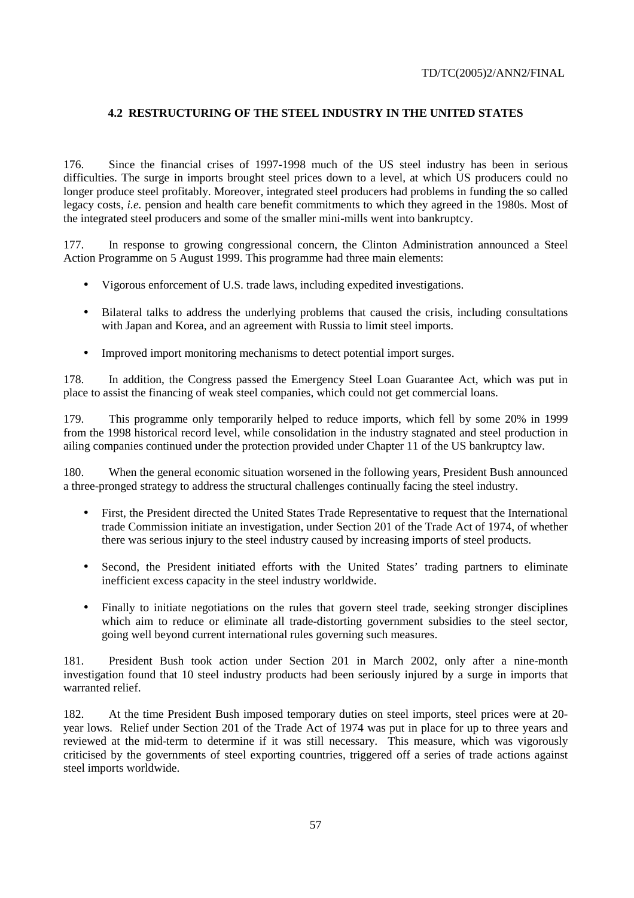## 4.2 RESTRUCTURING OF THE STEEL INDUSTRY IN THE UNITED STATES

176. Since the financial crises of 1997-1998 much of the US steel industry has been in serious difficulties. The surge in imports brought steel prices down to a level, at which US producers could no longer produce steel profitably. Moreover, integrated steel producers had problems in funding the so called legacy costs, *i.e.* pension and health care benefit commitments to which they agreed in the 1980s. Most of the integrated steel producers and some of the smaller mini-mills went into bankruptcy.

177. In response to growing congressional concern, the Clinton Administration announced a Steel Action Programme on 5 August 1999. This programme had three main elements:

- Vigorous enforcement of U.S. trade laws, including expedited investigations.
- Bilateral talks to address the underlying problems that caused the crisis, including consultations with Japan and Korea, and an agreement with Russia to limit steel imports.
- Improved import monitoring mechanisms to detect potential import surges.

178. In addition, the Congress passed the Emergency Steel Loan Guarantee Act, which was put in place to assist the financing of weak steel companies, which could not get commercial loans.

179. This programme only temporarily helped to reduce imports, which fell by some 20% in 1999 from the 1998 historical record level, while consolidation in the industry stagnated and steel production in ailing companies continued under the protection provided under Chapter 11 of the US bankruptcy law.

180. When the general economic situation worsened in the following years, President Bush announced a three-pronged strategy to address the structural challenges continually facing the steel industry.

- First, the President directed the United States Trade Representative to request that the International trade Commission initiate an investigation, under Section 201 of the Trade Act of 1974, of whether there was serious injury to the steel industry caused by increasing imports of steel products.
- Second, the President initiated efforts with the United States' trading partners to eliminate inefficient excess capacity in the steel industry worldwide.
- Finally to initiate negotiations on the rules that govern steel trade, seeking stronger disciplines which aim to reduce or eliminate all trade-distorting government subsidies to the steel sector, going well beyond current international rules governing such measures.

181. President Bush took action under Section 201 in March 2002, only after a nine-month investigation found that 10 steel industry products had been seriously injured by a surge in imports that warranted relief.

182. At the time President Bush imposed temporary duties on steel imports, steel prices were at 20-year lows. Relief under Section 201 of the Trade Act of 1974 was put in place for up to three years and reviewed at the mid-term to determine if it was still necessary. This measure, which was vigorously criticised by the governments of steel exporting countries, triggered off a series of trade actions against steel imports worldwide.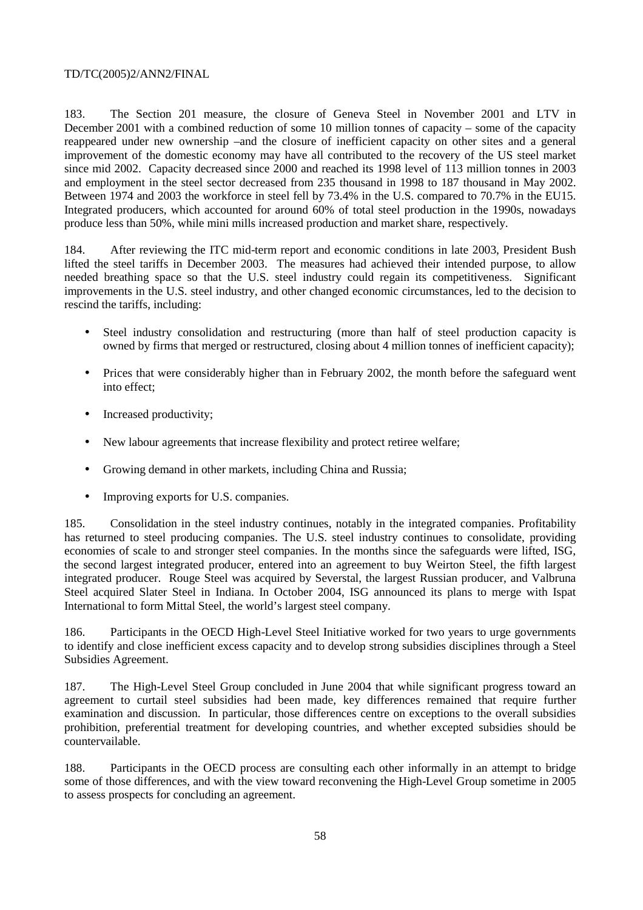183. The Section 201 measure, the closure of Geneva Steel in November 2001 and LTV in December 2001 with a combined reduction of some 10 million tonnes of capacity – some of the capacity reappeared under new ownership –and the closure of inefficient capacity on other sites and a general improvement of the domestic economy may have all contributed to the recovery of the US steel market since mid 2002. Capacity decreased since 2000 and reached its 1998 level of 113 million tonnes in 2003 and employment in the steel sector decreased from 235 thousand in 1998 to 187 thousand in May 2002. Between 1974 and 2003 the workforce in steel fell by 73.4% in the U.S. compared to 70.7% in the EU15. Integrated producers, which accounted for around 60% of total steel production in the 1990s, nowadays produce less than 50%, while mini mills increased production and market share, respectively.

184. After reviewing the ITC mid-term report and economic conditions in late 2003, President Bush lifted the steel tariffs in December 2003. The measures had achieved their intended purpose, to allow needed breathing space so that the U.S. steel industry could regain its competitiveness. Significant improvements in the U.S. steel industry, and other changed economic circumstances, led to the decision to rescind the tariffs, including:

- Steel industry consolidation and restructuring (more than half of steel production capacity is owned by firms that merged or restructured, closing about 4 million tonnes of inefficient capacity);
- Prices that were considerably higher than in February 2002, the month before the safeguard went into effect;
- Increased productivity;
- New labour agreements that increase flexibility and protect retiree welfare;
- Growing demand in other markets, including China and Russia;
- Improving exports for U.S. companies.

185. Consolidation in the steel industry continues, notably in the integrated companies. Profitability has returned to steel producing companies. The U.S. steel industry continues to consolidate, providing economies of scale to and stronger steel companies. In the months since the safeguards were lifted, ISG, the second largest integrated producer, entered into an agreement to buy Weirton Steel, the fifth largest integrated producer. Rouge Steel was acquired by Severstal, the largest Russian producer, and Valbruna Steel acquired Slater Steel in Indiana. In October 2004, ISG announced its plans to merge with Ispat International to form Mittal Steel, the world's largest steel company.

186. Participants in the OECD High-Level Steel Initiative worked for two years to urge governments to identify and close inefficient excess capacity and to develop strong subsidies disciplines through a Steel Subsidies Agreement.

187. The High-Level Steel Group concluded in June 2004 that while significant progress toward an agreement to curtail steel subsidies had been made, key differences remained that require further examination and discussion. In particular, those differences centre on exceptions to the overall subsidies prohibition, preferential treatment for developing countries, and whether excepted subsidies should be countervailable.

188. Participants in the OECD process are consulting each other informally in an attempt to bridge some of those differences, and with the view toward reconvening the High-Level Group sometime in 2005 to assess prospects for concluding an agreement.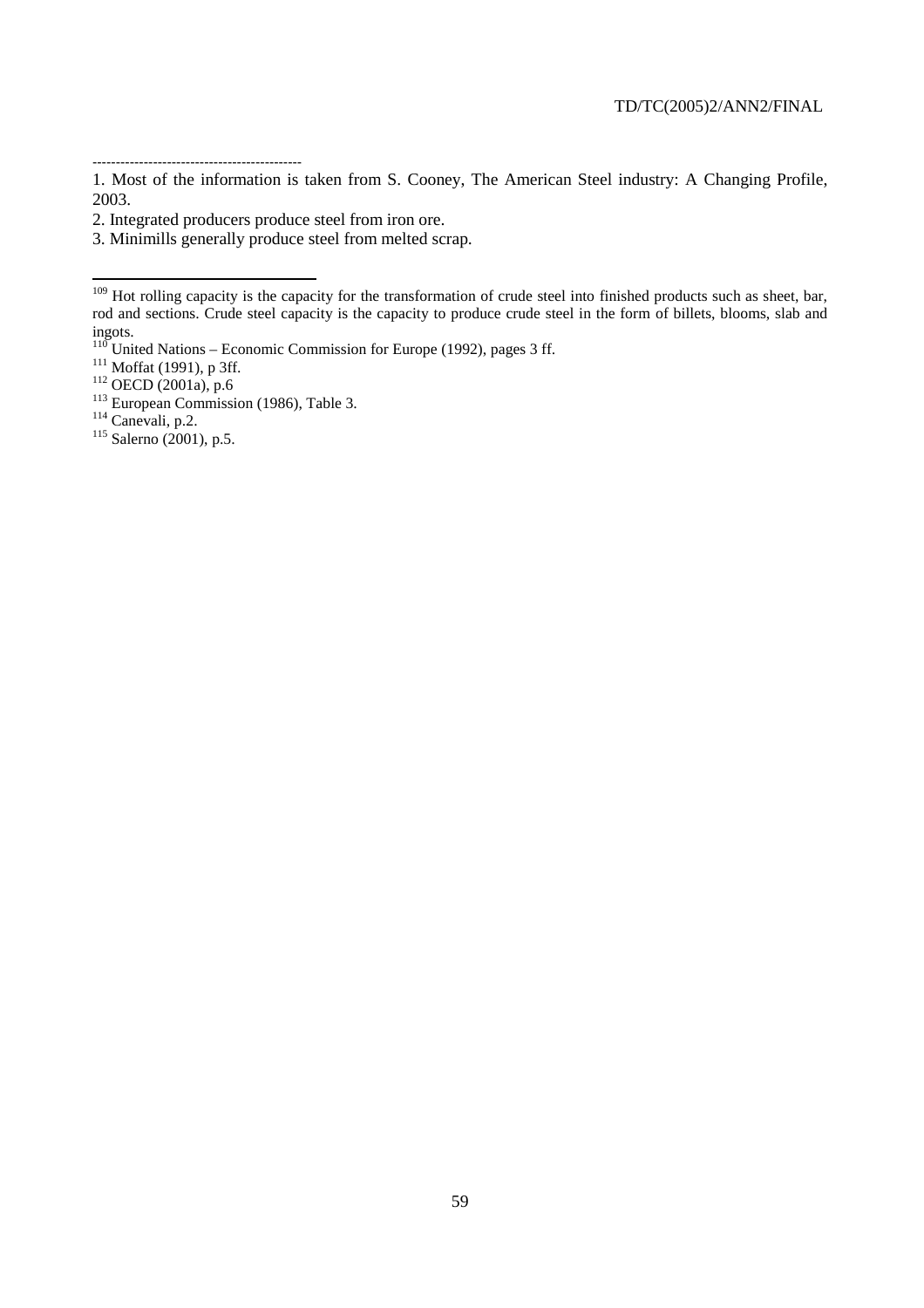--------------------------------------------

1. Most of the information is taken from S. Cooney, The American Steel industry: A Changing Profile, 2003.

2. Integrated producers produce steel from iron ore.

3. Minimills generally produce steel from melted scrap.

---

[109] Hot rolling capacity is the capacity for the transformation of crude steel into finished products such as sheet, bar, rod and sections. Crude steel capacity is the capacity to produce crude steel in the form of billets, blooms, slab and ingots.

[110] United Nations – Economic Commission for Europe (1992), pages 3 ff.

[111] Moffat (1991), p 3ff.

[112] OECD (2001a), p.6

[113] European Commission (1986), Table 3.

[114] Canevali, p.2.

[115] Salerno (2001), p.5.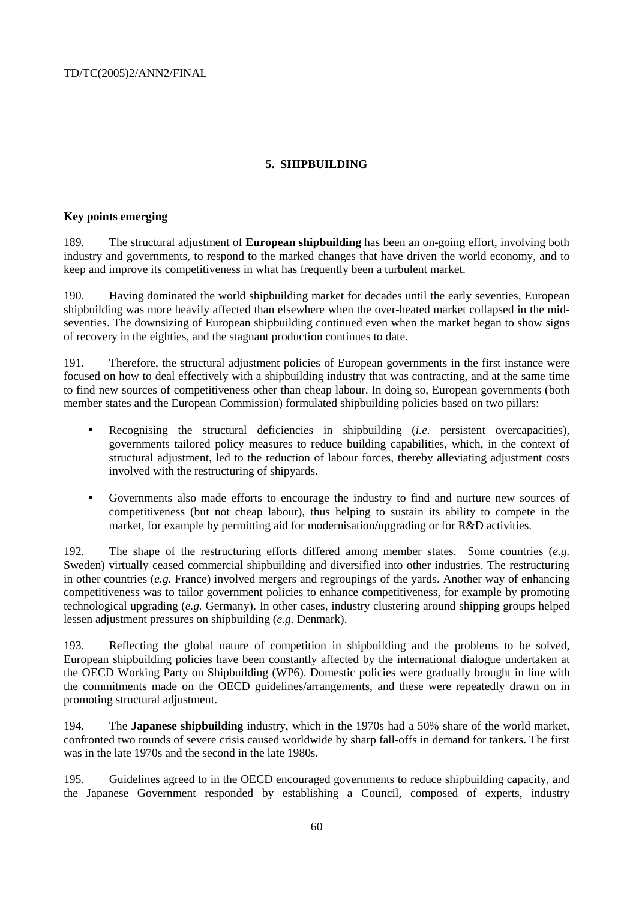## 5. SHIPBUILDING

### Key points emerging

189. The structural adjustment of **European shipbuilding** has been an on-going effort, involving both industry and governments, to respond to the marked changes that have driven the world economy, and to keep and improve its competitiveness in what has frequently been a turbulent market.

190. Having dominated the world shipbuilding market for decades until the early seventies, European shipbuilding was more heavily affected than elsewhere when the over-heated market collapsed in the mid-seventies. The downsizing of European shipbuilding continued even when the market began to show signs of recovery in the eighties, and the stagnant production continues to date.

191. Therefore, the structural adjustment policies of European governments in the first instance were focused on how to deal effectively with a shipbuilding industry that was contracting, and at the same time to find new sources of competitiveness other than cheap labour. In doing so, European governments (both member states and the European Commission) formulated shipbuilding policies based on two pillars:

- Recognising the structural deficiencies in shipbuilding (*i.e.* persistent overcapacities), governments tailored policy measures to reduce building capabilities, which, in the context of structural adjustment, led to the reduction of labour forces, thereby alleviating adjustment costs involved with the restructuring of shipyards.
- Governments also made efforts to encourage the industry to find and nurture new sources of competitiveness (but not cheap labour), thus helping to sustain its ability to compete in the market, for example by permitting aid for modernisation/upgrading or for R&D activities.

192. The shape of the restructuring efforts differed among member states. Some countries (*e.g.* Sweden) virtually ceased commercial shipbuilding and diversified into other industries. The restructuring in other countries (*e.g.* France) involved mergers and regroupings of the yards. Another way of enhancing competitiveness was to tailor government policies to enhance competitiveness, for example by promoting technological upgrading (*e.g.* Germany). In other cases, industry clustering around shipping groups helped lessen adjustment pressures on shipbuilding (*e.g.* Denmark).

193. Reflecting the global nature of competition in shipbuilding and the problems to be solved, European shipbuilding policies have been constantly affected by the international dialogue undertaken at the OECD Working Party on Shipbuilding (WP6). Domestic policies were gradually brought in line with the commitments made on the OECD guidelines/arrangements, and these were repeatedly drawn on in promoting structural adjustment.

194. The **Japanese shipbuilding** industry, which in the 1970s had a 50% share of the world market, confronted two rounds of severe crisis caused worldwide by sharp fall-offs in demand for tankers. The first was in the late 1970s and the second in the late 1980s.

195. Guidelines agreed to in the OECD encouraged governments to reduce shipbuilding capacity, and the Japanese Government responded by establishing a Council, composed of experts, industry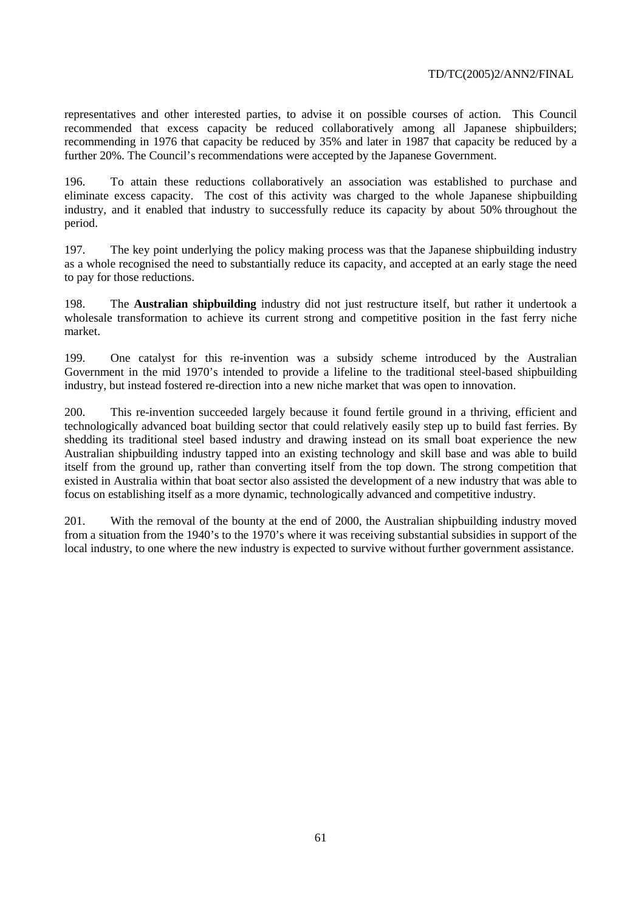representatives and other interested parties, to advise it on possible courses of action. This Council recommended that excess capacity be reduced collaboratively among all Japanese shipbuilders; recommending in 1976 that capacity be reduced by 35% and later in 1987 that capacity be reduced by a further 20%. The Council's recommendations were accepted by the Japanese Government.

196. To attain these reductions collaboratively an association was established to purchase and eliminate excess capacity. The cost of this activity was charged to the whole Japanese shipbuilding industry, and it enabled that industry to successfully reduce its capacity by about 50% throughout the period.

197. The key point underlying the policy making process was that the Japanese shipbuilding industry as a whole recognised the need to substantially reduce its capacity, and accepted at an early stage the need to pay for those reductions.

198. The **Australian shipbuilding** industry did not just restructure itself, but rather it undertook a wholesale transformation to achieve its current strong and competitive position in the fast ferry niche market.

199. One catalyst for this re-invention was a subsidy scheme introduced by the Australian Government in the mid 1970's intended to provide a lifeline to the traditional steel-based shipbuilding industry, but instead fostered re-direction into a new niche market that was open to innovation.

200. This re-invention succeeded largely because it found fertile ground in a thriving, efficient and technologically advanced boat building sector that could relatively easily step up to build fast ferries. By shedding its traditional steel based industry and drawing instead on its small boat experience the new Australian shipbuilding industry tapped into an existing technology and skill base and was able to build itself from the ground up, rather than converting itself from the top down. The strong competition that existed in Australia within that boat sector also assisted the development of a new industry that was able to focus on establishing itself as a more dynamic, technologically advanced and competitive industry.

201. With the removal of the bounty at the end of 2000, the Australian shipbuilding industry moved from a situation from the 1940's to the 1970's where it was receiving substantial subsidies in support of the local industry, to one where the new industry is expected to survive without further government assistance.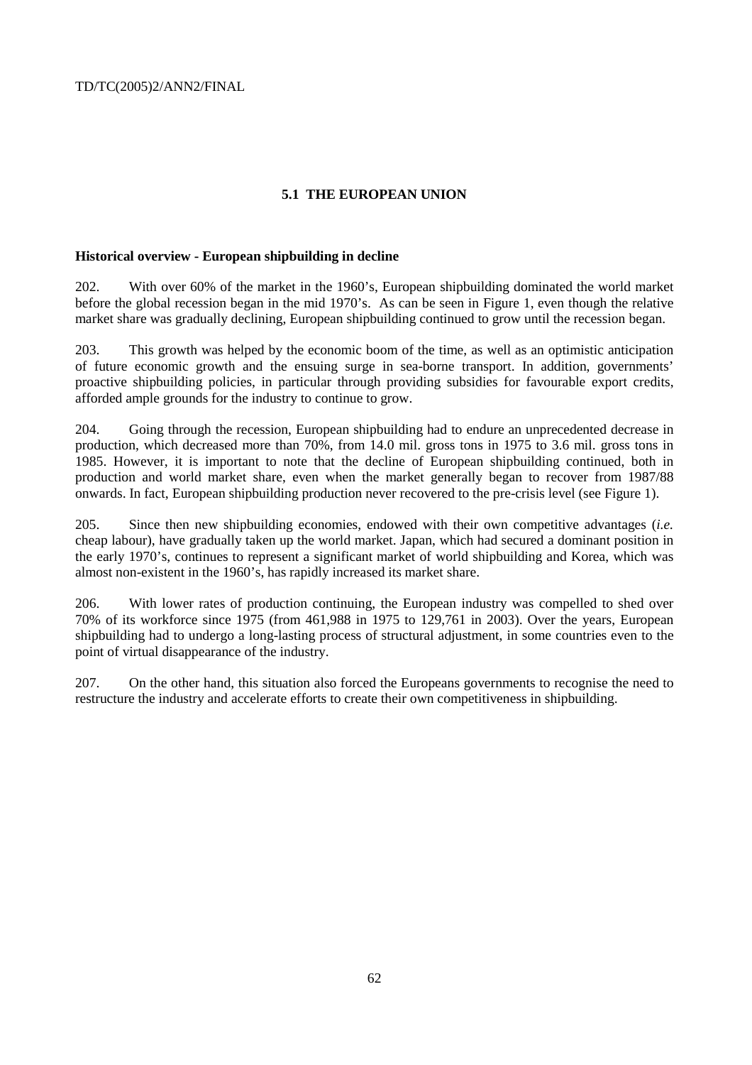## 5.1 THE EUROPEAN UNION

**Historical overview - European shipbuilding in decline**

202. With over 60% of the market in the 1960's, European shipbuilding dominated the world market before the global recession began in the mid 1970's. As can be seen in Figure 1, even though the relative market share was gradually declining, European shipbuilding continued to grow until the recession began.

203. This growth was helped by the economic boom of the time, as well as an optimistic anticipation of future economic growth and the ensuing surge in sea-borne transport. In addition, governments' proactive shipbuilding policies, in particular through providing subsidies for favourable export credits, afforded ample grounds for the industry to continue to grow.

204. Going through the recession, European shipbuilding had to endure an unprecedented decrease in production, which decreased more than 70%, from 14.0 mil. gross tons in 1975 to 3.6 mil. gross tons in 1985. However, it is important to note that the decline of European shipbuilding continued, both in production and world market share, even when the market generally began to recover from 1987/88 onwards. In fact, European shipbuilding production never recovered to the pre-crisis level (see Figure 1).

205. Since then new shipbuilding economies, endowed with their own competitive advantages (*i.e.* cheap labour), have gradually taken up the world market. Japan, which had secured a dominant position in the early 1970's, continues to represent a significant market of world shipbuilding and Korea, which was almost non-existent in the 1960's, has rapidly increased its market share.

206. With lower rates of production continuing, the European industry was compelled to shed over 70% of its workforce since 1975 (from 461,988 in 1975 to 129,761 in 2003). Over the years, European shipbuilding had to undergo a long-lasting process of structural adjustment, in some countries even to the point of virtual disappearance of the industry.

207. On the other hand, this situation also forced the Europeans governments to recognise the need to restructure the industry and accelerate efforts to create their own competitiveness in shipbuilding.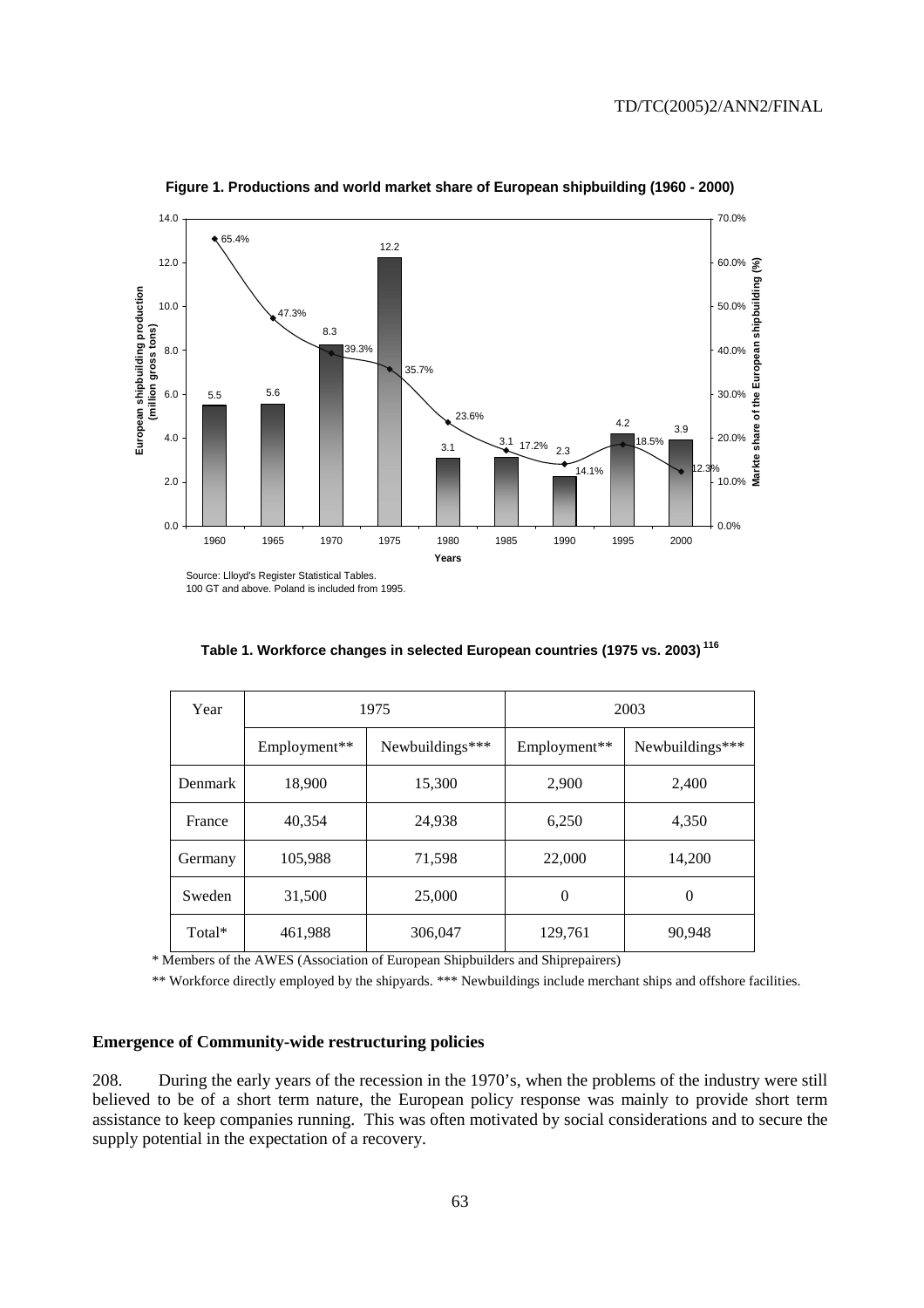**Figure 1. Productions and world market share of European shipbuilding (1960 - 2000)**

| Years | European shipbuilding production (million gross tons) | Market share of the European shipbuilding (%) |
|---|---|---|
| 1960 | 5.5 | 65.4% |
| 1965 | 5.6 | 47.3% |
| 1970 | 8.3 | 39.3% |
| 1975 | 12.2 | 35.7% |
| 1980 | 3.1 | 23.6% |
| 1985 | 3.1 | 17.2% |
| 1990 | 2.3 | 14.1% |
| 1995 | 4.2 | 18.5% |
| 2000 | 3.9 | 12.3% |

Source: Llloyd's Register Statistical Tables.
100 GT and above. Poland is included from 1995.

**Table 1. Workforce changes in selected European countries (1975 vs. 2003)** [116]

| Year | 1975 | | 2003 | |
|---|---|---|---|---|
| | Employment** | Newbuildings*** | Employment** | Newbuildings*** |
| Denmark | 18,900 | 15,300 | 2,900 | 2,400 |
| France | 40,354 | 24,938 | 6,250 | 4,350 |
| Germany | 105,988 | 71,598 | 22,000 | 14,200 |
| Sweden | 31,500 | 25,000 | 0 | 0 |
| Total* | 461,988 | 306,047 | 129,761 | 90,948 |

\* Members of the AWES (Association of European Shipbuilders and Shiprepairers)

** Workforce directly employed by the shipyards. *** Newbuildings include merchant ships and offshore facilities.

**Emergence of Community-wide restructuring policies**

208. During the early years of the recession in the 1970's, when the problems of the industry were still believed to be of a short term nature, the European policy response was mainly to provide short term assistance to keep companies running. This was often motivated by social considerations and to secure the supply potential in the expectation of a recovery.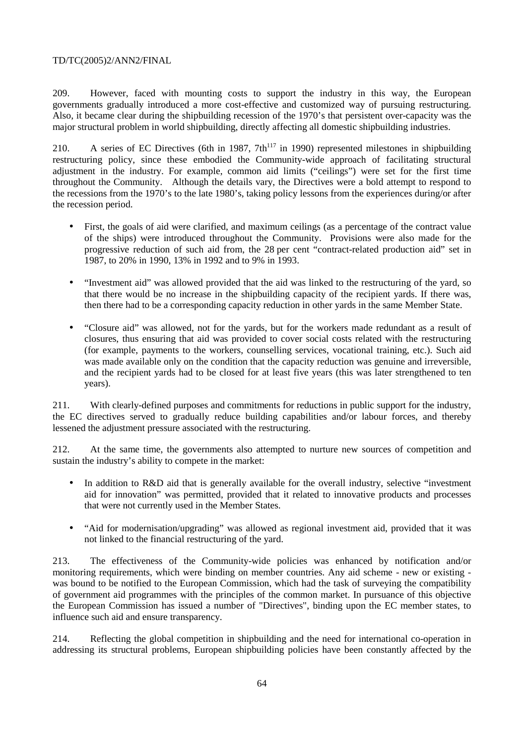209. However, faced with mounting costs to support the industry in this way, the European governments gradually introduced a more cost-effective and customized way of pursuing restructuring. Also, it became clear during the shipbuilding recession of the 1970's that persistent over-capacity was the major structural problem in world shipbuilding, directly affecting all domestic shipbuilding industries.

210. A series of EC Directives (6th in 1987, 7th[117] in 1990) represented milestones in shipbuilding restructuring policy, since these embodied the Community-wide approach of facilitating structural adjustment in the industry. For example, common aid limits ("ceilings") were set for the first time throughout the Community. Although the details vary, the Directives were a bold attempt to respond to the recessions from the 1970's to the late 1980's, taking policy lessons from the experiences during/or after the recession period.

- First, the goals of aid were clarified, and maximum ceilings (as a percentage of the contract value of the ships) were introduced throughout the Community. Provisions were also made for the progressive reduction of such aid from, the 28 per cent "contract-related production aid" set in 1987, to 20% in 1990, 13% in 1992 and to 9% in 1993.

- "Investment aid" was allowed provided that the aid was linked to the restructuring of the yard, so that there would be no increase in the shipbuilding capacity of the recipient yards. If there was, then there had to be a corresponding capacity reduction in other yards in the same Member State.

- "Closure aid" was allowed, not for the yards, but for the workers made redundant as a result of closures, thus ensuring that aid was provided to cover social costs related with the restructuring (for example, payments to the workers, counselling services, vocational training, etc.). Such aid was made available only on the condition that the capacity reduction was genuine and irreversible, and the recipient yards had to be closed for at least five years (this was later strengthened to ten years).

211. With clearly-defined purposes and commitments for reductions in public support for the industry, the EC directives served to gradually reduce building capabilities and/or labour forces, and thereby lessened the adjustment pressure associated with the restructuring.

212. At the same time, the governments also attempted to nurture new sources of competition and sustain the industry's ability to compete in the market:

- In addition to R&D aid that is generally available for the overall industry, selective "investment aid for innovation" was permitted, provided that it related to innovative products and processes that were not currently used in the Member States.

- "Aid for modernisation/upgrading" was allowed as regional investment aid, provided that it was not linked to the financial restructuring of the yard.

213. The effectiveness of the Community-wide policies was enhanced by notification and/or monitoring requirements, which were binding on member countries. Any aid scheme - new or existing - was bound to be notified to the European Commission, which had the task of surveying the compatibility of government aid programmes with the principles of the common market. In pursuance of this objective the European Commission has issued a number of "Directives", binding upon the EC member states, to influence such aid and ensure transparency.

214. Reflecting the global competition in shipbuilding and the need for international co-operation in addressing its structural problems, European shipbuilding policies have been constantly affected by the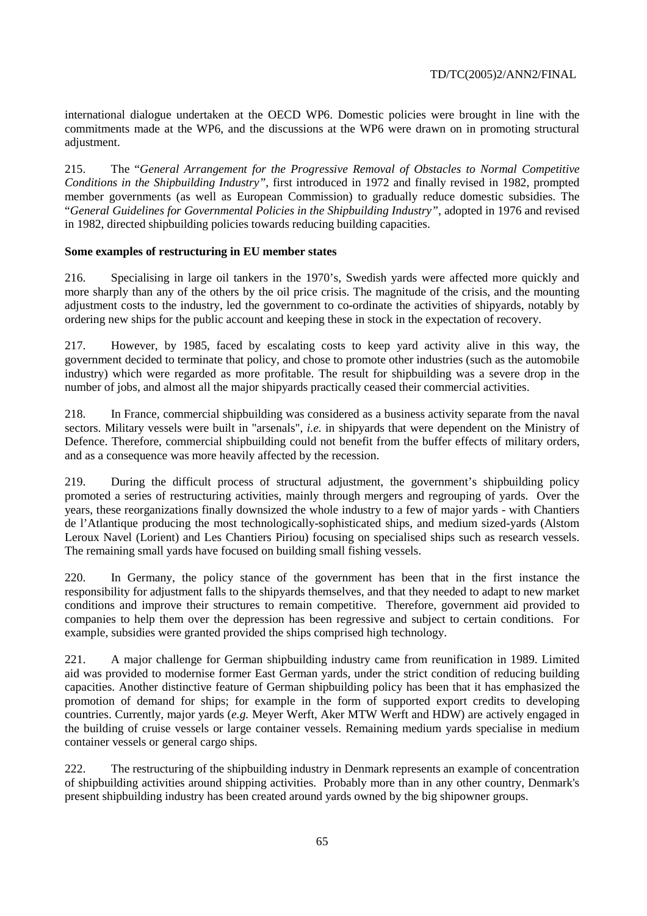international dialogue undertaken at the OECD WP6. Domestic policies were brought in line with the commitments made at the WP6, and the discussions at the WP6 were drawn on in promoting structural adjustment.

215. The "*General Arrangement for the Progressive Removal of Obstacles to Normal Competitive Conditions in the Shipbuilding Industry"*, first introduced in 1972 and finally revised in 1982, prompted member governments (as well as European Commission) to gradually reduce domestic subsidies. The "*General Guidelines for Governmental Policies in the Shipbuilding Industry"*, adopted in 1976 and revised in 1982, directed shipbuilding policies towards reducing building capacities.

**Some examples of restructuring in EU member states**

216. Specialising in large oil tankers in the 1970's, Swedish yards were affected more quickly and more sharply than any of the others by the oil price crisis. The magnitude of the crisis, and the mounting adjustment costs to the industry, led the government to co-ordinate the activities of shipyards, notably by ordering new ships for the public account and keeping these in stock in the expectation of recovery.

217. However, by 1985, faced by escalating costs to keep yard activity alive in this way, the government decided to terminate that policy, and chose to promote other industries (such as the automobile industry) which were regarded as more profitable. The result for shipbuilding was a severe drop in the number of jobs, and almost all the major shipyards practically ceased their commercial activities.

218. In France, commercial shipbuilding was considered as a business activity separate from the naval sectors. Military vessels were built in "arsenals", *i.e.* in shipyards that were dependent on the Ministry of Defence. Therefore, commercial shipbuilding could not benefit from the buffer effects of military orders, and as a consequence was more heavily affected by the recession.

219. During the difficult process of structural adjustment, the government's shipbuilding policy promoted a series of restructuring activities, mainly through mergers and regrouping of yards. Over the years, these reorganizations finally downsized the whole industry to a few of major yards - with Chantiers de l'Atlantique producing the most technologically-sophisticated ships, and medium sized-yards (Alstom Leroux Navel (Lorient) and Les Chantiers Piriou) focusing on specialised ships such as research vessels. The remaining small yards have focused on building small fishing vessels.

220. In Germany, the policy stance of the government has been that in the first instance the responsibility for adjustment falls to the shipyards themselves, and that they needed to adapt to new market conditions and improve their structures to remain competitive. Therefore, government aid provided to companies to help them over the depression has been regressive and subject to certain conditions. For example, subsidies were granted provided the ships comprised high technology.

221. A major challenge for German shipbuilding industry came from reunification in 1989. Limited aid was provided to modernise former East German yards, under the strict condition of reducing building capacities. Another distinctive feature of German shipbuilding policy has been that it has emphasized the promotion of demand for ships; for example in the form of supported export credits to developing countries. Currently, major yards (*e.g.* Meyer Werft, Aker MTW Werft and HDW) are actively engaged in the building of cruise vessels or large container vessels. Remaining medium yards specialise in medium container vessels or general cargo ships.

222. The restructuring of the shipbuilding industry in Denmark represents an example of concentration of shipbuilding activities around shipping activities. Probably more than in any other country, Denmark's present shipbuilding industry has been created around yards owned by the big shipowner groups.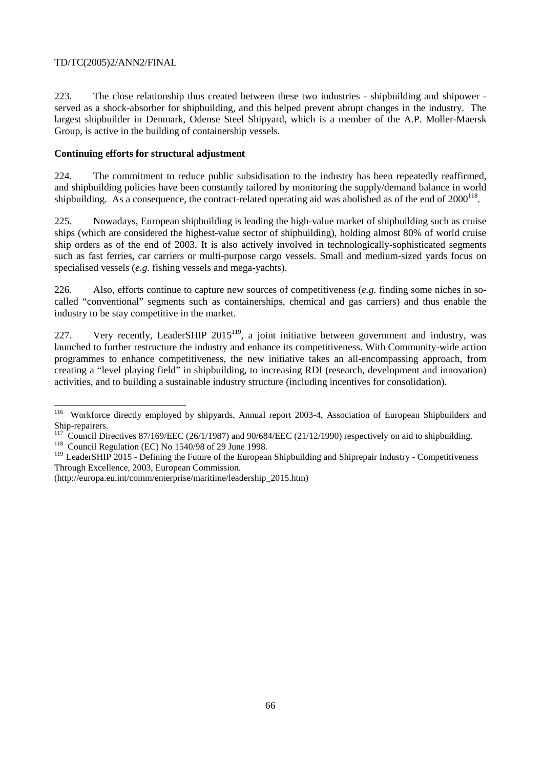223. The close relationship thus created between these two industries - shipbuilding and shipower - served as a shock-absorber for shipbuilding, and this helped prevent abrupt changes in the industry. The largest shipbuilder in Denmark, Odense Steel Shipyard, which is a member of the A.P. Moller-Maersk Group, is active in the building of containership vessels.

**Continuing efforts for structural adjustment**

224. The commitment to reduce public subsidisation to the industry has been repeatedly reaffirmed, and shipbuilding policies have been constantly tailored by monitoring the supply/demand balance in world shipbuilding. As a consequence, the contract-related operating aid was abolished as of the end of 2000[118].

225. Nowadays, European shipbuilding is leading the high-value market of shipbuilding such as cruise ships (which are considered the highest-value sector of shipbuilding), holding almost 80% of world cruise ship orders as of the end of 2003. It is also actively involved in technologically-sophisticated segments such as fast ferries, car carriers or multi-purpose cargo vessels. Small and medium-sized yards focus on specialised vessels (*e.g.* fishing vessels and mega-yachts).

226. Also, efforts continue to capture new sources of competitiveness (*e.g.* finding some niches in so-called "conventional" segments such as containerships, chemical and gas carriers) and thus enable the industry to be stay competitive in the market.

227. Very recently, LeaderSHIP 2015[119], a joint initiative between government and industry, was launched to further restructure the industry and enhance its competitiveness. With Community-wide action programmes to enhance competitiveness, the new initiative takes an all-encompassing approach, from creating a "level playing field" in shipbuilding, to increasing RDI (research, development and innovation) activities, and to building a sustainable industry structure (including incentives for consolidation).

---

[116] Workforce directly employed by shipyards, Annual report 2003-4, Association of European Shipbuilders and Ship-repairers.

[117] Council Directives 87/169/EEC (26/1/1987) and 90/684/EEC (21/12/1990) respectively on aid to shipbuilding.

[118] Council Regulation (EC) No 1540/98 of 29 June 1998.

[119] LeaderSHIP 2015 - Defining the Future of the European Shipbuilding and Shiprepair Industry - Competitiveness Through Excellence, 2003, European Commission. (http://europa.eu.int/comm/enterprise/maritime/leadership_2015.htm)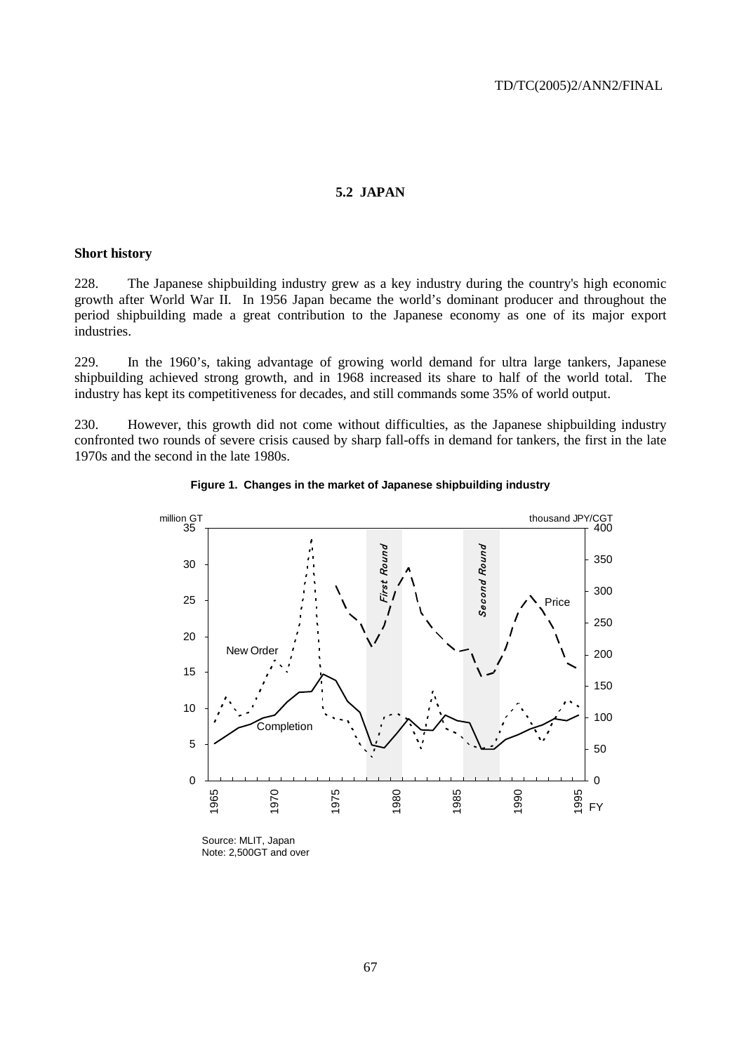## 5.2 JAPAN

**Short history**

228. The Japanese shipbuilding industry grew as a key industry during the country's high economic growth after World War II. In 1956 Japan became the world's dominant producer and throughout the period shipbuilding made a great contribution to the Japanese economy as one of its major export industries.

229. In the 1960's, taking advantage of growing world demand for ultra large tankers, Japanese shipbuilding achieved strong growth, and in 1968 increased its share to half of the world total. The industry has kept its competitiveness for decades, and still commands some 35% of world output.

230. However, this growth did not come without difficulties, as the Japanese shipbuilding industry confronted two rounds of severe crisis caused by sharp fall-offs in demand for tankers, the first in the late 1970s and the second in the late 1980s.

**Figure 1. Changes in the market of Japanese shipbuilding industry**

Source: MLIT, Japan
Note: 2,500GT and over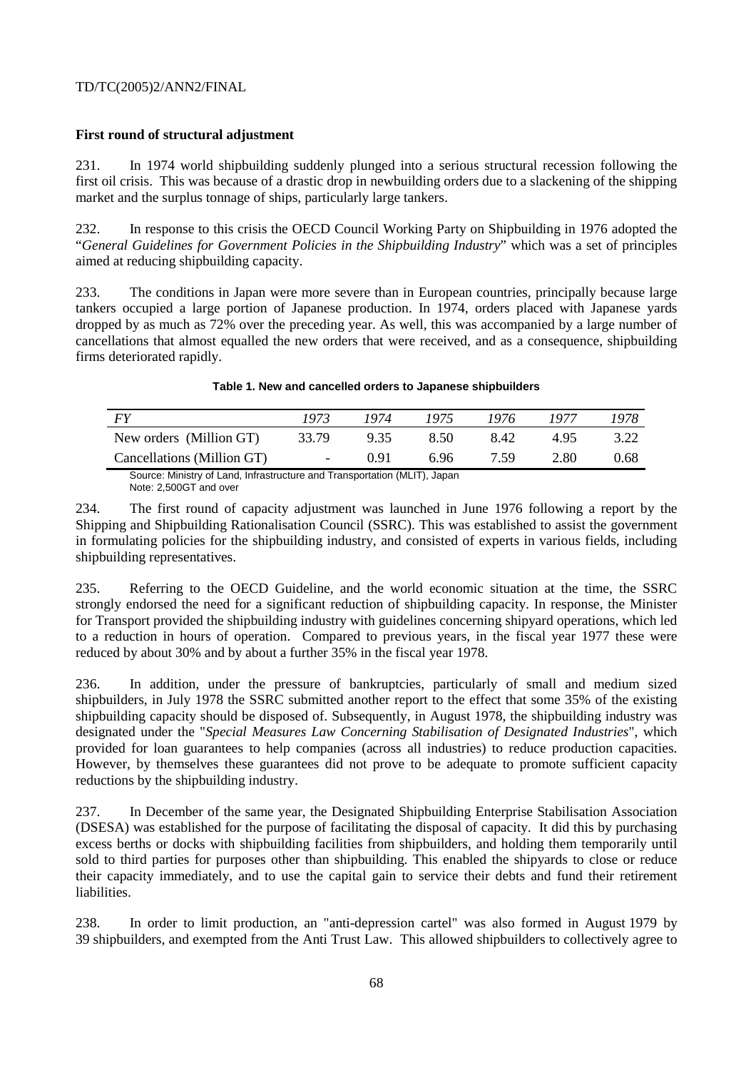**First round of structural adjustment**

231. In 1974 world shipbuilding suddenly plunged into a serious structural recession following the first oil crisis. This was because of a drastic drop in newbuilding orders due to a slackening of the shipping market and the surplus tonnage of ships, particularly large tankers.

232. In response to this crisis the OECD Council Working Party on Shipbuilding in 1976 adopted the "*General Guidelines for Government Policies in the Shipbuilding Industry*" which was a set of principles aimed at reducing shipbuilding capacity.

233. The conditions in Japan were more severe than in European countries, principally because large tankers occupied a large portion of Japanese production. In 1974, orders placed with Japanese yards dropped by as much as 72% over the preceding year. As well, this was accompanied by a large number of cancellations that almost equalled the new orders that were received, and as a consequence, shipbuilding firms deteriorated rapidly.

**Table 1. New and cancelled orders to Japanese shipbuilders**

| *FY* | *1973* | *1974* | *1975* | *1976* | *1977* | *1978* |
|---|---|---|---|---|---|---|
| New orders (Million GT) | 33.79 | 9.35 | 8.50 | 8.42 | 4.95 | 3.22 |
| Cancellations (Million GT) | - | 0.91 | 6.96 | 7.59 | 2.80 | 0.68 |

Source: Ministry of Land, Infrastructure and Transportation (MLIT), Japan
Note: 2,500GT and over

234. The first round of capacity adjustment was launched in June 1976 following a report by the Shipping and Shipbuilding Rationalisation Council (SSRC). This was established to assist the government in formulating policies for the shipbuilding industry, and consisted of experts in various fields, including shipbuilding representatives.

235. Referring to the OECD Guideline, and the world economic situation at the time, the SSRC strongly endorsed the need for a significant reduction of shipbuilding capacity. In response, the Minister for Transport provided the shipbuilding industry with guidelines concerning shipyard operations, which led to a reduction in hours of operation. Compared to previous years, in the fiscal year 1977 these were reduced by about 30% and by about a further 35% in the fiscal year 1978.

236. In addition, under the pressure of bankruptcies, particularly of small and medium sized shipbuilders, in July 1978 the SSRC submitted another report to the effect that some 35% of the existing shipbuilding capacity should be disposed of. Subsequently, in August 1978, the shipbuilding industry was designated under the "*Special Measures Law Concerning Stabilisation of Designated Industries*", which provided for loan guarantees to help companies (across all industries) to reduce production capacities. However, by themselves these guarantees did not prove to be adequate to promote sufficient capacity reductions by the shipbuilding industry.

237. In December of the same year, the Designated Shipbuilding Enterprise Stabilisation Association (DSESA) was established for the purpose of facilitating the disposal of capacity. It did this by purchasing excess berths or docks with shipbuilding facilities from shipbuilders, and holding them temporarily until sold to third parties for purposes other than shipbuilding. This enabled the shipyards to close or reduce their capacity immediately, and to use the capital gain to service their debts and fund their retirement liabilities.

238. In order to limit production, an "anti-depression cartel" was also formed in August 1979 by 39 shipbuilders, and exempted from the Anti Trust Law. This allowed shipbuilders to collectively agree to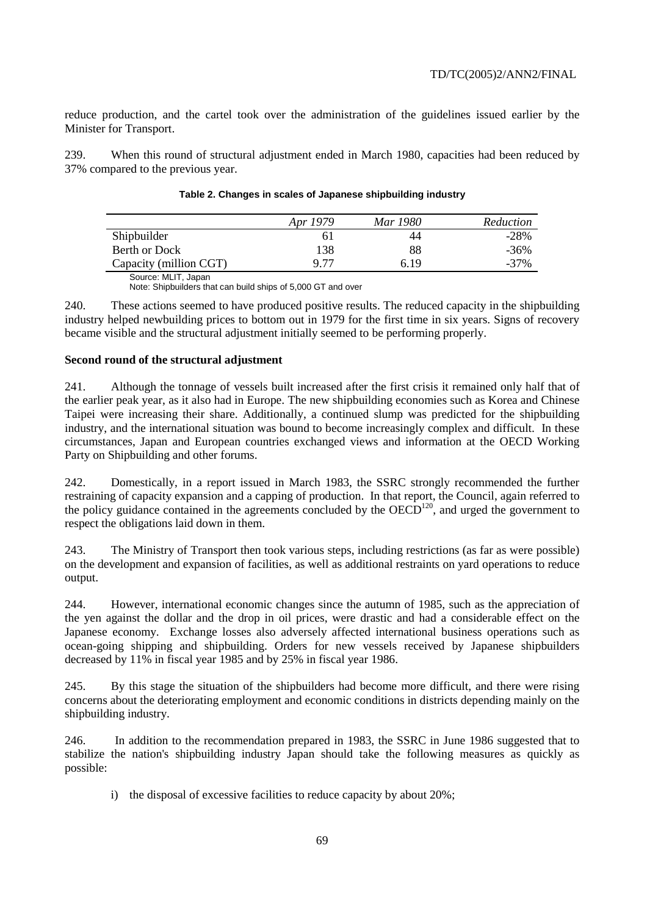reduce production, and the cartel took over the administration of the guidelines issued earlier by the Minister for Transport.

239. When this round of structural adjustment ended in March 1980, capacities had been reduced by 37% compared to the previous year.

**Table 2. Changes in scales of Japanese shipbuilding industry**

| | *Apr 1979* | *Mar 1980* | *Reduction* |
|---|---|---|---|
| Shipbuilder | 61 | 44 | -28% |
| Berth or Dock | 138 | 88 | -36% |
| Capacity (million CGT) | 9.77 | 6.19 | -37% |

Source: MLIT, Japan

Note: Shipbuilders that can build ships of 5,000 GT and over

240. These actions seemed to have produced positive results. The reduced capacity in the shipbuilding industry helped newbuilding prices to bottom out in 1979 for the first time in six years. Signs of recovery became visible and the structural adjustment initially seemed to be performing properly.

**Second round of the structural adjustment**

241. Although the tonnage of vessels built increased after the first crisis it remained only half that of the earlier peak year, as it also had in Europe. The new shipbuilding economies such as Korea and Chinese Taipei were increasing their share. Additionally, a continued slump was predicted for the shipbuilding industry, and the international situation was bound to become increasingly complex and difficult. In these circumstances, Japan and European countries exchanged views and information at the OECD Working Party on Shipbuilding and other forums.

242. Domestically, in a report issued in March 1983, the SSRC strongly recommended the further restraining of capacity expansion and a capping of production. In that report, the Council, again referred to the policy guidance contained in the agreements concluded by the OECD[120], and urged the government to respect the obligations laid down in them.

243. The Ministry of Transport then took various steps, including restrictions (as far as were possible) on the development and expansion of facilities, as well as additional restraints on yard operations to reduce output.

244. However, international economic changes since the autumn of 1985, such as the appreciation of the yen against the dollar and the drop in oil prices, were drastic and had a considerable effect on the Japanese economy. Exchange losses also adversely affected international business operations such as ocean-going shipping and shipbuilding. Orders for new vessels received by Japanese shipbuilders decreased by 11% in fiscal year 1985 and by 25% in fiscal year 1986.

245. By this stage the situation of the shipbuilders had become more difficult, and there were rising concerns about the deteriorating employment and economic conditions in districts depending mainly on the shipbuilding industry.

246. In addition to the recommendation prepared in 1983, the SSRC in June 1986 suggested that to stabilize the nation's shipbuilding industry Japan should take the following measures as quickly as possible:

i) the disposal of excessive facilities to reduce capacity by about 20%;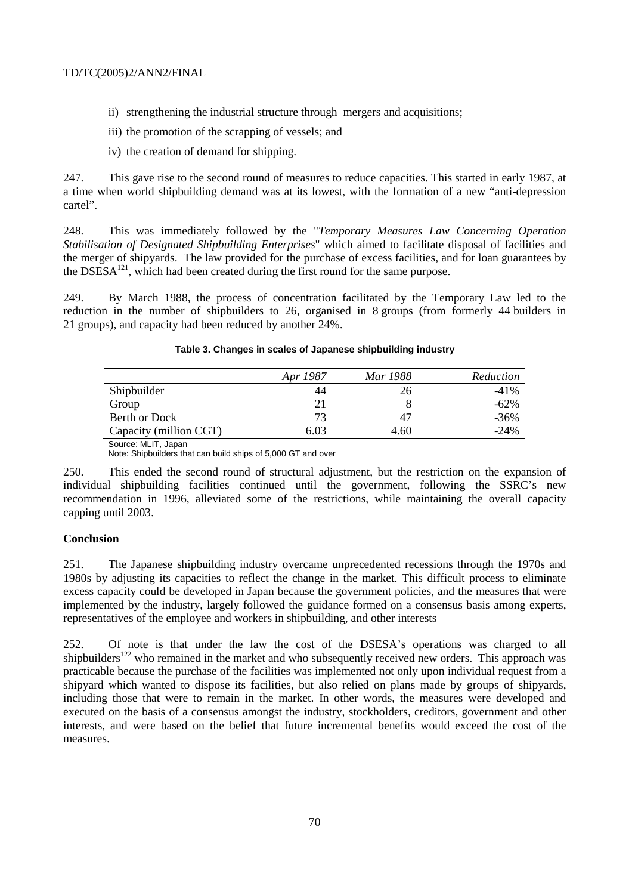ii) strengthening the industrial structure through mergers and acquisitions;

iii) the promotion of the scrapping of vessels; and

iv) the creation of demand for shipping.

247. This gave rise to the second round of measures to reduce capacities. This started in early 1987, at a time when world shipbuilding demand was at its lowest, with the formation of a new "anti-depression cartel".

248. This was immediately followed by the "*Temporary Measures Law Concerning Operation Stabilisation of Designated Shipbuilding Enterprises*" which aimed to facilitate disposal of facilities and the merger of shipyards. The law provided for the purchase of excess facilities, and for loan guarantees by the DSESA[121], which had been created during the first round for the same purpose.

249. By March 1988, the process of concentration facilitated by the Temporary Law led to the reduction in the number of shipbuilders to 26, organised in 8 groups (from formerly 44 builders in 21 groups), and capacity had been reduced by another 24%.

**Table 3. Changes in scales of Japanese shipbuilding industry**

| | *Apr 1987* | *Mar 1988* | *Reduction* |
|---|---|---|---|
| Shipbuilder | 44 | 26 | -41% |
| Group | 21 | 8 | -62% |
| Berth or Dock | 73 | 47 | -36% |
| Capacity (million CGT) | 6.03 | 4.60 | -24% |

Source: MLIT, Japan

Note: Shipbuilders that can build ships of 5,000 GT and over

250. This ended the second round of structural adjustment, but the restriction on the expansion of individual shipbuilding facilities continued until the government, following the SSRC's new recommendation in 1996, alleviated some of the restrictions, while maintaining the overall capacity capping until 2003.

**Conclusion**

251. The Japanese shipbuilding industry overcame unprecedented recessions through the 1970s and 1980s by adjusting its capacities to reflect the change in the market. This difficult process to eliminate excess capacity could be developed in Japan because the government policies, and the measures that were implemented by the industry, largely followed the guidance formed on a consensus basis among experts, representatives of the employee and workers in shipbuilding, and other interests

252. Of note is that under the law the cost of the DSESA's operations was charged to all shipbuilders[122] who remained in the market and who subsequently received new orders. This approach was practicable because the purchase of the facilities was implemented not only upon individual request from a shipyard which wanted to dispose its facilities, but also relied on plans made by groups of shipyards, including those that were to remain in the market. In other words, the measures were developed and executed on the basis of a consensus amongst the industry, stockholders, creditors, government and other interests, and were based on the belief that future incremental benefits would exceed the cost of the measures.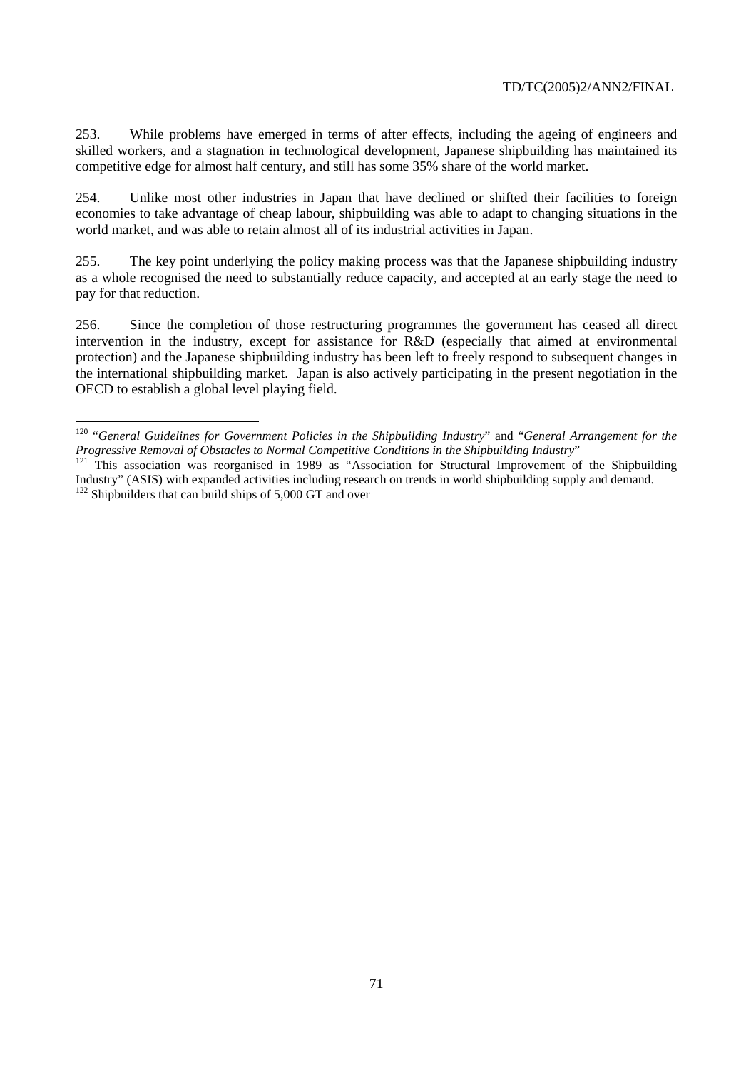253. While problems have emerged in terms of after effects, including the ageing of engineers and skilled workers, and a stagnation in technological development, Japanese shipbuilding has maintained its competitive edge for almost half century, and still has some 35% share of the world market.

254. Unlike most other industries in Japan that have declined or shifted their facilities to foreign economies to take advantage of cheap labour, shipbuilding was able to adapt to changing situations in the world market, and was able to retain almost all of its industrial activities in Japan.

255. The key point underlying the policy making process was that the Japanese shipbuilding industry as a whole recognised the need to substantially reduce capacity, and accepted at an early stage the need to pay for that reduction.

256. Since the completion of those restructuring programmes the government has ceased all direct intervention in the industry, except for assistance for R&D (especially that aimed at environmental protection) and the Japanese shipbuilding industry has been left to freely respond to subsequent changes in the international shipbuilding market. Japan is also actively participating in the present negotiation in the OECD to establish a global level playing field.

---

[120] "*General Guidelines for Government Policies in the Shipbuilding Industry*" and "*General Arrangement for the Progressive Removal of Obstacles to Normal Competitive Conditions in the Shipbuilding Industry*"

[121] This association was reorganised in 1989 as "Association for Structural Improvement of the Shipbuilding Industry" (ASIS) with expanded activities including research on trends in world shipbuilding supply and demand.

[122] Shipbuilders that can build ships of 5,000 GT and over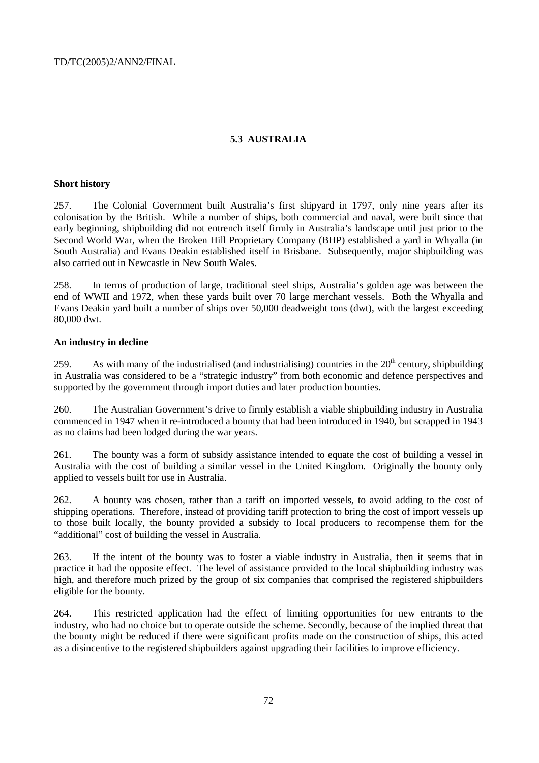## 5.3 AUSTRALIA

**Short history**

257. The Colonial Government built Australia's first shipyard in 1797, only nine years after its colonisation by the British. While a number of ships, both commercial and naval, were built since that early beginning, shipbuilding did not entrench itself firmly in Australia's landscape until just prior to the Second World War, when the Broken Hill Proprietary Company (BHP) established a yard in Whyalla (in South Australia) and Evans Deakin established itself in Brisbane. Subsequently, major shipbuilding was also carried out in Newcastle in New South Wales.

258. In terms of production of large, traditional steel ships, Australia's golden age was between the end of WWII and 1972, when these yards built over 70 large merchant vessels. Both the Whyalla and Evans Deakin yard built a number of ships over 50,000 deadweight tons (dwt), with the largest exceeding 80,000 dwt.

**An industry in decline**

259. As with many of the industrialised (and industrialising) countries in the 20th century, shipbuilding in Australia was considered to be a "strategic industry" from both economic and defence perspectives and supported by the government through import duties and later production bounties.

260. The Australian Government's drive to firmly establish a viable shipbuilding industry in Australia commenced in 1947 when it re-introduced a bounty that had been introduced in 1940, but scrapped in 1943 as no claims had been lodged during the war years.

261. The bounty was a form of subsidy assistance intended to equate the cost of building a vessel in Australia with the cost of building a similar vessel in the United Kingdom. Originally the bounty only applied to vessels built for use in Australia.

262. A bounty was chosen, rather than a tariff on imported vessels, to avoid adding to the cost of shipping operations. Therefore, instead of providing tariff protection to bring the cost of import vessels up to those built locally, the bounty provided a subsidy to local producers to recompense them for the "additional" cost of building the vessel in Australia.

263. If the intent of the bounty was to foster a viable industry in Australia, then it seems that in practice it had the opposite effect. The level of assistance provided to the local shipbuilding industry was high, and therefore much prized by the group of six companies that comprised the registered shipbuilders eligible for the bounty.

264. This restricted application had the effect of limiting opportunities for new entrants to the industry, who had no choice but to operate outside the scheme. Secondly, because of the implied threat that the bounty might be reduced if there were significant profits made on the construction of ships, this acted as a disincentive to the registered shipbuilders against upgrading their facilities to improve efficiency.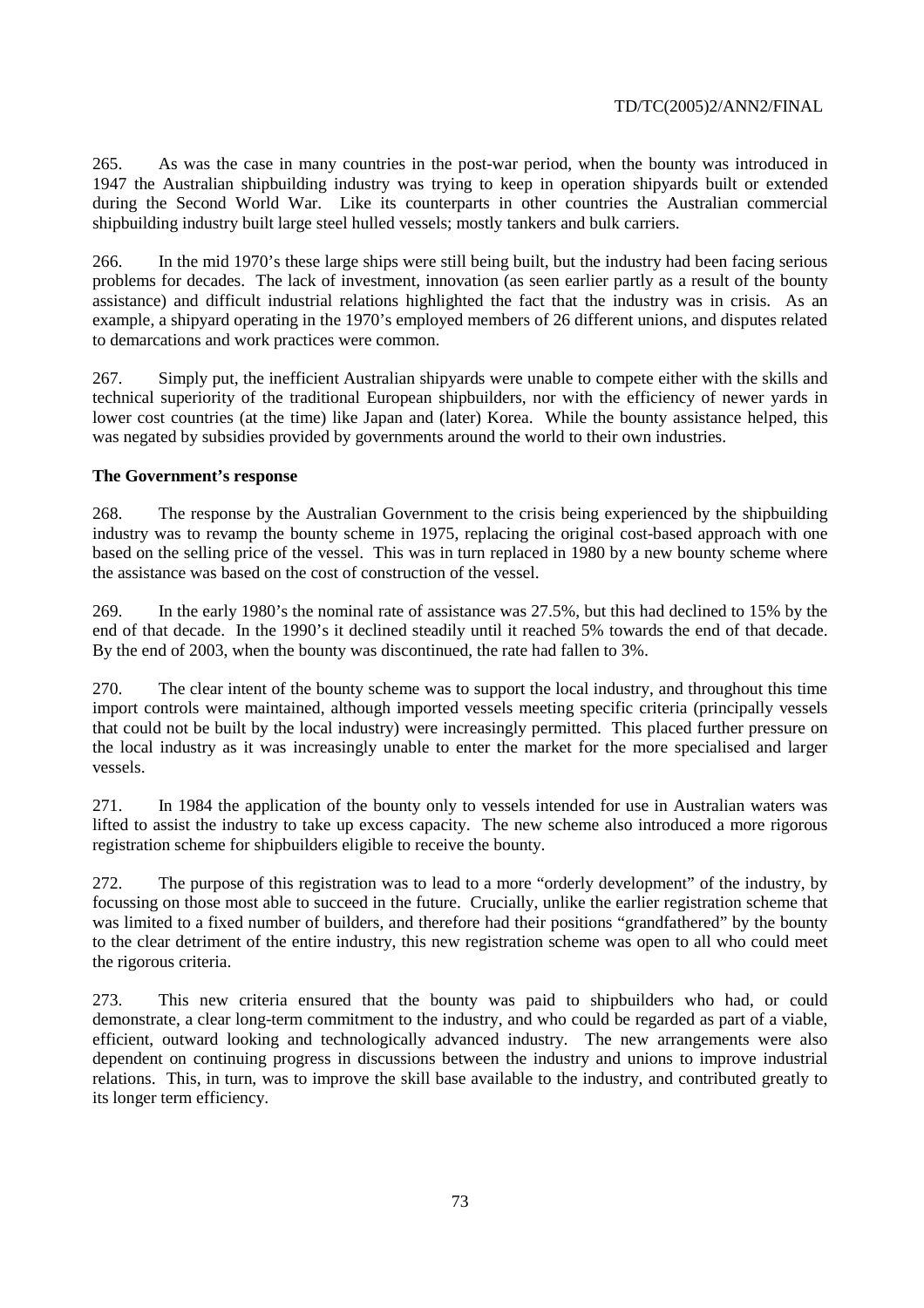265. As was the case in many countries in the post-war period, when the bounty was introduced in 1947 the Australian shipbuilding industry was trying to keep in operation shipyards built or extended during the Second World War. Like its counterparts in other countries the Australian commercial shipbuilding industry built large steel hulled vessels; mostly tankers and bulk carriers.

266. In the mid 1970's these large ships were still being built, but the industry had been facing serious problems for decades. The lack of investment, innovation (as seen earlier partly as a result of the bounty assistance) and difficult industrial relations highlighted the fact that the industry was in crisis. As an example, a shipyard operating in the 1970's employed members of 26 different unions, and disputes related to demarcations and work practices were common.

267. Simply put, the inefficient Australian shipyards were unable to compete either with the skills and technical superiority of the traditional European shipbuilders, nor with the efficiency of newer yards in lower cost countries (at the time) like Japan and (later) Korea. While the bounty assistance helped, this was negated by subsidies provided by governments around the world to their own industries.

**The Government's response**

268. The response by the Australian Government to the crisis being experienced by the shipbuilding industry was to revamp the bounty scheme in 1975, replacing the original cost-based approach with one based on the selling price of the vessel. This was in turn replaced in 1980 by a new bounty scheme where the assistance was based on the cost of construction of the vessel.

269. In the early 1980's the nominal rate of assistance was 27.5%, but this had declined to 15% by the end of that decade. In the 1990's it declined steadily until it reached 5% towards the end of that decade. By the end of 2003, when the bounty was discontinued, the rate had fallen to 3%.

270. The clear intent of the bounty scheme was to support the local industry, and throughout this time import controls were maintained, although imported vessels meeting specific criteria (principally vessels that could not be built by the local industry) were increasingly permitted. This placed further pressure on the local industry as it was increasingly unable to enter the market for the more specialised and larger vessels.

271. In 1984 the application of the bounty only to vessels intended for use in Australian waters was lifted to assist the industry to take up excess capacity. The new scheme also introduced a more rigorous registration scheme for shipbuilders eligible to receive the bounty.

272. The purpose of this registration was to lead to a more "orderly development" of the industry, by focussing on those most able to succeed in the future. Crucially, unlike the earlier registration scheme that was limited to a fixed number of builders, and therefore had their positions "grandfathered" by the bounty to the clear detriment of the entire industry, this new registration scheme was open to all who could meet the rigorous criteria.

273. This new criteria ensured that the bounty was paid to shipbuilders who had, or could demonstrate, a clear long-term commitment to the industry, and who could be regarded as part of a viable, efficient, outward looking and technologically advanced industry. The new arrangements were also dependent on continuing progress in discussions between the industry and unions to improve industrial relations. This, in turn, was to improve the skill base available to the industry, and contributed greatly to its longer term efficiency.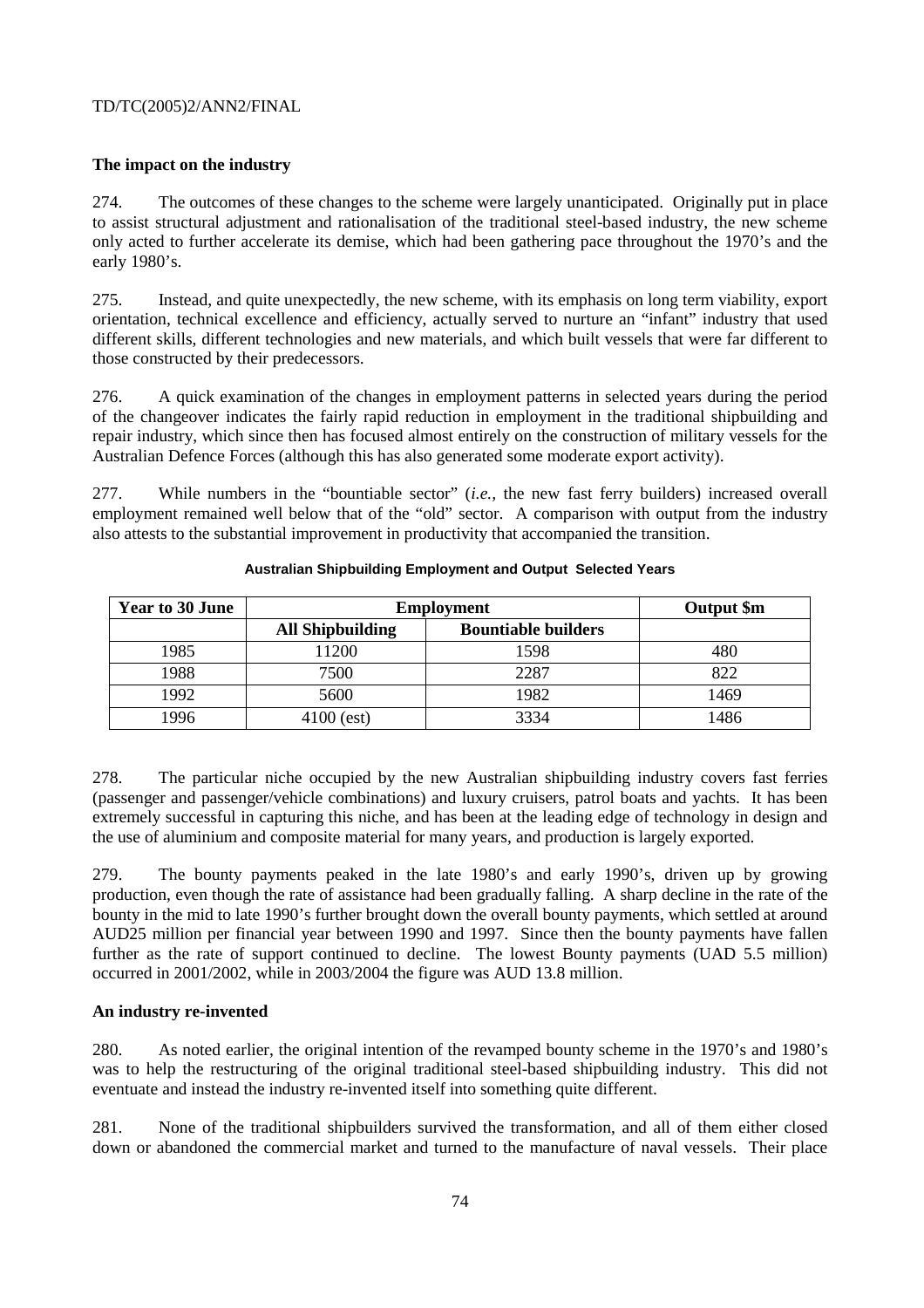### The impact on the industry

274. The outcomes of these changes to the scheme were largely unanticipated. Originally put in place to assist structural adjustment and rationalisation of the traditional steel-based industry, the new scheme only acted to further accelerate its demise, which had been gathering pace throughout the 1970's and the early 1980's.

275. Instead, and quite unexpectedly, the new scheme, with its emphasis on long term viability, export orientation, technical excellence and efficiency, actually served to nurture an "infant" industry that used different skills, different technologies and new materials, and which built vessels that were far different to those constructed by their predecessors.

276. A quick examination of the changes in employment patterns in selected years during the period of the changeover indicates the fairly rapid reduction in employment in the traditional shipbuilding and repair industry, which since then has focused almost entirely on the construction of military vessels for the Australian Defence Forces (although this has also generated some moderate export activity).

277. While numbers in the "bountiable sector" (*i.e.*, the new fast ferry builders) increased overall employment remained well below that of the "old" sector. A comparison with output from the industry also attests to the substantial improvement in productivity that accompanied the transition.

**Australian Shipbuilding Employment and Output Selected Years**

| Year to 30 June | Employment | | Output $m |
|---|---|---|---|
| | **All Shipbuilding** | **Bountiable builders** | |
| 1985 | 11200 | 1598 | 480 |
| 1988 | 7500 | 2287 | 822 |
| 1992 | 5600 | 1982 | 1469 |
| 1996 | 4100 (est) | 3334 | 1486 |

278. The particular niche occupied by the new Australian shipbuilding industry covers fast ferries (passenger and passenger/vehicle combinations) and luxury cruisers, patrol boats and yachts. It has been extremely successful in capturing this niche, and has been at the leading edge of technology in design and the use of aluminium and composite material for many years, and production is largely exported.

279. The bounty payments peaked in the late 1980's and early 1990's, driven up by growing production, even though the rate of assistance had been gradually falling. A sharp decline in the rate of the bounty in the mid to late 1990's further brought down the overall bounty payments, which settled at around AUD25 million per financial year between 1990 and 1997. Since then the bounty payments have fallen further as the rate of support continued to decline. The lowest Bounty payments (UAD 5.5 million) occurred in 2001/2002, while in 2003/2004 the figure was AUD 13.8 million.

### An industry re-invented

280. As noted earlier, the original intention of the revamped bounty scheme in the 1970's and 1980's was to help the restructuring of the original traditional steel-based shipbuilding industry. This did not eventuate and instead the industry re-invented itself into something quite different.

281. None of the traditional shipbuilders survived the transformation, and all of them either closed down or abandoned the commercial market and turned to the manufacture of naval vessels. Their place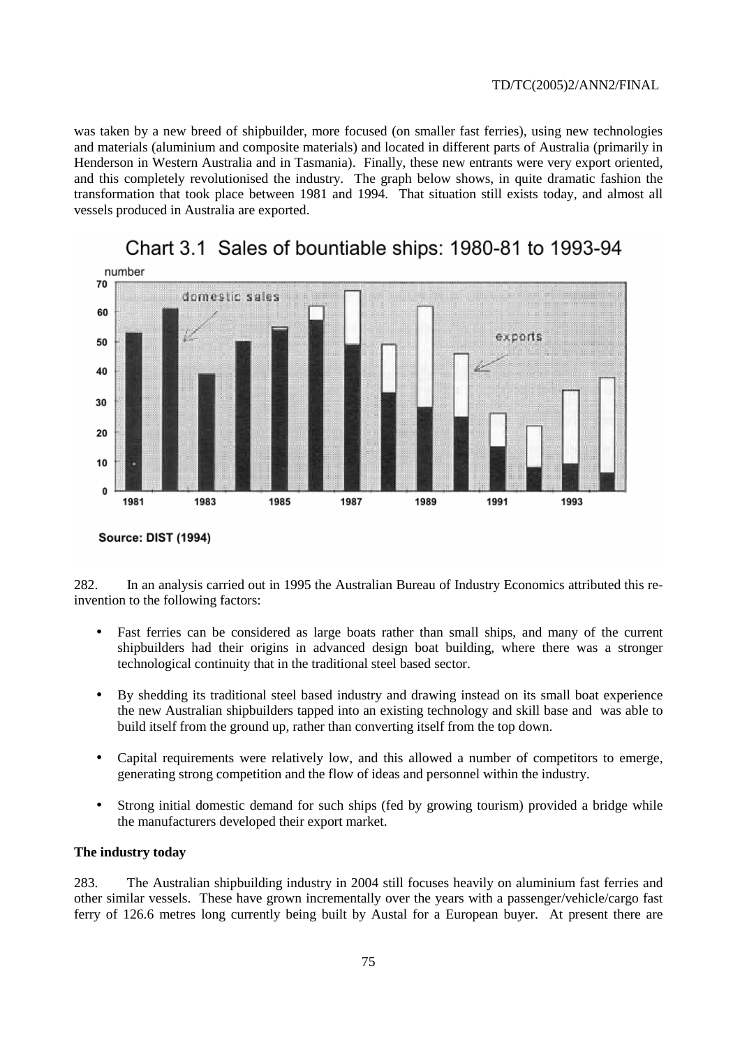was taken by a new breed of shipbuilder, more focused (on smaller fast ferries), using new technologies and materials (aluminium and composite materials) and located in different parts of Australia (primarily in Henderson in Western Australia and in Tasmania). Finally, these new entrants were very export oriented, and this completely revolutionised the industry. The graph below shows, in quite dramatic fashion the transformation that took place between 1981 and 1994. That situation still exists today, and almost all vessels produced in Australia are exported.

Chart 3.1 Sales of bountiable ships: 1980-81 to 1993-94

Source: DIST (1994)

282. In an analysis carried out in 1995 the Australian Bureau of Industry Economics attributed this re-invention to the following factors:

- Fast ferries can be considered as large boats rather than small ships, and many of the current shipbuilders had their origins in advanced design boat building, where there was a stronger technological continuity that in the traditional steel based sector.
- By shedding its traditional steel based industry and drawing instead on its small boat experience the new Australian shipbuilders tapped into an existing technology and skill base and was able to build itself from the ground up, rather than converting itself from the top down.
- Capital requirements were relatively low, and this allowed a number of competitors to emerge, generating strong competition and the flow of ideas and personnel within the industry.
- Strong initial domestic demand for such ships (fed by growing tourism) provided a bridge while the manufacturers developed their export market.

**The industry today**

283. The Australian shipbuilding industry in 2004 still focuses heavily on aluminium fast ferries and other similar vessels. These have grown incrementally over the years with a passenger/vehicle/cargo fast ferry of 126.6 metres long currently being built by Austal for a European buyer. At present there are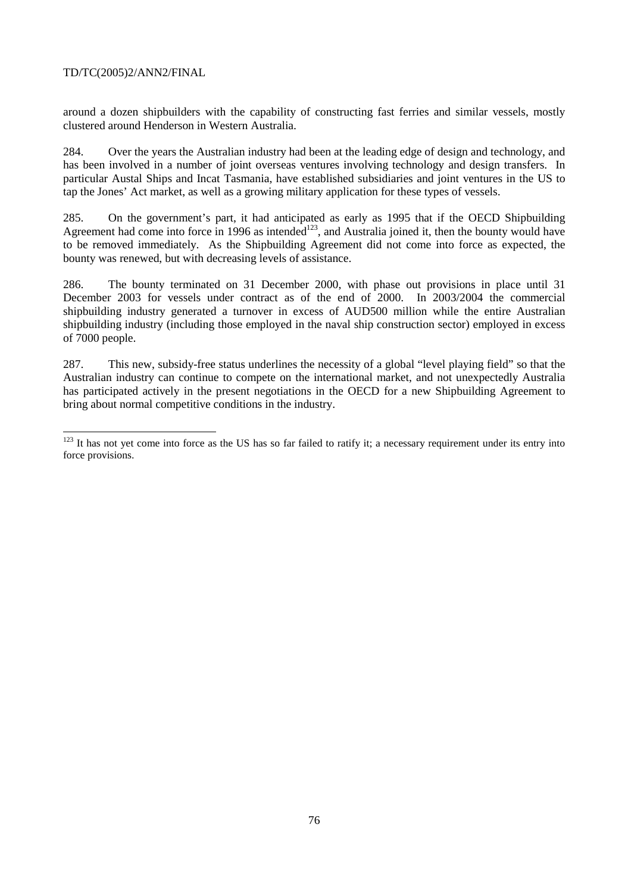around a dozen shipbuilders with the capability of constructing fast ferries and similar vessels, mostly clustered around Henderson in Western Australia.

284. Over the years the Australian industry had been at the leading edge of design and technology, and has been involved in a number of joint overseas ventures involving technology and design transfers. In particular Austal Ships and Incat Tasmania, have established subsidiaries and joint ventures in the US to tap the Jones' Act market, as well as a growing military application for these types of vessels.

285. On the government's part, it had anticipated as early as 1995 that if the OECD Shipbuilding Agreement had come into force in 1996 as intended[123], and Australia joined it, then the bounty would have to be removed immediately. As the Shipbuilding Agreement did not come into force as expected, the bounty was renewed, but with decreasing levels of assistance.

286. The bounty terminated on 31 December 2000, with phase out provisions in place until 31 December 2003 for vessels under contract as of the end of 2000. In 2003/2004 the commercial shipbuilding industry generated a turnover in excess of AUD500 million while the entire Australian shipbuilding industry (including those employed in the naval ship construction sector) employed in excess of 7000 people.

287. This new, subsidy-free status underlines the necessity of a global "level playing field" so that the Australian industry can continue to compete on the international market, and not unexpectedly Australia has participated actively in the present negotiations in the OECD for a new Shipbuilding Agreement to bring about normal competitive conditions in the industry.

---

[123] It has not yet come into force as the US has so far failed to ratify it; a necessary requirement under its entry into force provisions.